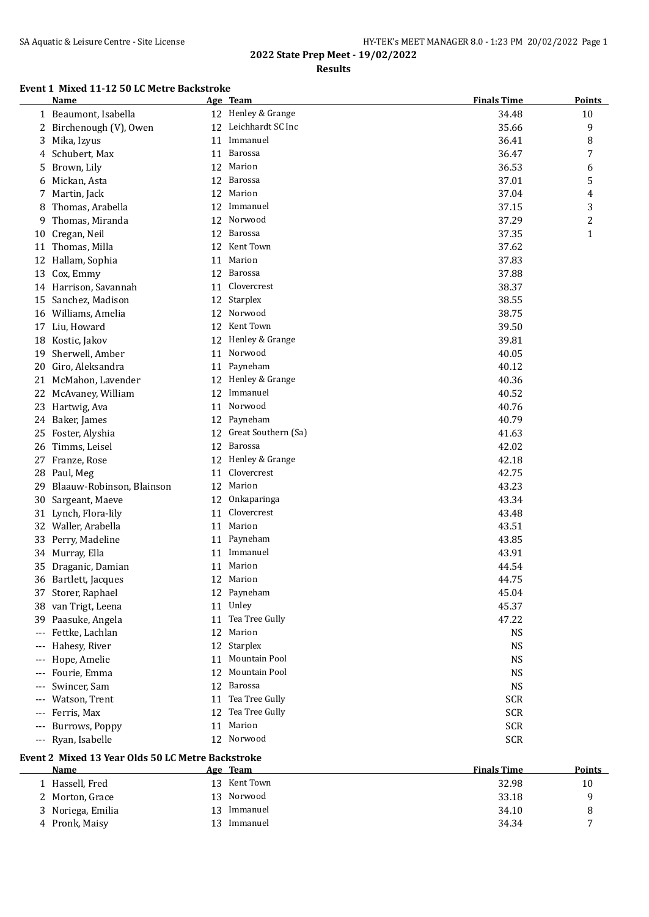## 2022 State Prep Meet - 19/02/2022

### Results

#### Event 1 Mixed 11-12 50 LC Metre Backstroke

| | Name | Age | Team | Finals Time | Points |
|---|---|---|---|---|---|
| 1 | Beaumont, Isabella | 12 | Henley & Grange | 34.48 | 10 |
| 2 | Birchenough (V), Owen | 12 | Leichhardt SC Inc | 35.66 | 9 |
| 3 | Mika, Izyus | 11 | Immanuel | 36.41 | 8 |
| 4 | Schubert, Max | 11 | Barossa | 36.47 | 7 |
| 5 | Brown, Lily | 12 | Marion | 36.53 | 6 |
| 6 | Mickan, Asta | 12 | Barossa | 37.01 | 5 |
| 7 | Martin, Jack | 12 | Marion | 37.04 | 4 |
| 8 | Thomas, Arabella | 12 | Immanuel | 37.15 | 3 |
| 9 | Thomas, Miranda | 12 | Norwood | 37.29 | 2 |
| 10 | Cregan, Neil | 12 | Barossa | 37.35 | 1 |
| 11 | Thomas, Milla | 12 | Kent Town | 37.62 | |
| 12 | Hallam, Sophia | 11 | Marion | 37.83 | |
| 13 | Cox, Emmy | 12 | Barossa | 37.88 | |
| 14 | Harrison, Savannah | 11 | Clovercrest | 38.37 | |
| 15 | Sanchez, Madison | 12 | Starplex | 38.55 | |
| 16 | Williams, Amelia | 12 | Norwood | 38.75 | |
| 17 | Liu, Howard | 12 | Kent Town | 39.50 | |
| 18 | Kostic, Jakov | 12 | Henley & Grange | 39.81 | |
| 19 | Sherwell, Amber | 11 | Norwood | 40.05 | |
| 20 | Giro, Aleksandra | 11 | Payneham | 40.12 | |
| 21 | McMahon, Lavender | 12 | Henley & Grange | 40.36 | |
| 22 | McAvaney, William | 12 | Immanuel | 40.52 | |
| 23 | Hartwig, Ava | 11 | Norwood | 40.76 | |
| 24 | Baker, James | 12 | Payneham | 40.79 | |
| 25 | Foster, Alyshia | 12 | Great Southern (Sa) | 41.63 | |
| 26 | Timms, Leisel | 12 | Barossa | 42.02 | |
| 27 | Franze, Rose | 12 | Henley & Grange | 42.18 | |
| 28 | Paul, Meg | 11 | Clovercrest | 42.75 | |
| 29 | Blaauw-Robinson, Blainson | 12 | Marion | 43.23 | |
| 30 | Sargeant, Maeve | 12 | Onkaparinga | 43.34 | |
| 31 | Lynch, Flora-lily | 11 | Clovercrest | 43.48 | |
| 32 | Waller, Arabella | 11 | Marion | 43.51 | |
| 33 | Perry, Madeline | 11 | Payneham | 43.85 | |
| 34 | Murray, Ella | 11 | Immanuel | 43.91 | |
| 35 | Draganic, Damian | 11 | Marion | 44.54 | |
| 36 | Bartlett, Jacques | 12 | Marion | 44.75 | |
| 37 | Storer, Raphael | 12 | Payneham | 45.04 | |
| 38 | van Trigt, Leena | 11 | Unley | 45.37 | |
| 39 | Paasuke, Angela | 11 | Tea Tree Gully | 47.22 | |
| --- | Fettke, Lachlan | 12 | Marion | NS | |
| --- | Hahesy, River | 12 | Starplex | NS | |
| --- | Hope, Amelie | 11 | Mountain Pool | NS | |
| --- | Fourie, Emma | 12 | Mountain Pool | NS | |
| --- | Swincer, Sam | 12 | Barossa | NS | |
| --- | Watson, Trent | 11 | Tea Tree Gully | SCR | |
| --- | Ferris, Max | 12 | Tea Tree Gully | SCR | |
| --- | Burrows, Poppy | 11 | Marion | SCR | |
| --- | Ryan, Isabelle | 12 | Norwood | SCR | |

#### Event 2 Mixed 13 Year Olds 50 LC Metre Backstroke

| | Name | Age | Team | Finals Time | Points |
|---|---|---|---|---|---|
| 1 | Hassell, Fred | 13 | Kent Town | 32.98 | 10 |
| 2 | Morton, Grace | 13 | Norwood | 33.18 | 9 |
| 3 | Noriega, Emilia | 13 | Immanuel | 34.10 | 8 |
| 4 | Pronk, Maisy | 13 | Immanuel | 34.34 | 7 |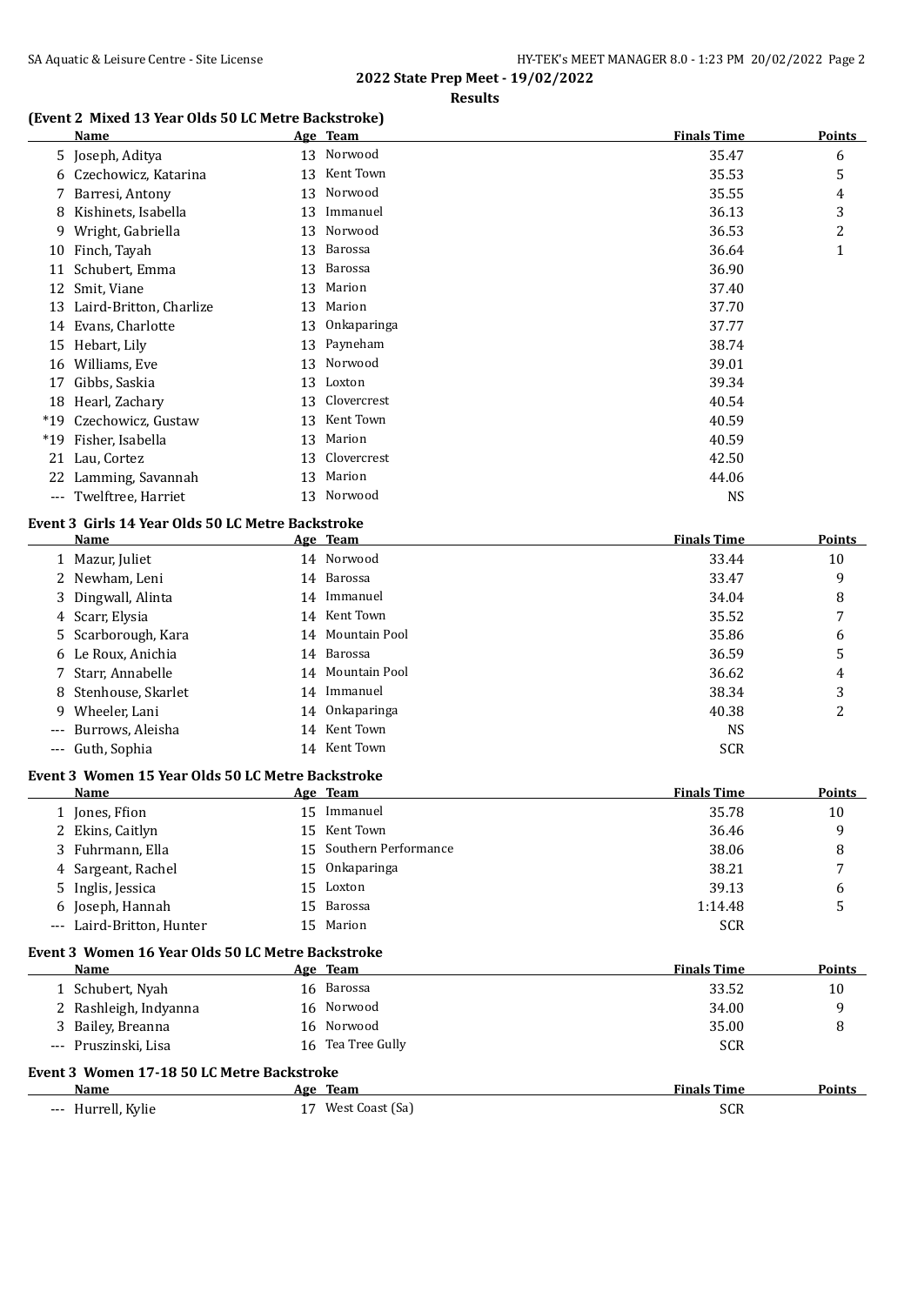## 2022 State Prep Meet - 19/02/2022

### Results

#### (Event 2 Mixed 13 Year Olds 50 LC Metre Backstroke)

| | Name | Age | Team | Finals Time | Points |
|---|---|---|---|---|---|
| 5 | Joseph, Aditya | 13 | Norwood | 35.47 | 6 |
| 6 | Czechowicz, Katarina | 13 | Kent Town | 35.53 | 5 |
| 7 | Barresi, Antony | 13 | Norwood | 35.55 | 4 |
| 8 | Kishinets, Isabella | 13 | Immanuel | 36.13 | 3 |
| 9 | Wright, Gabriella | 13 | Norwood | 36.53 | 2 |
| 10 | Finch, Tayah | 13 | Barossa | 36.64 | 1 |
| 11 | Schubert, Emma | 13 | Barossa | 36.90 | |
| 12 | Smit, Viane | 13 | Marion | 37.40 | |
| 13 | Laird-Britton, Charlize | 13 | Marion | 37.70 | |
| 14 | Evans, Charlotte | 13 | Onkaparinga | 37.77 | |
| 15 | Hebart, Lily | 13 | Payneham | 38.74 | |
| 16 | Williams, Eve | 13 | Norwood | 39.01 | |
| 17 | Gibbs, Saskia | 13 | Loxton | 39.34 | |
| 18 | Hearl, Zachary | 13 | Clovercrest | 40.54 | |
| *19 | Czechowicz, Gustaw | 13 | Kent Town | 40.59 | |
| *19 | Fisher, Isabella | 13 | Marion | 40.59 | |
| 21 | Lau, Cortez | 13 | Clovercrest | 42.50 | |
| 22 | Lamming, Savannah | 13 | Marion | 44.06 | |
| --- | Twelftree, Harriet | 13 | Norwood | NS | |

#### Event 3 Girls 14 Year Olds 50 LC Metre Backstroke

| | Name | Age | Team | Finals Time | Points |
|---|---|---|---|---|---|
| 1 | Mazur, Juliet | 14 | Norwood | 33.44 | 10 |
| 2 | Newham, Leni | 14 | Barossa | 33.47 | 9 |
| 3 | Dingwall, Alinta | 14 | Immanuel | 34.04 | 8 |
| 4 | Scarr, Elysia | 14 | Kent Town | 35.52 | 7 |
| 5 | Scarborough, Kara | 14 | Mountain Pool | 35.86 | 6 |
| 6 | Le Roux, Anichia | 14 | Barossa | 36.59 | 5 |
| 7 | Starr, Annabelle | 14 | Mountain Pool | 36.62 | 4 |
| 8 | Stenhouse, Skarlet | 14 | Immanuel | 38.34 | 3 |
| 9 | Wheeler, Lani | 14 | Onkaparinga | 40.38 | 2 |
| --- | Burrows, Aleisha | 14 | Kent Town | NS | |
| --- | Guth, Sophia | 14 | Kent Town | SCR | |

#### Event 3 Women 15 Year Olds 50 LC Metre Backstroke

| | Name | Age | Team | Finals Time | Points |
|---|---|---|---|---|---|
| 1 | Jones, Ffion | 15 | Immanuel | 35.78 | 10 |
| 2 | Ekins, Caitlyn | 15 | Kent Town | 36.46 | 9 |
| 3 | Fuhrmann, Ella | 15 | Southern Performance | 38.06 | 8 |
| 4 | Sargeant, Rachel | 15 | Onkaparinga | 38.21 | 7 |
| 5 | Inglis, Jessica | 15 | Loxton | 39.13 | 6 |
| 6 | Joseph, Hannah | 15 | Barossa | 1:14.48 | 5 |
| --- | Laird-Britton, Hunter | 15 | Marion | SCR | |

#### Event 3 Women 16 Year Olds 50 LC Metre Backstroke

| | Name | Age | Team | Finals Time | Points |
|---|---|---|---|---|---|
| 1 | Schubert, Nyah | 16 | Barossa | 33.52 | 10 |
| 2 | Rashleigh, Indyanna | 16 | Norwood | 34.00 | 9 |
| 3 | Bailey, Breanna | 16 | Norwood | 35.00 | 8 |
| --- | Pruszinski, Lisa | 16 | Tea Tree Gully | SCR | |

#### Event 3 Women 17-18 50 LC Metre Backstroke

| | Name | Age | Team | Finals Time | Points |
|---|---|---|---|---|---|
| --- | Hurrell, Kylie | 17 | West Coast (Sa) | SCR | |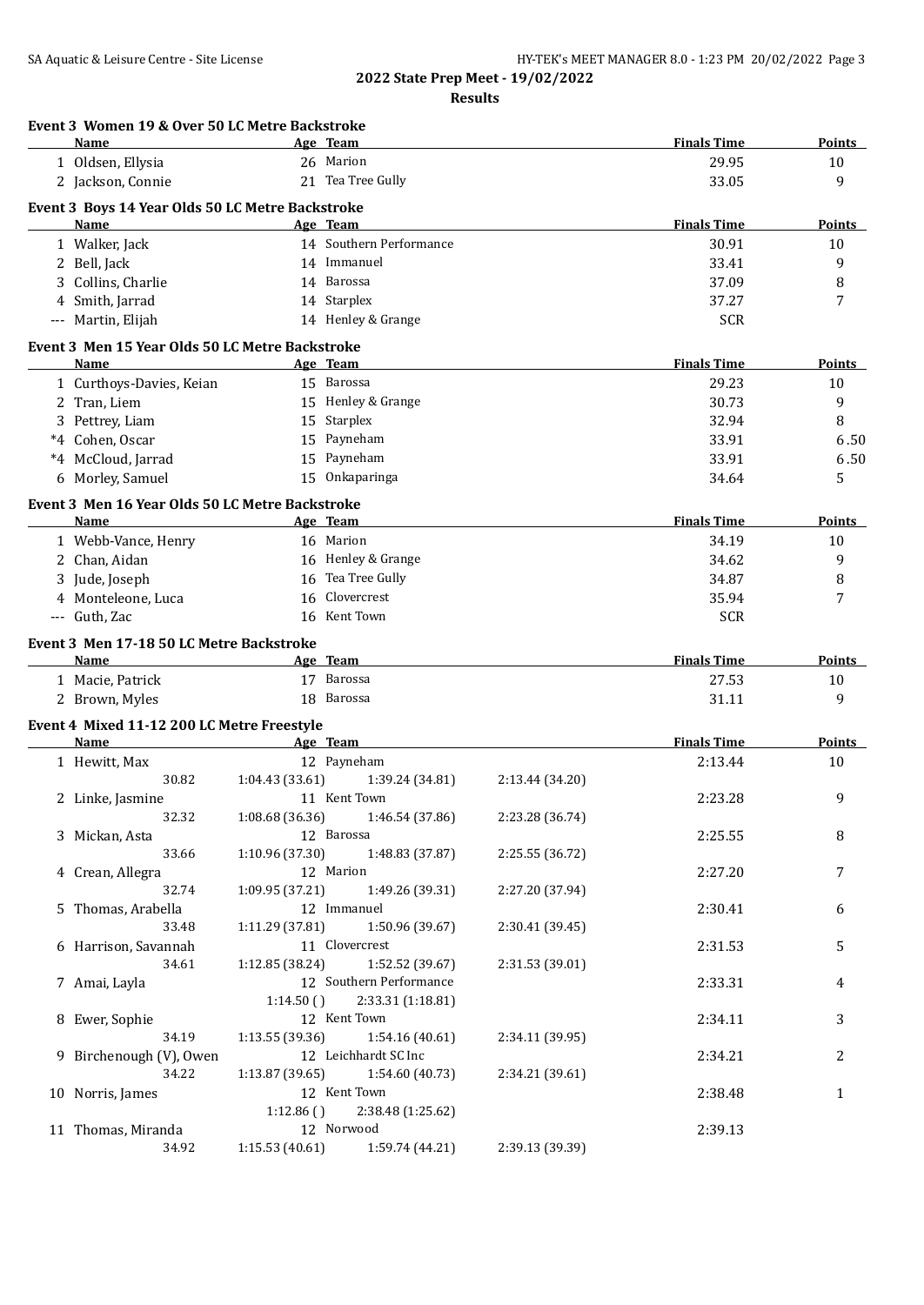## 2022 State Prep Meet - 19/02/2022

### Results

#### Event 3 Women 19 & Over 50 LC Metre Backstroke

| | Name | Age | Team | Finals Time | Points |
|---|---|---|---|---|---|
| 1 | Oldsen, Ellysia | 26 | Marion | 29.95 | 10 |
| 2 | Jackson, Connie | 21 | Tea Tree Gully | 33.05 | 9 |

#### Event 3 Boys 14 Year Olds 50 LC Metre Backstroke

| | Name | Age | Team | Finals Time | Points |
|---|---|---|---|---|---|
| 1 | Walker, Jack | 14 | Southern Performance | 30.91 | 10 |
| 2 | Bell, Jack | 14 | Immanuel | 33.41 | 9 |
| 3 | Collins, Charlie | 14 | Barossa | 37.09 | 8 |
| 4 | Smith, Jarrad | 14 | Starplex | 37.27 | 7 |
| --- | Martin, Elijah | 14 | Henley & Grange | SCR | |

#### Event 3 Men 15 Year Olds 50 LC Metre Backstroke

| | Name | Age | Team | Finals Time | Points |
|---|---|---|---|---|---|
| 1 | Curthoys-Davies, Keian | 15 | Barossa | 29.23 | 10 |
| 2 | Tran, Liem | 15 | Henley & Grange | 30.73 | 9 |
| 3 | Pettrey, Liam | 15 | Starplex | 32.94 | 8 |
| *4 | Cohen, Oscar | 15 | Payneham | 33.91 | 6.50 |
| *4 | McCloud, Jarrad | 15 | Payneham | 33.91 | 6.50 |
| 6 | Morley, Samuel | 15 | Onkaparinga | 34.64 | 5 |

#### Event 3 Men 16 Year Olds 50 LC Metre Backstroke

| | Name | Age | Team | Finals Time | Points |
|---|---|---|---|---|---|
| 1 | Webb-Vance, Henry | 16 | Marion | 34.19 | 10 |
| 2 | Chan, Aidan | 16 | Henley & Grange | 34.62 | 9 |
| 3 | Jude, Joseph | 16 | Tea Tree Gully | 34.87 | 8 |
| 4 | Monteleone, Luca | 16 | Clovercrest | 35.94 | 7 |
| --- | Guth, Zac | 16 | Kent Town | SCR | |

#### Event 3 Men 17-18 50 LC Metre Backstroke

| | Name | Age | Team | Finals Time | Points |
|---|---|---|---|---|---|
| 1 | Macie, Patrick | 17 | Barossa | 27.53 | 10 |
| 2 | Brown, Myles | 18 | Barossa | 31.11 | 9 |

#### Event 4 Mixed 11-12 200 LC Metre Freestyle

| | Name | Age | Team | Finals Time | Points |
|---|---|---|---|---|---|
| 1 | Hewitt, Max | 12 | Payneham | 2:13.44 | 10 |
| | 30.82 | 1:04.43 (33.61) | 1:39.24 (34.81) | 2:13.44 (34.20) | |
| 2 | Linke, Jasmine | 11 | Kent Town | 2:23.28 | 9 |
| | 32.32 | 1:08.68 (36.36) | 1:46.54 (37.86) | 2:23.28 (36.74) | |
| 3 | Mickan, Asta | 12 | Barossa | 2:25.55 | 8 |
| | 33.66 | 1:10.96 (37.30) | 1:48.83 (37.87) | 2:25.55 (36.72) | |
| 4 | Crean, Allegra | 12 | Marion | 2:27.20 | 7 |
| | 32.74 | 1:09.95 (37.21) | 1:49.26 (39.31) | 2:27.20 (37.94) | |
| 5 | Thomas, Arabella | 12 | Immanuel | 2:30.41 | 6 |
| | 33.48 | 1:11.29 (37.81) | 1:50.96 (39.67) | 2:30.41 (39.45) | |
| 6 | Harrison, Savannah | 11 | Clovercrest | 2:31.53 | 5 |
| | 34.61 | 1:12.85 (38.24) | 1:52.52 (39.67) | 2:31.53 (39.01) | |
| 7 | Amai, Layla | 12 | Southern Performance | 2:33.31 | 4 |
| | | 1:14.50 ( ) | 2:33.31 (1:18.81) | | |
| 8 | Ewer, Sophie | 12 | Kent Town | 2:34.11 | 3 |
| | 34.19 | 1:13.55 (39.36) | 1:54.16 (40.61) | 2:34.11 (39.95) | |
| 9 | Birchenough (V), Owen | 12 | Leichhardt SC Inc | 2:34.21 | 2 |
| | 34.22 | 1:13.87 (39.65) | 1:54.60 (40.73) | 2:34.21 (39.61) | |
| 10 | Norris, James | 12 | Kent Town | 2:38.48 | 1 |
| | | 1:12.86 ( ) | 2:38.48 (1:25.62) | | |
| 11 | Thomas, Miranda | 12 | Norwood | 2:39.13 | |
| | 34.92 | 1:15.53 (40.61) | 1:59.74 (44.21) | 2:39.13 (39.39) | |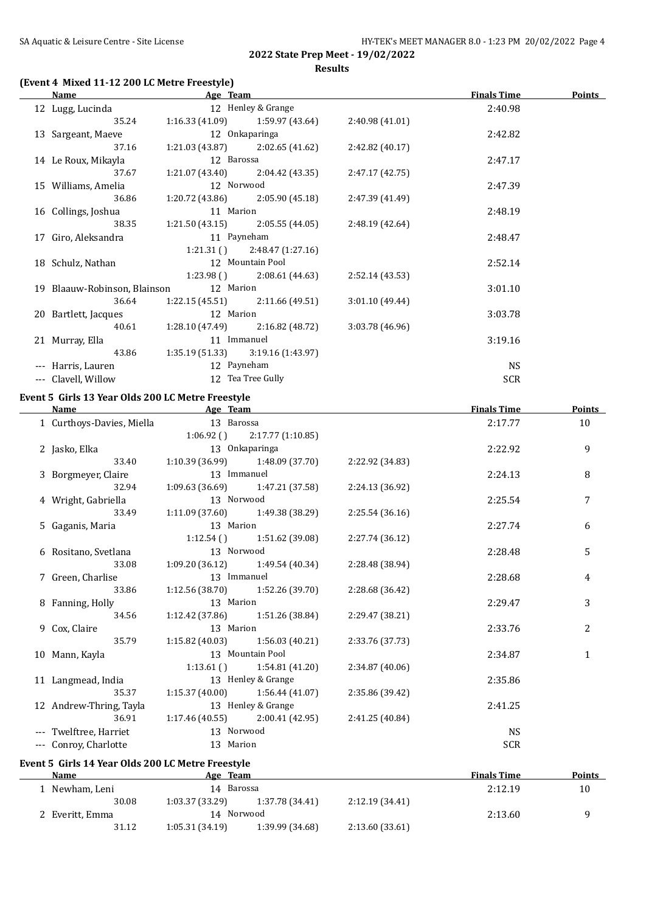## 2022 State Prep Meet - 19/02/2022

### Results

#### (Event 4 Mixed 11-12 200 LC Metre Freestyle)

| | Name | Age | Team | | | | Finals Time | Points |
|---|---|---|---|---|---|---|---|---|
| 12 | Lugg, Lucinda | 12 | Henley & Grange | | | | 2:40.98 | |
| | 35.24 | 1:16.33 (41.09) | 1:59.97 (43.64) | 2:40.98 (41.01) | | | | |
| 13 | Sargeant, Maeve | 12 | Onkaparinga | | | | 2:42.82 | |
| | 37.16 | 1:21.03 (43.87) | 2:02.65 (41.62) | 2:42.82 (40.17) | | | | |
| 14 | Le Roux, Mikayla | 12 | Barossa | | | | 2:47.17 | |
| | 37.67 | 1:21.07 (43.40) | 2:04.42 (43.35) | 2:47.17 (42.75) | | | | |
| 15 | Williams, Amelia | 12 | Norwood | | | | 2:47.39 | |
| | 36.86 | 1:20.72 (43.86) | 2:05.90 (45.18) | 2:47.39 (41.49) | | | | |
| 16 | Collings, Joshua | 11 | Marion | | | | 2:48.19 | |
| | 38.35 | 1:21.50 (43.15) | 2:05.55 (44.05) | 2:48.19 (42.64) | | | | |
| 17 | Giro, Aleksandra | 11 | Payneham | | | | 2:48.47 | |
| | | 1:21.31 ( ) | 2:48.47 (1:27.16) | | | | | |
| 18 | Schulz, Nathan | 12 | Mountain Pool | | | | 2:52.14 | |
| | | 1:23.98 ( ) | 2:08.61 (44.63) | 2:52.14 (43.53) | | | | |
| 19 | Blaauw-Robinson, Blainson | 12 | Marion | | | | 3:01.10 | |
| | 36.64 | 1:22.15 (45.51) | 2:11.66 (49.51) | 3:01.10 (49.44) | | | | |
| 20 | Bartlett, Jacques | 12 | Marion | | | | 3:03.78 | |
| | 40.61 | 1:28.10 (47.49) | 2:16.82 (48.72) | 3:03.78 (46.96) | | | | |
| 21 | Murray, Ella | 11 | Immanuel | | | | 3:19.16 | |
| | 43.86 | 1:35.19 (51.33) | 3:19.16 (1:43.97) | | | | | |
| --- | Harris, Lauren | 12 | Payneham | | | | NS | |
| --- | Clavell, Willow | 12 | Tea Tree Gully | | | | SCR | |

#### Event 5 Girls 13 Year Olds 200 LC Metre Freestyle

| | Name | Age | Team | | | | Finals Time | Points |
|---|---|---|---|---|---|---|---|---|
| 1 | Curthoys-Davies, Miella | 13 | Barossa | | | | 2:17.77 | 10 |
| | | 1:06.92 ( ) | 2:17.77 (1:10.85) | | | | | |
| 2 | Jasko, Elka | 13 | Onkaparinga | | | | 2:22.92 | 9 |
| | 33.40 | 1:10.39 (36.99) | 1:48.09 (37.70) | 2:22.92 (34.83) | | | | |
| 3 | Borgmeyer, Claire | 13 | Immanuel | | | | 2:24.13 | 8 |
| | 32.94 | 1:09.63 (36.69) | 1:47.21 (37.58) | 2:24.13 (36.92) | | | | |
| 4 | Wright, Gabriella | 13 | Norwood | | | | 2:25.54 | 7 |
| | 33.49 | 1:11.09 (37.60) | 1:49.38 (38.29) | 2:25.54 (36.16) | | | | |
| 5 | Gaganis, Maria | 13 | Marion | | | | 2:27.74 | 6 |
| | | 1:12.54 ( ) | 1:51.62 (39.08) | 2:27.74 (36.12) | | | | |
| 6 | Rositano, Svetlana | 13 | Norwood | | | | 2:28.48 | 5 |
| | 33.08 | 1:09.20 (36.12) | 1:49.54 (40.34) | 2:28.48 (38.94) | | | | |
| 7 | Green, Charlise | 13 | Immanuel | | | | 2:28.68 | 4 |
| | 33.86 | 1:12.56 (38.70) | 1:52.26 (39.70) | 2:28.68 (36.42) | | | | |
| 8 | Fanning, Holly | 13 | Marion | | | | 2:29.47 | 3 |
| | 34.56 | 1:12.42 (37.86) | 1:51.26 (38.84) | 2:29.47 (38.21) | | | | |
| 9 | Cox, Claire | 13 | Marion | | | | 2:33.76 | 2 |
| | 35.79 | 1:15.82 (40.03) | 1:56.03 (40.21) | 2:33.76 (37.73) | | | | |
| 10 | Mann, Kayla | 13 | Mountain Pool | | | | 2:34.87 | 1 |
| | | 1:13.61 ( ) | 1:54.81 (41.20) | 2:34.87 (40.06) | | | | |
| 11 | Langmead, India | 13 | Henley & Grange | | | | 2:35.86 | |
| | 35.37 | 1:15.37 (40.00) | 1:56.44 (41.07) | 2:35.86 (39.42) | | | | |
| 12 | Andrew-Thring, Tayla | 13 | Henley & Grange | | | | 2:41.25 | |
| | 36.91 | 1:17.46 (40.55) | 2:00.41 (42.95) | 2:41.25 (40.84) | | | | |
| --- | Twelftree, Harriet | 13 | Norwood | | | | NS | |
| --- | Conroy, Charlotte | 13 | Marion | | | | SCR | |

#### Event 5 Girls 14 Year Olds 200 LC Metre Freestyle

| | Name | Age | Team | | | | Finals Time | Points |
|---|---|---|---|---|---|---|---|---|
| 1 | Newham, Leni | 14 | Barossa | | | | 2:12.19 | 10 |
| | 30.08 | 1:03.37 (33.29) | 1:37.78 (34.41) | 2:12.19 (34.41) | | | | |
| 2 | Everitt, Emma | 14 | Norwood | | | | 2:13.60 | 9 |
| | 31.12 | 1:05.31 (34.19) | 1:39.99 (34.68) | 2:13.60 (33.61) | | | | |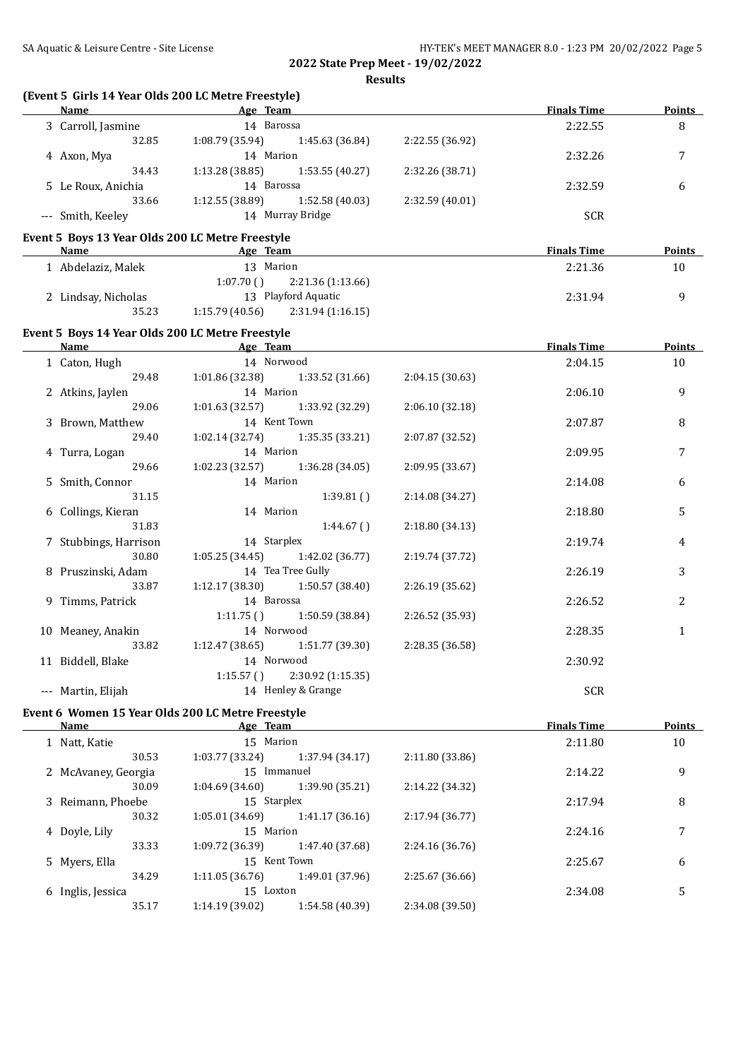## 2022 State Prep Meet - 19/02/2022

### Results

**(Event 5 Girls 14 Year Olds 200 LC Metre Freestyle)**

| | Name | Age | Team | | | | Finals Time | Points |
|---|---|---|---|---|---|---|---|---|
| 3 | Carroll, Jasmine | 14 | Barossa | | | | 2:22.55 | 8 |
| | 32.85 | 1:08.79 (35.94) | 1:45.63 (36.84) | 2:22.55 (36.92) | | | | |
| 4 | Axon, Mya | 14 | Marion | | | | 2:32.26 | 7 |
| | 34.43 | 1:13.28 (38.85) | 1:53.55 (40.27) | 2:32.26 (38.71) | | | | |
| 5 | Le Roux, Anichia | 14 | Barossa | | | | 2:32.59 | 6 |
| | 33.66 | 1:12.55 (38.89) | 1:52.58 (40.03) | 2:32.59 (40.01) | | | | |
| --- | Smith, Keeley | 14 | Murray Bridge | | | | SCR | |

**Event 5 Boys 13 Year Olds 200 LC Metre Freestyle**

| | Name | Age | Team | | | | Finals Time | Points |
|---|---|---|---|---|---|---|---|---|
| 1 | Abdelaziz, Malek | 13 | Marion | | | | 2:21.36 | 10 |
| | | 1:07.70 ( ) | 2:21.36 (1:13.66) | | | | | |
| 2 | Lindsay, Nicholas | 13 | Playford Aquatic | | | | 2:31.94 | 9 |
| | 35.23 | 1:15.79 (40.56) | 2:31.94 (1:16.15) | | | | | |

**Event 5 Boys 14 Year Olds 200 LC Metre Freestyle**

| | Name | Age | Team | | | | Finals Time | Points |
|---|---|---|---|---|---|---|---|---|
| 1 | Caton, Hugh | 14 | Norwood | | | | 2:04.15 | 10 |
| | 29.48 | 1:01.86 (32.38) | 1:33.52 (31.66) | 2:04.15 (30.63) | | | | |
| 2 | Atkins, Jaylen | 14 | Marion | | | | 2:06.10 | 9 |
| | 29.06 | 1:01.63 (32.57) | 1:33.92 (32.29) | 2:06.10 (32.18) | | | | |
| 3 | Brown, Matthew | 14 | Kent Town | | | | 2:07.87 | 8 |
| | 29.40 | 1:02.14 (32.74) | 1:35.35 (33.21) | 2:07.87 (32.52) | | | | |
| 4 | Turra, Logan | 14 | Marion | | | | 2:09.95 | 7 |
| | 29.66 | 1:02.23 (32.57) | 1:36.28 (34.05) | 2:09.95 (33.67) | | | | |
| 5 | Smith, Connor | 14 | Marion | | | | 2:14.08 | 6 |
| | 31.15 | | 1:39.81 ( ) | 2:14.08 (34.27) | | | | |
| 6 | Collings, Kieran | 14 | Marion | | | | 2:18.80 | 5 |
| | 31.83 | | 1:44.67 ( ) | 2:18.80 (34.13) | | | | |
| 7 | Stubbings, Harrison | 14 | Starplex | | | | 2:19.74 | 4 |
| | 30.80 | 1:05.25 (34.45) | 1:42.02 (36.77) | 2:19.74 (37.72) | | | | |
| 8 | Pruszinski, Adam | 14 | Tea Tree Gully | | | | 2:26.19 | 3 |
| | 33.87 | 1:12.17 (38.30) | 1:50.57 (38.40) | 2:26.19 (35.62) | | | | |
| 9 | Timms, Patrick | 14 | Barossa | | | | 2:26.52 | 2 |
| | | 1:11.75 ( ) | 1:50.59 (38.84) | 2:26.52 (35.93) | | | | |
| 10 | Meaney, Anakin | 14 | Norwood | | | | 2:28.35 | 1 |
| | 33.82 | 1:12.47 (38.65) | 1:51.77 (39.30) | 2:28.35 (36.58) | | | | |
| 11 | Biddell, Blake | 14 | Norwood | | | | 2:30.92 | |
| | | 1:15.57 ( ) | 2:30.92 (1:15.35) | | | | | |
| --- | Martin, Elijah | 14 | Henley & Grange | | | | SCR | |

**Event 6 Women 15 Year Olds 200 LC Metre Freestyle**

| | Name | Age | Team | | | | Finals Time | Points |
|---|---|---|---|---|---|---|---|---|
| 1 | Natt, Katie | 15 | Marion | | | | 2:11.80 | 10 |
| | 30.53 | 1:03.77 (33.24) | 1:37.94 (34.17) | 2:11.80 (33.86) | | | | |
| 2 | McAvaney, Georgia | 15 | Immanuel | | | | 2:14.22 | 9 |
| | 30.09 | 1:04.69 (34.60) | 1:39.90 (35.21) | 2:14.22 (34.32) | | | | |
| 3 | Reimann, Phoebe | 15 | Starplex | | | | 2:17.94 | 8 |
| | 30.32 | 1:05.01 (34.69) | 1:41.17 (36.16) | 2:17.94 (36.77) | | | | |
| 4 | Doyle, Lily | 15 | Marion | | | | 2:24.16 | 7 |
| | 33.33 | 1:09.72 (36.39) | 1:47.40 (37.68) | 2:24.16 (36.76) | | | | |
| 5 | Myers, Ella | 15 | Kent Town | | | | 2:25.67 | 6 |
| | 34.29 | 1:11.05 (36.76) | 1:49.01 (37.96) | 2:25.67 (36.66) | | | | |
| 6 | Inglis, Jessica | 15 | Loxton | | | | 2:34.08 | 5 |
| | 35.17 | 1:14.19 (39.02) | 1:54.58 (40.39) | 2:34.08 (39.50) | | | | |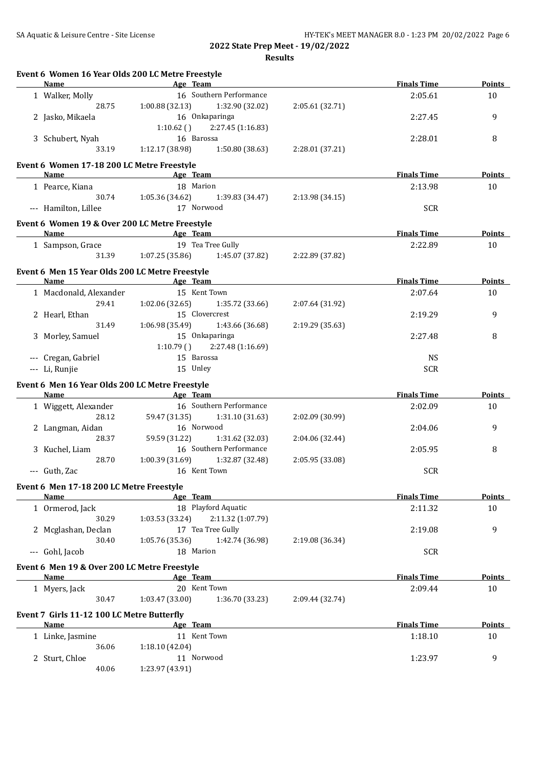**2022 State Prep Meet - 19/02/2022**

**Results**

### Event 6 Women 16 Year Olds 200 LC Metre Freestyle

| | Name | Age | Team | | Finals Time | Points |
|---|---|---|---|---|---|---|
| 1 | Walker, Molly | 16 | Southern Performance | | 2:05.61 | 10 |
| | 28.75 | 1:00.88 (32.13) | 1:32.90 (32.02) | 2:05.61 (32.71) | | |
| 2 | Jasko, Mikaela | 16 | Onkaparinga | | 2:27.45 | 9 |
| | | 1:10.62 ( ) | 2:27.45 (1:16.83) | | | |
| 3 | Schubert, Nyah | 16 | Barossa | | 2:28.01 | 8 |
| | 33.19 | 1:12.17 (38.98) | 1:50.80 (38.63) | 2:28.01 (37.21) | | |

### Event 6 Women 17-18 200 LC Metre Freestyle

| | Name | Age | Team | | Finals Time | Points |
|---|---|---|---|---|---|---|
| 1 | Pearce, Kiana | 18 | Marion | | 2:13.98 | 10 |
| | 30.74 | 1:05.36 (34.62) | 1:39.83 (34.47) | 2:13.98 (34.15) | | |
| --- | Hamilton, Lillee | 17 | Norwood | | SCR | |

### Event 6 Women 19 & Over 200 LC Metre Freestyle

| | Name | Age | Team | | Finals Time | Points |
|---|---|---|---|---|---|---|
| 1 | Sampson, Grace | 19 | Tea Tree Gully | | 2:22.89 | 10 |
| | 31.39 | 1:07.25 (35.86) | 1:45.07 (37.82) | 2:22.89 (37.82) | | |

### Event 6 Men 15 Year Olds 200 LC Metre Freestyle

| | Name | Age | Team | | Finals Time | Points |
|---|---|---|---|---|---|---|
| 1 | Macdonald, Alexander | 15 | Kent Town | | 2:07.64 | 10 |
| | 29.41 | 1:02.06 (32.65) | 1:35.72 (33.66) | 2:07.64 (31.92) | | |
| 2 | Hearl, Ethan | 15 | Clovercrest | | 2:19.29 | 9 |
| | 31.49 | 1:06.98 (35.49) | 1:43.66 (36.68) | 2:19.29 (35.63) | | |
| 3 | Morley, Samuel | 15 | Onkaparinga | | 2:27.48 | 8 |
| | | 1:10.79 ( ) | 2:27.48 (1:16.69) | | | |
| --- | Cregan, Gabriel | 15 | Barossa | | NS | |
| --- | Li, Runjie | 15 | Unley | | SCR | |

### Event 6 Men 16 Year Olds 200 LC Metre Freestyle

| | Name | Age | Team | | Finals Time | Points |
|---|---|---|---|---|---|---|
| 1 | Wiggett, Alexander | 16 | Southern Performance | | 2:02.09 | 10 |
| | 28.12 | 59.47 (31.35) | 1:31.10 (31.63) | 2:02.09 (30.99) | | |
| 2 | Langman, Aidan | 16 | Norwood | | 2:04.06 | 9 |
| | 28.37 | 59.59 (31.22) | 1:31.62 (32.03) | 2:04.06 (32.44) | | |
| 3 | Kuchel, Liam | 16 | Southern Performance | | 2:05.95 | 8 |
| | 28.70 | 1:00.39 (31.69) | 1:32.87 (32.48) | 2:05.95 (33.08) | | |
| --- | Guth, Zac | 16 | Kent Town | | SCR | |

### Event 6 Men 17-18 200 LC Metre Freestyle

| | Name | Age | Team | | Finals Time | Points |
|---|---|---|---|---|---|---|
| 1 | Ormerod, Jack | 18 | Playford Aquatic | | 2:11.32 | 10 |
| | 30.29 | 1:03.53 (33.24) | 2:11.32 (1:07.79) | | | |
| 2 | Mcglashan, Declan | 17 | Tea Tree Gully | | 2:19.08 | 9 |
| | 30.40 | 1:05.76 (35.36) | 1:42.74 (36.98) | 2:19.08 (36.34) | | |
| --- | Gohl, Jacob | 18 | Marion | | SCR | |

### Event 6 Men 19 & Over 200 LC Metre Freestyle

| | Name | Age | Team | | Finals Time | Points |
|---|---|---|---|---|---|---|
| 1 | Myers, Jack | 20 | Kent Town | | 2:09.44 | 10 |
| | 30.47 | 1:03.47 (33.00) | 1:36.70 (33.23) | 2:09.44 (32.74) | | |

### Event 7 Girls 11-12 100 LC Metre Butterfly

| | Name | Age | Team | Finals Time | Points |
|---|---|---|---|---|---|
| 1 | Linke, Jasmine | 11 | Kent Town | 1:18.10 | 10 |
| | 36.06 | 1:18.10 (42.04) | | | |
| 2 | Sturt, Chloe | 11 | Norwood | 1:23.97 | 9 |
| | 40.06 | 1:23.97 (43.91) | | | |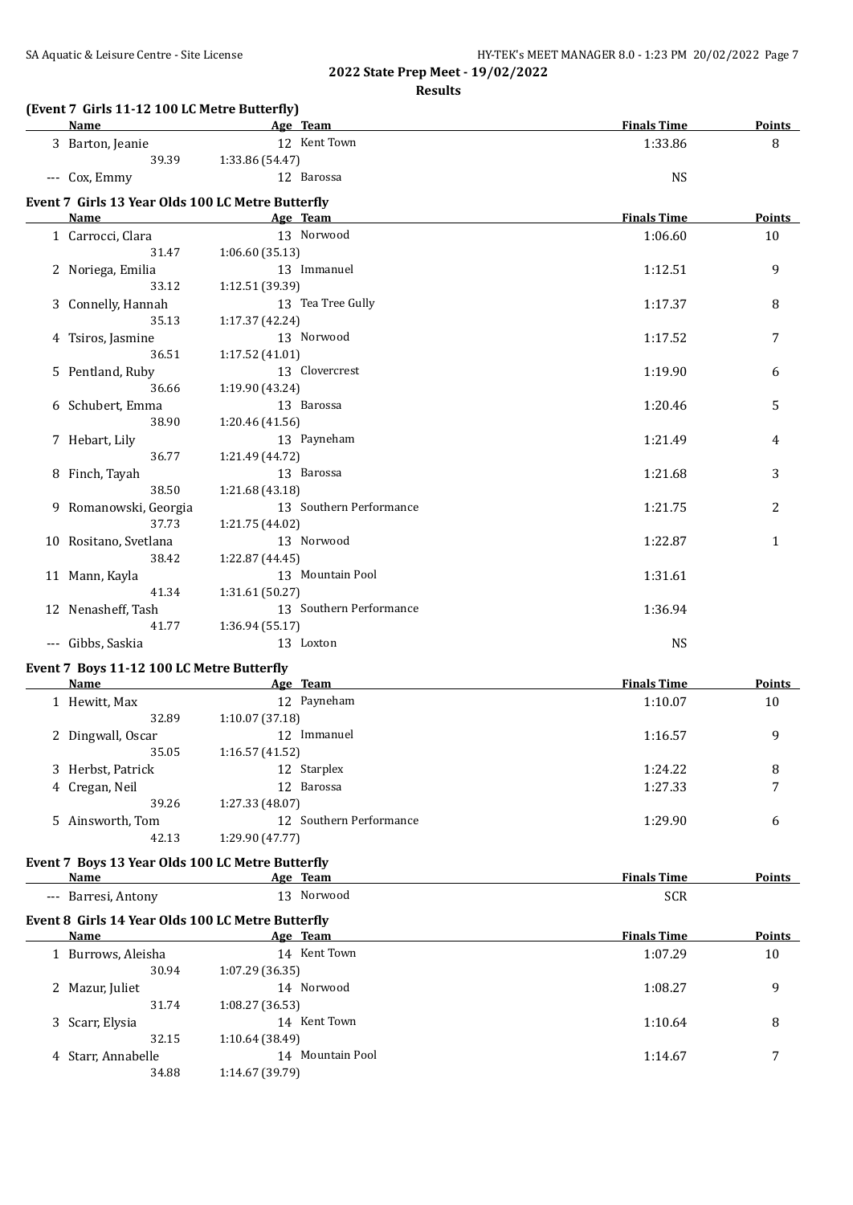## 2022 State Prep Meet - 19/02/2022

### Results

**(Event 7 Girls 11-12 100 LC Metre Butterfly)**

| | Name | Age | Team | Finals Time | Points |
|---|---|---|---|---|---|
| 3 | Barton, Jeanie | 12 | Kent Town | 1:33.86 | 8 |
| | 39.39 | 1:33.86 (54.47) | | | |
| --- | Cox, Emmy | 12 | Barossa | NS | |

**Event 7 Girls 13 Year Olds 100 LC Metre Butterfly**

| | Name | Age | Team | Finals Time | Points |
|---|---|---|---|---|---|
| 1 | Carrocci, Clara | 13 | Norwood | 1:06.60 | 10 |
| | 31.47 | 1:06.60 (35.13) | | | |
| 2 | Noriega, Emilia | 13 | Immanuel | 1:12.51 | 9 |
| | 33.12 | 1:12.51 (39.39) | | | |
| 3 | Connelly, Hannah | 13 | Tea Tree Gully | 1:17.37 | 8 |
| | 35.13 | 1:17.37 (42.24) | | | |
| 4 | Tsiros, Jasmine | 13 | Norwood | 1:17.52 | 7 |
| | 36.51 | 1:17.52 (41.01) | | | |
| 5 | Pentland, Ruby | 13 | Clovercrest | 1:19.90 | 6 |
| | 36.66 | 1:19.90 (43.24) | | | |
| 6 | Schubert, Emma | 13 | Barossa | 1:20.46 | 5 |
| | 38.90 | 1:20.46 (41.56) | | | |
| 7 | Hebart, Lily | 13 | Payneham | 1:21.49 | 4 |
| | 36.77 | 1:21.49 (44.72) | | | |
| 8 | Finch, Tayah | 13 | Barossa | 1:21.68 | 3 |
| | 38.50 | 1:21.68 (43.18) | | | |
| 9 | Romanowski, Georgia | 13 | Southern Performance | 1:21.75 | 2 |
| | 37.73 | 1:21.75 (44.02) | | | |
| 10 | Rositano, Svetlana | 13 | Norwood | 1:22.87 | 1 |
| | 38.42 | 1:22.87 (44.45) | | | |
| 11 | Mann, Kayla | 13 | Mountain Pool | 1:31.61 | |
| | 41.34 | 1:31.61 (50.27) | | | |
| 12 | Nenasheff, Tash | 13 | Southern Performance | 1:36.94 | |
| | 41.77 | 1:36.94 (55.17) | | | |
| --- | Gibbs, Saskia | 13 | Loxton | NS | |

**Event 7 Boys 11-12 100 LC Metre Butterfly**

| | Name | Age | Team | Finals Time | Points |
|---|---|---|---|---|---|
| 1 | Hewitt, Max | 12 | Payneham | 1:10.07 | 10 |
| | 32.89 | 1:10.07 (37.18) | | | |
| 2 | Dingwall, Oscar | 12 | Immanuel | 1:16.57 | 9 |
| | 35.05 | 1:16.57 (41.52) | | | |
| 3 | Herbst, Patrick | 12 | Starplex | 1:24.22 | 8 |
| 4 | Cregan, Neil | 12 | Barossa | 1:27.33 | 7 |
| | 39.26 | 1:27.33 (48.07) | | | |
| 5 | Ainsworth, Tom | 12 | Southern Performance | 1:29.90 | 6 |
| | 42.13 | 1:29.90 (47.77) | | | |

**Event 7 Boys 13 Year Olds 100 LC Metre Butterfly**

| | Name | Age | Team | Finals Time | Points |
|---|---|---|---|---|---|
| --- | Barresi, Antony | 13 | Norwood | SCR | |

**Event 8 Girls 14 Year Olds 100 LC Metre Butterfly**

| | Name | Age | Team | Finals Time | Points |
|---|---|---|---|---|---|
| 1 | Burrows, Aleisha | 14 | Kent Town | 1:07.29 | 10 |
| | 30.94 | 1:07.29 (36.35) | | | |
| 2 | Mazur, Juliet | 14 | Norwood | 1:08.27 | 9 |
| | 31.74 | 1:08.27 (36.53) | | | |
| 3 | Scarr, Elysia | 14 | Kent Town | 1:10.64 | 8 |
| | 32.15 | 1:10.64 (38.49) | | | |
| 4 | Starr, Annabelle | 14 | Mountain Pool | 1:14.67 | 7 |
| | 34.88 | 1:14.67 (39.79) | | | |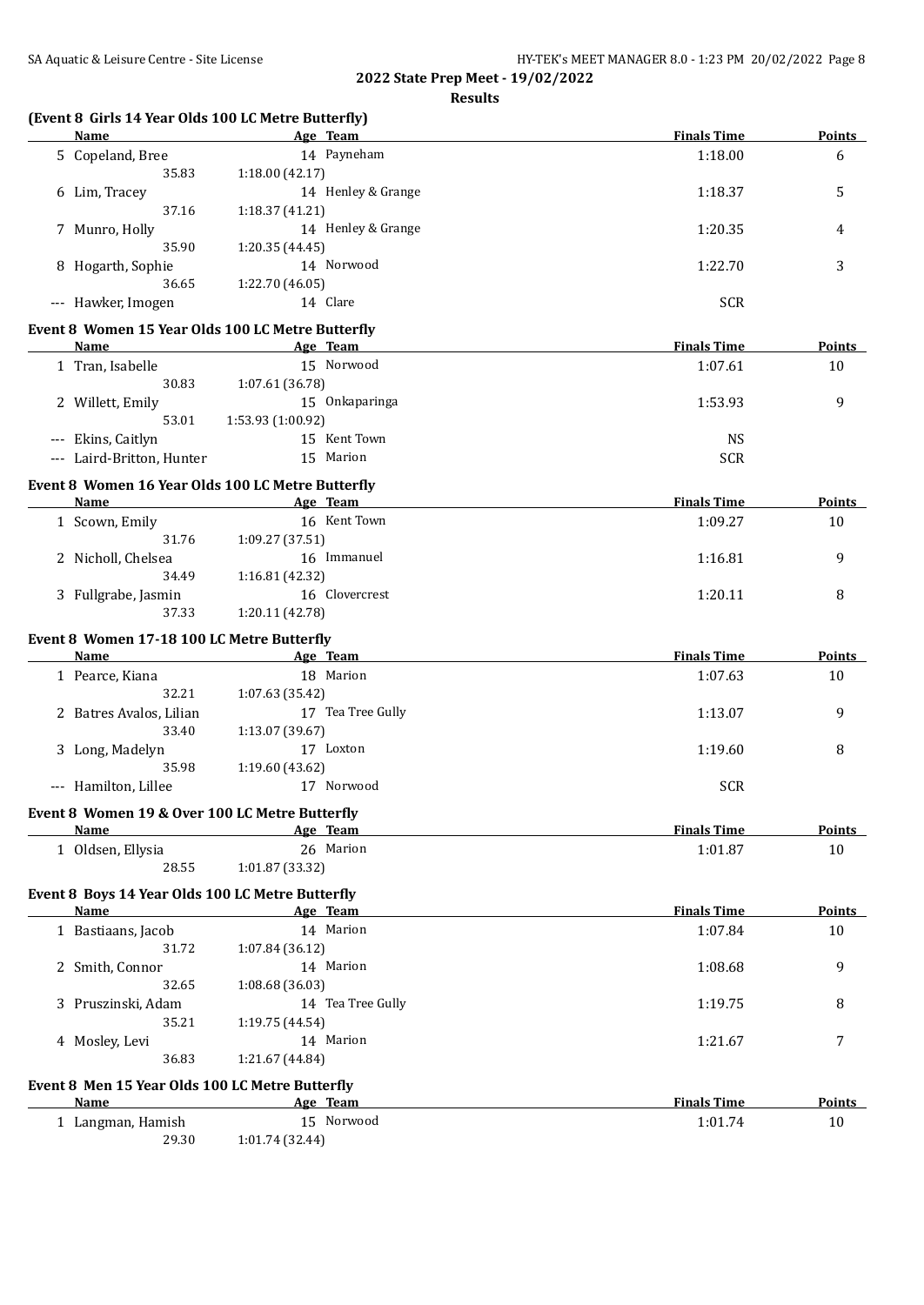## 2022 State Prep Meet - 19/02/2022

### Results

### (Event 8 Girls 14 Year Olds 100 LC Metre Butterfly)

| | Name | Age | Team | Finals Time | Points |
|---|---|---|---|---|---|
| 5 | Copeland, Bree | 14 | Payneham | 1:18.00 | 6 |
| | 35.83 | 1:18.00 (42.17) | | | |
| 6 | Lim, Tracey | 14 | Henley & Grange | 1:18.37 | 5 |
| | 37.16 | 1:18.37 (41.21) | | | |
| 7 | Munro, Holly | 14 | Henley & Grange | 1:20.35 | 4 |
| | 35.90 | 1:20.35 (44.45) | | | |
| 8 | Hogarth, Sophie | 14 | Norwood | 1:22.70 | 3 |
| | 36.65 | 1:22.70 (46.05) | | | |
| --- | Hawker, Imogen | 14 | Clare | SCR | |

### Event 8 Women 15 Year Olds 100 LC Metre Butterfly

| | Name | Age | Team | Finals Time | Points |
|---|---|---|---|---|---|
| 1 | Tran, Isabelle | 15 | Norwood | 1:07.61 | 10 |
| | 30.83 | 1:07.61 (36.78) | | | |
| 2 | Willett, Emily | 15 | Onkaparinga | 1:53.93 | 9 |
| | 53.01 | 1:53.93 (1:00.92) | | | |
| --- | Ekins, Caitlyn | 15 | Kent Town | NS | |
| --- | Laird-Britton, Hunter | 15 | Marion | SCR | |

### Event 8 Women 16 Year Olds 100 LC Metre Butterfly

| | Name | Age | Team | Finals Time | Points |
|---|---|---|---|---|---|
| 1 | Scown, Emily | 16 | Kent Town | 1:09.27 | 10 |
| | 31.76 | 1:09.27 (37.51) | | | |
| 2 | Nicholl, Chelsea | 16 | Immanuel | 1:16.81 | 9 |
| | 34.49 | 1:16.81 (42.32) | | | |
| 3 | Fullgrabe, Jasmin | 16 | Clovercrest | 1:20.11 | 8 |
| | 37.33 | 1:20.11 (42.78) | | | |

### Event 8 Women 17-18 100 LC Metre Butterfly

| | Name | Age | Team | Finals Time | Points |
|---|---|---|---|---|---|
| 1 | Pearce, Kiana | 18 | Marion | 1:07.63 | 10 |
| | 32.21 | 1:07.63 (35.42) | | | |
| 2 | Batres Avalos, Lilian | 17 | Tea Tree Gully | 1:13.07 | 9 |
| | 33.40 | 1:13.07 (39.67) | | | |
| 3 | Long, Madelyn | 17 | Loxton | 1:19.60 | 8 |
| | 35.98 | 1:19.60 (43.62) | | | |
| --- | Hamilton, Lillee | 17 | Norwood | SCR | |

### Event 8 Women 19 & Over 100 LC Metre Butterfly

| | Name | Age | Team | Finals Time | Points |
|---|---|---|---|---|---|
| 1 | Oldsen, Ellysia | 26 | Marion | 1:01.87 | 10 |
| | 28.55 | 1:01.87 (33.32) | | | |

### Event 8 Boys 14 Year Olds 100 LC Metre Butterfly

| | Name | Age | Team | Finals Time | Points |
|---|---|---|---|---|---|
| 1 | Bastiaans, Jacob | 14 | Marion | 1:07.84 | 10 |
| | 31.72 | 1:07.84 (36.12) | | | |
| 2 | Smith, Connor | 14 | Marion | 1:08.68 | 9 |
| | 32.65 | 1:08.68 (36.03) | | | |
| 3 | Pruszinski, Adam | 14 | Tea Tree Gully | 1:19.75 | 8 |
| | 35.21 | 1:19.75 (44.54) | | | |
| 4 | Mosley, Levi | 14 | Marion | 1:21.67 | 7 |
| | 36.83 | 1:21.67 (44.84) | | | |

### Event 8 Men 15 Year Olds 100 LC Metre Butterfly

| | Name | Age | Team | Finals Time | Points |
|---|---|---|---|---|---|
| 1 | Langman, Hamish | 15 | Norwood | 1:01.74 | 10 |
| | 29.30 | 1:01.74 (32.44) | | | |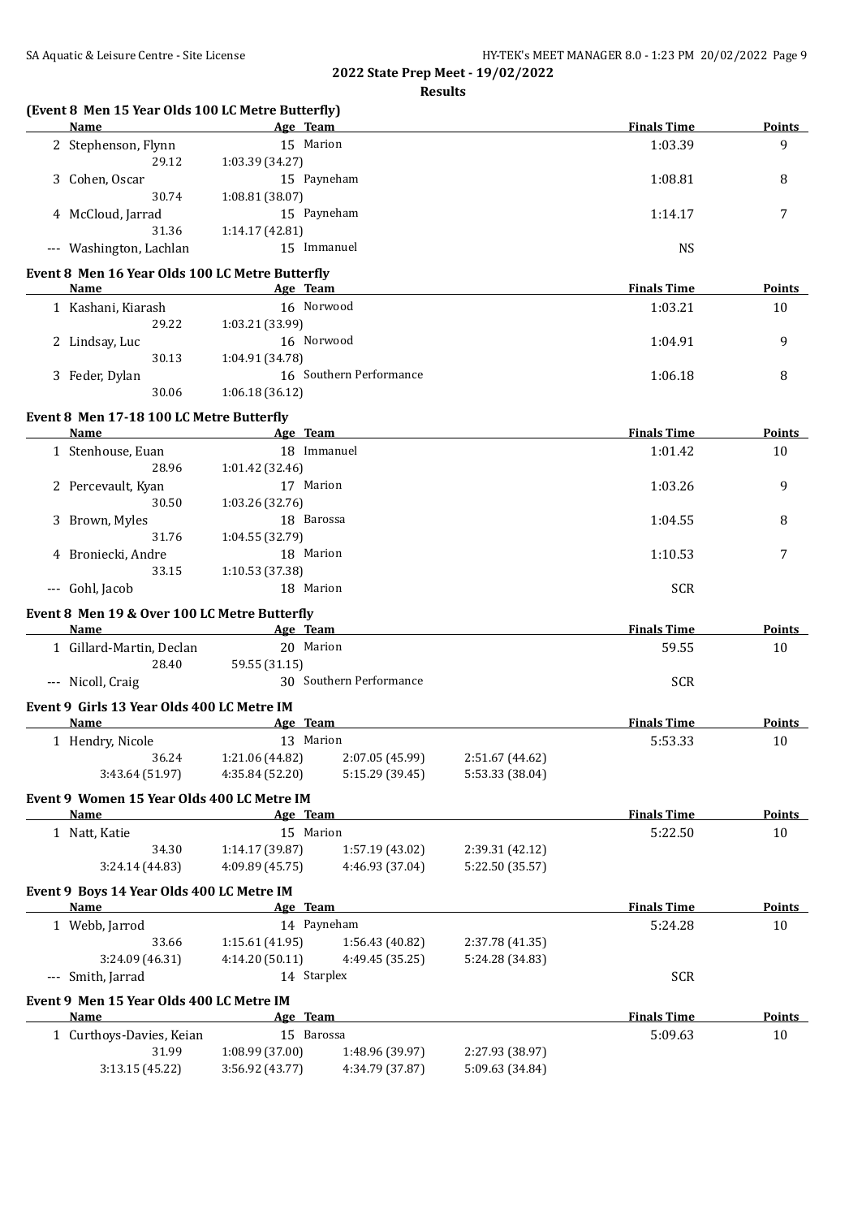## 2022 State Prep Meet - 19/02/2022

### Results

**(Event 8 Men 15 Year Olds 100 LC Metre Butterfly)**

| | Name | Age | Team | Finals Time | Points |
|---|---|---|---|---|---|
| 2 | Stephenson, Flynn | 15 | Marion | 1:03.39 | 9 |
| | 29.12 | 1:03.39 (34.27) | | | |
| 3 | Cohen, Oscar | 15 | Payneham | 1:08.81 | 8 |
| | 30.74 | 1:08.81 (38.07) | | | |
| 4 | McCloud, Jarrad | 15 | Payneham | 1:14.17 | 7 |
| | 31.36 | 1:14.17 (42.81) | | | |
| --- | Washington, Lachlan | 15 | Immanuel | NS | |

**Event 8 Men 16 Year Olds 100 LC Metre Butterfly**

| | Name | Age | Team | Finals Time | Points |
|---|---|---|---|---|---|
| 1 | Kashani, Kiarash | 16 | Norwood | 1:03.21 | 10 |
| | 29.22 | 1:03.21 (33.99) | | | |
| 2 | Lindsay, Luc | 16 | Norwood | 1:04.91 | 9 |
| | 30.13 | 1:04.91 (34.78) | | | |
| 3 | Feder, Dylan | 16 | Southern Performance | 1:06.18 | 8 |
| | 30.06 | 1:06.18 (36.12) | | | |

**Event 8 Men 17-18 100 LC Metre Butterfly**

| | Name | Age | Team | Finals Time | Points |
|---|---|---|---|---|---|
| 1 | Stenhouse, Euan | 18 | Immanuel | 1:01.42 | 10 |
| | 28.96 | 1:01.42 (32.46) | | | |
| 2 | Percevault, Kyan | 17 | Marion | 1:03.26 | 9 |
| | 30.50 | 1:03.26 (32.76) | | | |
| 3 | Brown, Myles | 18 | Barossa | 1:04.55 | 8 |
| | 31.76 | 1:04.55 (32.79) | | | |
| 4 | Broniecki, Andre | 18 | Marion | 1:10.53 | 7 |
| | 33.15 | 1:10.53 (37.38) | | | |
| --- | Gohl, Jacob | 18 | Marion | SCR | |

**Event 8 Men 19 & Over 100 LC Metre Butterfly**

| | Name | Age | Team | Finals Time | Points |
|---|---|---|---|---|---|
| 1 | Gillard-Martin, Declan | 20 | Marion | 59.55 | 10 |
| | 28.40 | 59.55 (31.15) | | | |
| --- | Nicoll, Craig | 30 | Southern Performance | SCR | |

**Event 9 Girls 13 Year Olds 400 LC Metre IM**

| | Name | Age | Team | | Finals Time | Points |
|---|---|---|---|---|---|---|
| 1 | Hendry, Nicole | 13 | Marion | | 5:53.33 | 10 |
| | 36.24 | 1:21.06 (44.82) | 2:07.05 (45.99) | 2:51.67 (44.62) | | |
| | 3:43.64 (51.97) | 4:35.84 (52.20) | 5:15.29 (39.45) | 5:53.33 (38.04) | | |

**Event 9 Women 15 Year Olds 400 LC Metre IM**

| | Name | Age | Team | | Finals Time | Points |
|---|---|---|---|---|---|---|
| 1 | Natt, Katie | 15 | Marion | | 5:22.50 | 10 |
| | 34.30 | 1:14.17 (39.87) | 1:57.19 (43.02) | 2:39.31 (42.12) | | |
| | 3:24.14 (44.83) | 4:09.89 (45.75) | 4:46.93 (37.04) | 5:22.50 (35.57) | | |

**Event 9 Boys 14 Year Olds 400 LC Metre IM**

| | Name | Age | Team | | Finals Time | Points |
|---|---|---|---|---|---|---|
| 1 | Webb, Jarrod | 14 | Payneham | | 5:24.28 | 10 |
| | 33.66 | 1:15.61 (41.95) | 1:56.43 (40.82) | 2:37.78 (41.35) | | |
| | 3:24.09 (46.31) | 4:14.20 (50.11) | 4:49.45 (35.25) | 5:24.28 (34.83) | | |
| --- | Smith, Jarrad | 14 | Starplex | | SCR | |

**Event 9 Men 15 Year Olds 400 LC Metre IM**

| | Name | Age | Team | | Finals Time | Points |
|---|---|---|---|---|---|---|
| 1 | Curthoys-Davies, Keian | 15 | Barossa | | 5:09.63 | 10 |
| | 31.99 | 1:08.99 (37.00) | 1:48.96 (39.97) | 2:27.93 (38.97) | | |
| | 3:13.15 (45.22) | 3:56.92 (43.77) | 4:34.79 (37.87) | 5:09.63 (34.84) | | |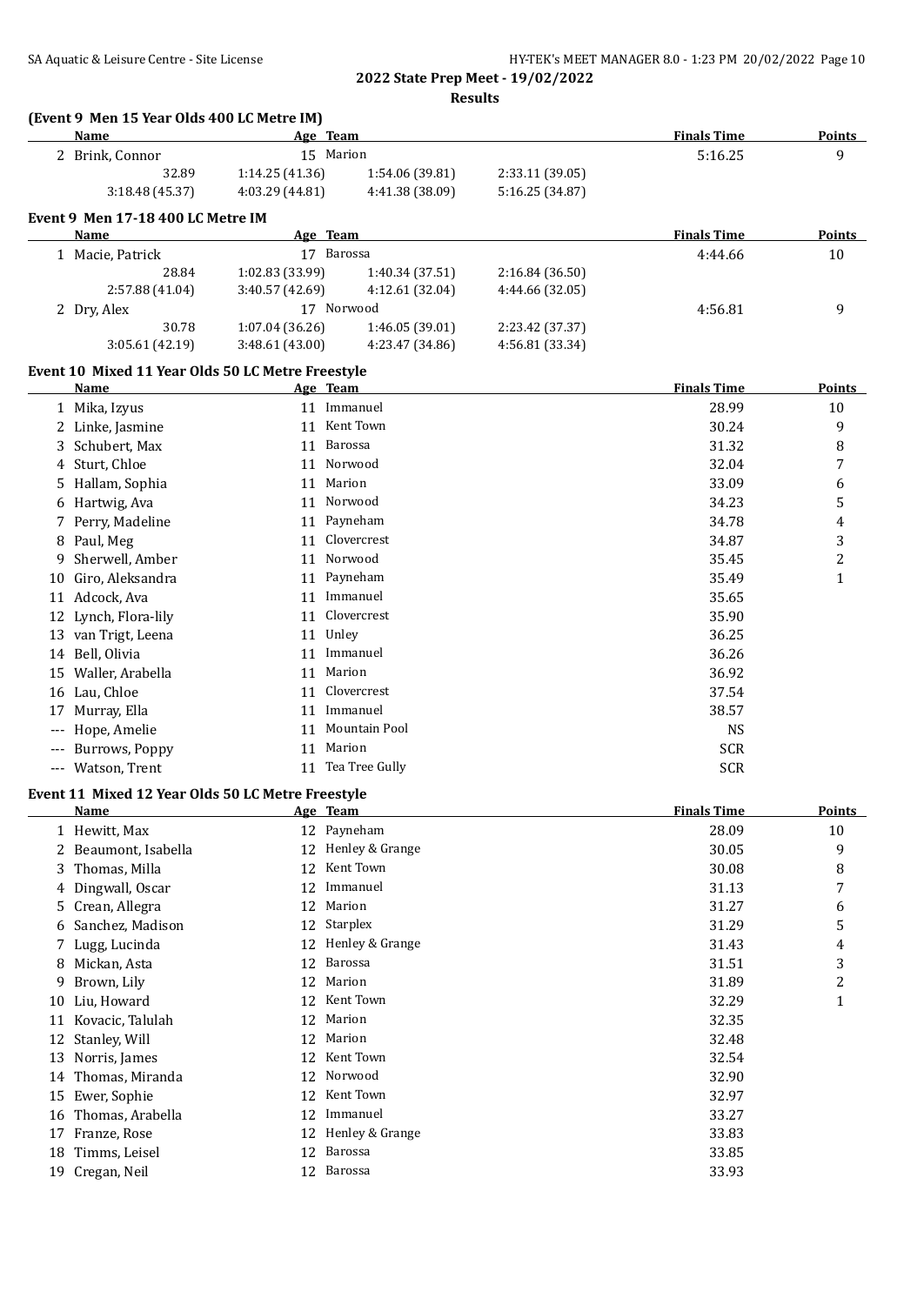## 2022 State Prep Meet - 19/02/2022

### Results

#### (Event 9 Men 15 Year Olds 400 LC Metre IM)

| | Name | Age | Team | | Finals Time | Points |
|---|---|---|---|---|---|---|
| 2 | Brink, Connor | 15 | Marion | | 5:16.25 | 9 |
| | 32.89 | 1:14.25 (41.36) | 1:54.06 (39.81) | 2:33.11 (39.05) | | |
| | 3:18.48 (45.37) | 4:03.29 (44.81) | 4:41.38 (38.09) | 5:16.25 (34.87) | | |

#### Event 9 Men 17-18 400 LC Metre IM

| | Name | Age | Team | | Finals Time | Points |
|---|---|---|---|---|---|---|
| 1 | Macie, Patrick | 17 | Barossa | | 4:44.66 | 10 |
| | 28.84 | 1:02.83 (33.99) | 1:40.34 (37.51) | 2:16.84 (36.50) | | |
| | 2:57.88 (41.04) | 3:40.57 (42.69) | 4:12.61 (32.04) | 4:44.66 (32.05) | | |
| 2 | Dry, Alex | 17 | Norwood | | 4:56.81 | 9 |
| | 30.78 | 1:07.04 (36.26) | 1:46.05 (39.01) | 2:23.42 (37.37) | | |
| | 3:05.61 (42.19) | 3:48.61 (43.00) | 4:23.47 (34.86) | 4:56.81 (33.34) | | |

#### Event 10 Mixed 11 Year Olds 50 LC Metre Freestyle

| | Name | Age | Team | Finals Time | Points |
|---|---|---|---|---|---|
| 1 | Mika, Izyus | 11 | Immanuel | 28.99 | 10 |
| 2 | Linke, Jasmine | 11 | Kent Town | 30.24 | 9 |
| 3 | Schubert, Max | 11 | Barossa | 31.32 | 8 |
| 4 | Sturt, Chloe | 11 | Norwood | 32.04 | 7 |
| 5 | Hallam, Sophia | 11 | Marion | 33.09 | 6 |
| 6 | Hartwig, Ava | 11 | Norwood | 34.23 | 5 |
| 7 | Perry, Madeline | 11 | Payneham | 34.78 | 4 |
| 8 | Paul, Meg | 11 | Clovercrest | 34.87 | 3 |
| 9 | Sherwell, Amber | 11 | Norwood | 35.45 | 2 |
| 10 | Giro, Aleksandra | 11 | Payneham | 35.49 | 1 |
| 11 | Adcock, Ava | 11 | Immanuel | 35.65 | |
| 12 | Lynch, Flora-lily | 11 | Clovercrest | 35.90 | |
| 13 | van Trigt, Leena | 11 | Unley | 36.25 | |
| 14 | Bell, Olivia | 11 | Immanuel | 36.26 | |
| 15 | Waller, Arabella | 11 | Marion | 36.92 | |
| 16 | Lau, Chloe | 11 | Clovercrest | 37.54 | |
| 17 | Murray, Ella | 11 | Immanuel | 38.57 | |
| --- | Hope, Amelie | 11 | Mountain Pool | NS | |
| --- | Burrows, Poppy | 11 | Marion | SCR | |
| --- | Watson, Trent | 11 | Tea Tree Gully | SCR | |

#### Event 11 Mixed 12 Year Olds 50 LC Metre Freestyle

| | Name | Age | Team | Finals Time | Points |
|---|---|---|---|---|---|
| 1 | Hewitt, Max | 12 | Payneham | 28.09 | 10 |
| 2 | Beaumont, Isabella | 12 | Henley & Grange | 30.05 | 9 |
| 3 | Thomas, Milla | 12 | Kent Town | 30.08 | 8 |
| 4 | Dingwall, Oscar | 12 | Immanuel | 31.13 | 7 |
| 5 | Crean, Allegra | 12 | Marion | 31.27 | 6 |
| 6 | Sanchez, Madison | 12 | Starplex | 31.29 | 5 |
| 7 | Lugg, Lucinda | 12 | Henley & Grange | 31.43 | 4 |
| 8 | Mickan, Asta | 12 | Barossa | 31.51 | 3 |
| 9 | Brown, Lily | 12 | Marion | 31.89 | 2 |
| 10 | Liu, Howard | 12 | Kent Town | 32.29 | 1 |
| 11 | Kovacic, Talulah | 12 | Marion | 32.35 | |
| 12 | Stanley, Will | 12 | Marion | 32.48 | |
| 13 | Norris, James | 12 | Kent Town | 32.54 | |
| 14 | Thomas, Miranda | 12 | Norwood | 32.90 | |
| 15 | Ewer, Sophie | 12 | Kent Town | 32.97 | |
| 16 | Thomas, Arabella | 12 | Immanuel | 33.27 | |
| 17 | Franze, Rose | 12 | Henley & Grange | 33.83 | |
| 18 | Timms, Leisel | 12 | Barossa | 33.85 | |
| 19 | Cregan, Neil | 12 | Barossa | 33.93 | |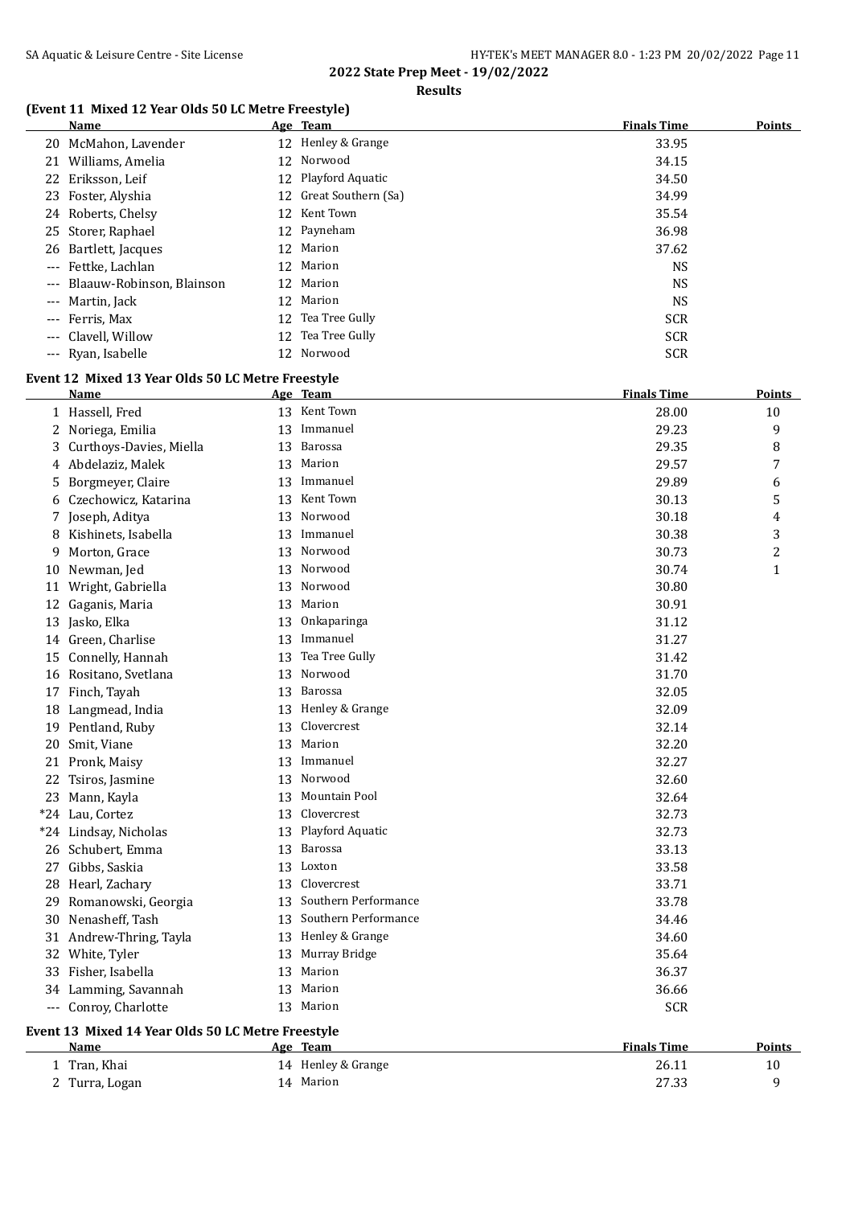**2022 State Prep Meet - 19/02/2022**

**Results**

### (Event 11 Mixed 12 Year Olds 50 LC Metre Freestyle)

| | Name | Age | Team | Finals Time | Points |
|---|---|---|---|---|---|
| 20 | McMahon, Lavender | 12 | Henley & Grange | 33.95 | |
| 21 | Williams, Amelia | 12 | Norwood | 34.15 | |
| 22 | Eriksson, Leif | 12 | Playford Aquatic | 34.50 | |
| 23 | Foster, Alyshia | 12 | Great Southern (Sa) | 34.99 | |
| 24 | Roberts, Chelsy | 12 | Kent Town | 35.54 | |
| 25 | Storer, Raphael | 12 | Payneham | 36.98 | |
| 26 | Bartlett, Jacques | 12 | Marion | 37.62 | |
| --- | Fettke, Lachlan | 12 | Marion | NS | |
| --- | Blaauw-Robinson, Blainson | 12 | Marion | NS | |
| --- | Martin, Jack | 12 | Marion | NS | |
| --- | Ferris, Max | 12 | Tea Tree Gully | SCR | |
| --- | Clavell, Willow | 12 | Tea Tree Gully | SCR | |
| --- | Ryan, Isabelle | 12 | Norwood | SCR | |

### Event 12 Mixed 13 Year Olds 50 LC Metre Freestyle

| | Name | Age | Team | Finals Time | Points |
|---|---|---|---|---|---|
| 1 | Hassell, Fred | 13 | Kent Town | 28.00 | 10 |
| 2 | Noriega, Emilia | 13 | Immanuel | 29.23 | 9 |
| 3 | Curthoys-Davies, Miella | 13 | Barossa | 29.35 | 8 |
| 4 | Abdelaziz, Malek | 13 | Marion | 29.57 | 7 |
| 5 | Borgmeyer, Claire | 13 | Immanuel | 29.89 | 6 |
| 6 | Czechowicz, Katarina | 13 | Kent Town | 30.13 | 5 |
| 7 | Joseph, Aditya | 13 | Norwood | 30.18 | 4 |
| 8 | Kishinets, Isabella | 13 | Immanuel | 30.38 | 3 |
| 9 | Morton, Grace | 13 | Norwood | 30.73 | 2 |
| 10 | Newman, Jed | 13 | Norwood | 30.74 | 1 |
| 11 | Wright, Gabriella | 13 | Norwood | 30.80 | |
| 12 | Gaganis, Maria | 13 | Marion | 30.91 | |
| 13 | Jasko, Elka | 13 | Onkaparinga | 31.12 | |
| 14 | Green, Charlise | 13 | Immanuel | 31.27 | |
| 15 | Connelly, Hannah | 13 | Tea Tree Gully | 31.42 | |
| 16 | Rositano, Svetlana | 13 | Norwood | 31.70 | |
| 17 | Finch, Tayah | 13 | Barossa | 32.05 | |
| 18 | Langmead, India | 13 | Henley & Grange | 32.09 | |
| 19 | Pentland, Ruby | 13 | Clovercrest | 32.14 | |
| 20 | Smit, Viane | 13 | Marion | 32.20 | |
| 21 | Pronk, Maisy | 13 | Immanuel | 32.27 | |
| 22 | Tsiros, Jasmine | 13 | Norwood | 32.60 | |
| 23 | Mann, Kayla | 13 | Mountain Pool | 32.64 | |
| *24 | Lau, Cortez | 13 | Clovercrest | 32.73 | |
| *24 | Lindsay, Nicholas | 13 | Playford Aquatic | 32.73 | |
| 26 | Schubert, Emma | 13 | Barossa | 33.13 | |
| 27 | Gibbs, Saskia | 13 | Loxton | 33.58 | |
| 28 | Hearl, Zachary | 13 | Clovercrest | 33.71 | |
| 29 | Romanowski, Georgia | 13 | Southern Performance | 33.78 | |
| 30 | Nenasheff, Tash | 13 | Southern Performance | 34.46 | |
| 31 | Andrew-Thring, Tayla | 13 | Henley & Grange | 34.60 | |
| 32 | White, Tyler | 13 | Murray Bridge | 35.64 | |
| 33 | Fisher, Isabella | 13 | Marion | 36.37 | |
| 34 | Lamming, Savannah | 13 | Marion | 36.66 | |
| --- | Conroy, Charlotte | 13 | Marion | SCR | |

### Event 13 Mixed 14 Year Olds 50 LC Metre Freestyle

| | Name | Age | Team | Finals Time | Points |
|---|---|---|---|---|---|
| 1 | Tran, Khai | 14 | Henley & Grange | 26.11 | 10 |
| 2 | Turra, Logan | 14 | Marion | 27.33 | 9 |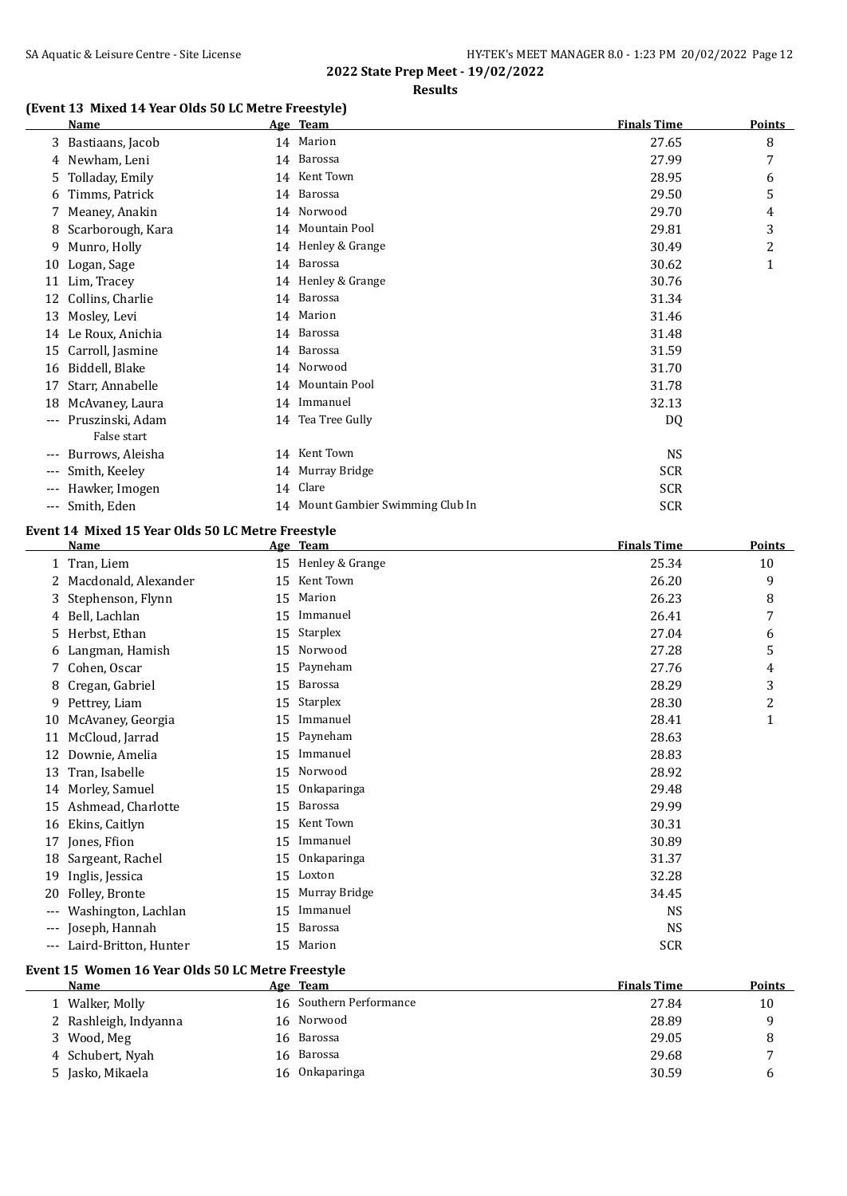## 2022 State Prep Meet - 19/02/2022

### Results

### (Event 13 Mixed 14 Year Olds 50 LC Metre Freestyle)

| | Name | Age | Team | Finals Time | Points |
|---|---|---|---|---|---|
| 3 | Bastiaans, Jacob | 14 | Marion | 27.65 | 8 |
| 4 | Newham, Leni | 14 | Barossa | 27.99 | 7 |
| 5 | Tolladay, Emily | 14 | Kent Town | 28.95 | 6 |
| 6 | Timms, Patrick | 14 | Barossa | 29.50 | 5 |
| 7 | Meaney, Anakin | 14 | Norwood | 29.70 | 4 |
| 8 | Scarborough, Kara | 14 | Mountain Pool | 29.81 | 3 |
| 9 | Munro, Holly | 14 | Henley & Grange | 30.49 | 2 |
| 10 | Logan, Sage | 14 | Barossa | 30.62 | 1 |
| 11 | Lim, Tracey | 14 | Henley & Grange | 30.76 | |
| 12 | Collins, Charlie | 14 | Barossa | 31.34 | |
| 13 | Mosley, Levi | 14 | Marion | 31.46 | |
| 14 | Le Roux, Anichia | 14 | Barossa | 31.48 | |
| 15 | Carroll, Jasmine | 14 | Barossa | 31.59 | |
| 16 | Biddell, Blake | 14 | Norwood | 31.70 | |
| 17 | Starr, Annabelle | 14 | Mountain Pool | 31.78 | |
| 18 | McAvaney, Laura | 14 | Immanuel | 32.13 | |
| --- | Pruszinski, Adam | 14 | Tea Tree Gully | DQ | |
| | False start | | | | |
| --- | Burrows, Aleisha | 14 | Kent Town | NS | |
| --- | Smith, Keeley | 14 | Murray Bridge | SCR | |
| --- | Hawker, Imogen | 14 | Clare | SCR | |
| --- | Smith, Eden | 14 | Mount Gambier Swimming Club In | SCR | |

### Event 14 Mixed 15 Year Olds 50 LC Metre Freestyle

| | Name | Age | Team | Finals Time | Points |
|---|---|---|---|---|---|
| 1 | Tran, Liem | 15 | Henley & Grange | 25.34 | 10 |
| 2 | Macdonald, Alexander | 15 | Kent Town | 26.20 | 9 |
| 3 | Stephenson, Flynn | 15 | Marion | 26.23 | 8 |
| 4 | Bell, Lachlan | 15 | Immanuel | 26.41 | 7 |
| 5 | Herbst, Ethan | 15 | Starplex | 27.04 | 6 |
| 6 | Langman, Hamish | 15 | Norwood | 27.28 | 5 |
| 7 | Cohen, Oscar | 15 | Payneham | 27.76 | 4 |
| 8 | Cregan, Gabriel | 15 | Barossa | 28.29 | 3 |
| 9 | Pettrey, Liam | 15 | Starplex | 28.30 | 2 |
| 10 | McAvaney, Georgia | 15 | Immanuel | 28.41 | 1 |
| 11 | McCloud, Jarrad | 15 | Payneham | 28.63 | |
| 12 | Downie, Amelia | 15 | Immanuel | 28.83 | |
| 13 | Tran, Isabelle | 15 | Norwood | 28.92 | |
| 14 | Morley, Samuel | 15 | Onkaparinga | 29.48 | |
| 15 | Ashmead, Charlotte | 15 | Barossa | 29.99 | |
| 16 | Ekins, Caitlyn | 15 | Kent Town | 30.31 | |
| 17 | Jones, Ffion | 15 | Immanuel | 30.89 | |
| 18 | Sargeant, Rachel | 15 | Onkaparinga | 31.37 | |
| 19 | Inglis, Jessica | 15 | Loxton | 32.28 | |
| 20 | Folley, Bronte | 15 | Murray Bridge | 34.45 | |
| --- | Washington, Lachlan | 15 | Immanuel | NS | |
| --- | Joseph, Hannah | 15 | Barossa | NS | |
| --- | Laird-Britton, Hunter | 15 | Marion | SCR | |

### Event 15 Women 16 Year Olds 50 LC Metre Freestyle

| | Name | Age | Team | Finals Time | Points |
|---|---|---|---|---|---|
| 1 | Walker, Molly | 16 | Southern Performance | 27.84 | 10 |
| 2 | Rashleigh, Indyanna | 16 | Norwood | 28.89 | 9 |
| 3 | Wood, Meg | 16 | Barossa | 29.05 | 8 |
| 4 | Schubert, Nyah | 16 | Barossa | 29.68 | 7 |
| 5 | Jasko, Mikaela | 16 | Onkaparinga | 30.59 | 6 |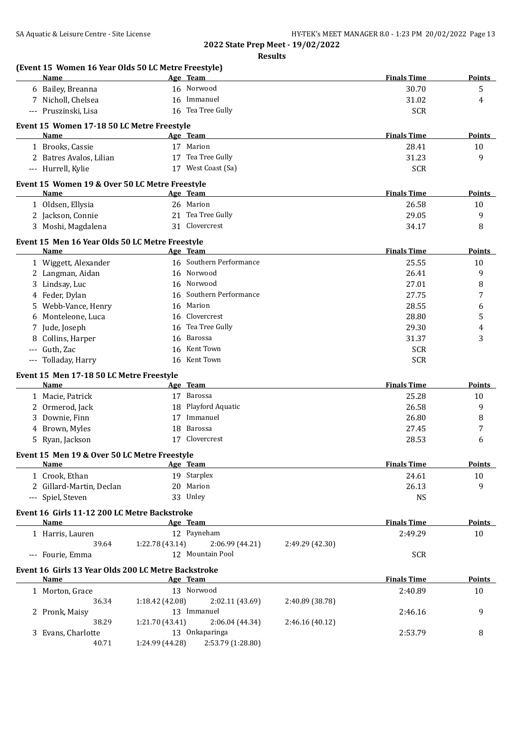## 2022 State Prep Meet - 19/02/2022

### Results

**(Event 15 Women 16 Year Olds 50 LC Metre Freestyle)**

| | Name | Age | Team | Finals Time | Points |
|---|---|---|---|---|---|
| 6 | Bailey, Breanna | 16 | Norwood | 30.70 | 5 |
| 7 | Nicholl, Chelsea | 16 | Immanuel | 31.02 | 4 |
| --- | Pruszinski, Lisa | 16 | Tea Tree Gully | SCR | |

**Event 15 Women 17-18 50 LC Metre Freestyle**

| | Name | Age | Team | Finals Time | Points |
|---|---|---|---|---|---|
| 1 | Brooks, Cassie | 17 | Marion | 28.41 | 10 |
| 2 | Batres Avalos, Lilian | 17 | Tea Tree Gully | 31.23 | 9 |
| --- | Hurrell, Kylie | 17 | West Coast (Sa) | SCR | |

**Event 15 Women 19 & Over 50 LC Metre Freestyle**

| | Name | Age | Team | Finals Time | Points |
|---|---|---|---|---|---|
| 1 | Oldsen, Ellysia | 26 | Marion | 26.58 | 10 |
| 2 | Jackson, Connie | 21 | Tea Tree Gully | 29.05 | 9 |
| 3 | Moshi, Magdalena | 31 | Clovercrest | 34.17 | 8 |

**Event 15 Men 16 Year Olds 50 LC Metre Freestyle**

| | Name | Age | Team | Finals Time | Points |
|---|---|---|---|---|---|
| 1 | Wiggett, Alexander | 16 | Southern Performance | 25.55 | 10 |
| 2 | Langman, Aidan | 16 | Norwood | 26.41 | 9 |
| 3 | Lindsay, Luc | 16 | Norwood | 27.01 | 8 |
| 4 | Feder, Dylan | 16 | Southern Performance | 27.75 | 7 |
| 5 | Webb-Vance, Henry | 16 | Marion | 28.55 | 6 |
| 6 | Monteleone, Luca | 16 | Clovercrest | 28.80 | 5 |
| 7 | Jude, Joseph | 16 | Tea Tree Gully | 29.30 | 4 |
| 8 | Collins, Harper | 16 | Barossa | 31.37 | 3 |
| --- | Guth, Zac | 16 | Kent Town | SCR | |
| --- | Tolladay, Harry | 16 | Kent Town | SCR | |

**Event 15 Men 17-18 50 LC Metre Freestyle**

| | Name | Age | Team | Finals Time | Points |
|---|---|---|---|---|---|
| 1 | Macie, Patrick | 17 | Barossa | 25.28 | 10 |
| 2 | Ormerod, Jack | 18 | Playford Aquatic | 26.58 | 9 |
| 3 | Downie, Finn | 17 | Immanuel | 26.80 | 8 |
| 4 | Brown, Myles | 18 | Barossa | 27.45 | 7 |
| 5 | Ryan, Jackson | 17 | Clovercrest | 28.53 | 6 |

**Event 15 Men 19 & Over 50 LC Metre Freestyle**

| | Name | Age | Team | Finals Time | Points |
|---|---|---|---|---|---|
| 1 | Crook, Ethan | 19 | Starplex | 24.61 | 10 |
| 2 | Gillard-Martin, Declan | 20 | Marion | 26.13 | 9 |
| --- | Spiel, Steven | 33 | Unley | NS | |

**Event 16 Girls 11-12 200 LC Metre Backstroke**

| | Name | Age | Team | Finals Time | Points |
|---|---|---|---|---|---|
| 1 | Harris, Lauren | 12 | Payneham | 2:49.29 | 10 |
| | 39.64 &nbsp; 1:22.78 (43.14) &nbsp; 2:06.99 (44.21) &nbsp; 2:49.29 (42.30) | | | | |
| --- | Fourie, Emma | 12 | Mountain Pool | SCR | |

**Event 16 Girls 13 Year Olds 200 LC Metre Backstroke**

| | Name | Age | Team | Finals Time | Points |
|---|---|---|---|---|---|
| 1 | Morton, Grace | 13 | Norwood | 2:40.89 | 10 |
| | 36.34 &nbsp; 1:18.42 (42.08) &nbsp; 2:02.11 (43.69) &nbsp; 2:40.89 (38.78) | | | | |
| 2 | Pronk, Maisy | 13 | Immanuel | 2:46.16 | 9 |
| | 38.29 &nbsp; 1:21.70 (43.41) &nbsp; 2:06.04 (44.34) &nbsp; 2:46.16 (40.12) | | | | |
| 3 | Evans, Charlotte | 13 | Onkaparinga | 2:53.79 | 8 |
| | 40.71 &nbsp; 1:24.99 (44.28) &nbsp; 2:53.79 (1:28.80) | | | | |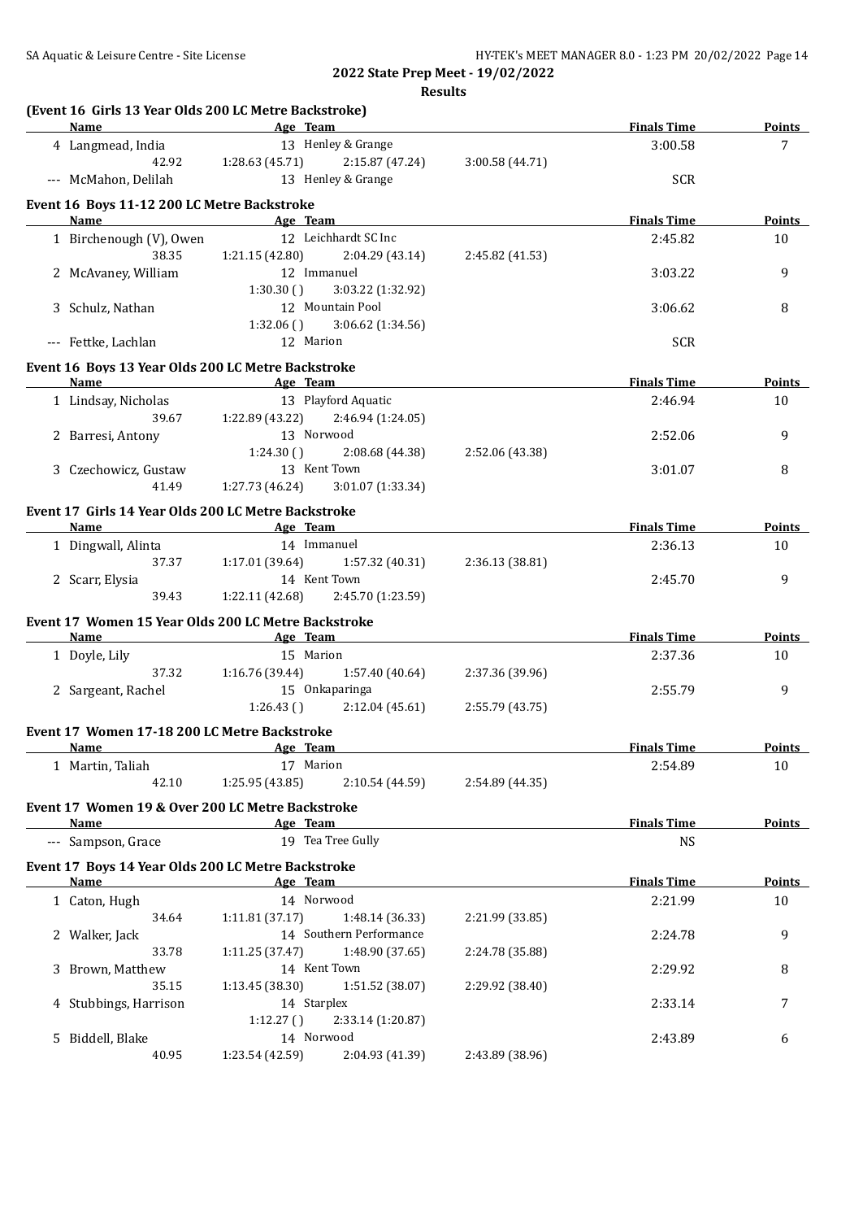**2022 State Prep Meet - 19/02/2022**

**Results**

### (Event 16 Girls 13 Year Olds 200 LC Metre Backstroke)

| Name | Age | Team | | | | Finals Time | Points |
|---|---|---|---|---|---|---|---|
| 4 Langmead, India | 13 | Henley & Grange | | | | 3:00.58 | 7 |
| 42.92 | | | 1:28.63 (45.71) | 2:15.87 (47.24) | 3:00.58 (44.71) | | |
| --- McMahon, Delilah | 13 | Henley & Grange | | | | SCR | |

### Event 16 Boys 11-12 200 LC Metre Backstroke

| Name | Age | Team | | | | Finals Time | Points |
|---|---|---|---|---|---|---|---|
| 1 Birchenough (V), Owen | 12 | Leichhardt SC Inc | | | | 2:45.82 | 10 |
| 38.35 | | | 1:21.15 (42.80) | 2:04.29 (43.14) | 2:45.82 (41.53) | | |
| 2 McAvaney, William | 12 | Immanuel | | | | 3:03.22 | 9 |
| | | | 1:30.30 () | 3:03.22 (1:32.92) | | | |
| 3 Schulz, Nathan | 12 | Mountain Pool | | | | 3:06.62 | 8 |
| | | | 1:32.06 () | 3:06.62 (1:34.56) | | | |
| --- Fettke, Lachlan | 12 | Marion | | | | SCR | |

### Event 16 Boys 13 Year Olds 200 LC Metre Backstroke

| Name | Age | Team | | | | Finals Time | Points |
|---|---|---|---|---|---|---|---|
| 1 Lindsay, Nicholas | 13 | Playford Aquatic | | | | 2:46.94 | 10 |
| 39.67 | | | 1:22.89 (43.22) | 2:46.94 (1:24.05) | | | |
| 2 Barresi, Antony | 13 | Norwood | | | | 2:52.06 | 9 |
| | | | 1:24.30 () | 2:08.68 (44.38) | 2:52.06 (43.38) | | |
| 3 Czechowicz, Gustaw | 13 | Kent Town | | | | 3:01.07 | 8 |
| 41.49 | | | 1:27.73 (46.24) | 3:01.07 (1:33.34) | | | |

### Event 17 Girls 14 Year Olds 200 LC Metre Backstroke

| Name | Age | Team | | | | Finals Time | Points |
|---|---|---|---|---|---|---|---|
| 1 Dingwall, Alinta | 14 | Immanuel | | | | 2:36.13 | 10 |
| 37.37 | | | 1:17.01 (39.64) | 1:57.32 (40.31) | 2:36.13 (38.81) | | |
| 2 Scarr, Elysia | 14 | Kent Town | | | | 2:45.70 | 9 |
| 39.43 | | | 1:22.11 (42.68) | 2:45.70 (1:23.59) | | | |

### Event 17 Women 15 Year Olds 200 LC Metre Backstroke

| Name | Age | Team | | | | Finals Time | Points |
|---|---|---|---|---|---|---|---|
| 1 Doyle, Lily | 15 | Marion | | | | 2:37.36 | 10 |
| 37.32 | | | 1:16.76 (39.44) | 1:57.40 (40.64) | 2:37.36 (39.96) | | |
| 2 Sargeant, Rachel | 15 | Onkaparinga | | | | 2:55.79 | 9 |
| | | | 1:26.43 () | 2:12.04 (45.61) | 2:55.79 (43.75) | | |

### Event 17 Women 17-18 200 LC Metre Backstroke

| Name | Age | Team | | | | Finals Time | Points |
|---|---|---|---|---|---|---|---|
| 1 Martin, Taliah | 17 | Marion | | | | 2:54.89 | 10 |
| 42.10 | | | 1:25.95 (43.85) | 2:10.54 (44.59) | 2:54.89 (44.35) | | |

### Event 17 Women 19 & Over 200 LC Metre Backstroke

| Name | Age | Team | Finals Time | Points |
|---|---|---|---|---|
| --- Sampson, Grace | 19 | Tea Tree Gully | NS | |

### Event 17 Boys 14 Year Olds 200 LC Metre Backstroke

| Name | Age | Team | | | | Finals Time | Points |
|---|---|---|---|---|---|---|---|
| 1 Caton, Hugh | 14 | Norwood | | | | 2:21.99 | 10 |
| 34.64 | | | 1:11.81 (37.17) | 1:48.14 (36.33) | 2:21.99 (33.85) | | |
| 2 Walker, Jack | 14 | Southern Performance | | | | 2:24.78 | 9 |
| 33.78 | | | 1:11.25 (37.47) | 1:48.90 (37.65) | 2:24.78 (35.88) | | |
| 3 Brown, Matthew | 14 | Kent Town | | | | 2:29.92 | 8 |
| 35.15 | | | 1:13.45 (38.30) | 1:51.52 (38.07) | 2:29.92 (38.40) | | |
| 4 Stubbings, Harrison | 14 | Starplex | | | | 2:33.14 | 7 |
| | | | 1:12.27 () | 2:33.14 (1:20.87) | | | |
| 5 Biddell, Blake | 14 | Norwood | | | | 2:43.89 | 6 |
| 40.95 | | | 1:23.54 (42.59) | 2:04.93 (41.39) | 2:43.89 (38.96) | | |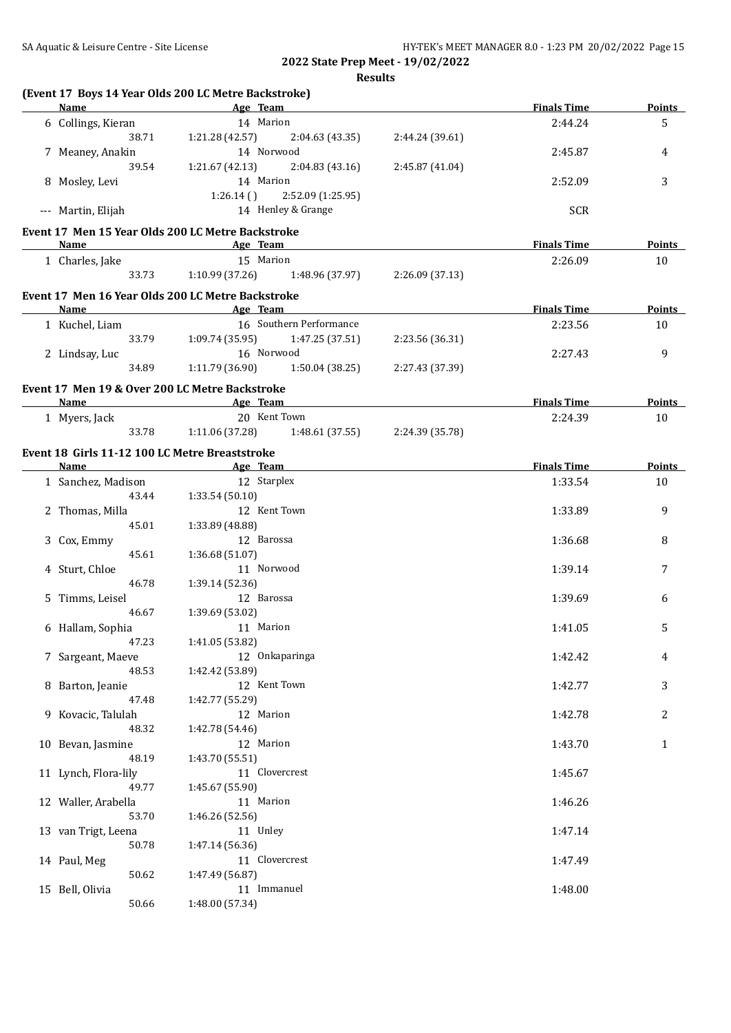## 2022 State Prep Meet - 19/02/2022

### Results

**(Event 17 Boys 14 Year Olds 200 LC Metre Backstroke)**

| | Name | Age | Team | Finals Time | Points |
|---|---|---|---|---|---|
| 6 | Collings, Kieran | 14 | Marion | 2:44.24 | 5 |
| | 38.71 | 1:21.28 (42.57) | 2:04.63 (43.35) | 2:44.24 (39.61) | |
| 7 | Meaney, Anakin | 14 | Norwood | 2:45.87 | 4 |
| | 39.54 | 1:21.67 (42.13) | 2:04.83 (43.16) | 2:45.87 (41.04) | |
| 8 | Mosley, Levi | 14 | Marion | 2:52.09 | 3 |
| | | 1:26.14 ( ) | 2:52.09 (1:25.95) | | |
| --- | Martin, Elijah | 14 | Henley & Grange | SCR | |

**Event 17 Men 15 Year Olds 200 LC Metre Backstroke**

| | Name | Age | Team | Finals Time | Points |
|---|---|---|---|---|---|
| 1 | Charles, Jake | 15 | Marion | 2:26.09 | 10 |
| | 33.73 | 1:10.99 (37.26) | 1:48.96 (37.97) | 2:26.09 (37.13) | |

**Event 17 Men 16 Year Olds 200 LC Metre Backstroke**

| | Name | Age | Team | Finals Time | Points |
|---|---|---|---|---|---|
| 1 | Kuchel, Liam | 16 | Southern Performance | 2:23.56 | 10 |
| | 33.79 | 1:09.74 (35.95) | 1:47.25 (37.51) | 2:23.56 (36.31) | |
| 2 | Lindsay, Luc | 16 | Norwood | 2:27.43 | 9 |
| | 34.89 | 1:11.79 (36.90) | 1:50.04 (38.25) | 2:27.43 (37.39) | |

**Event 17 Men 19 & Over 200 LC Metre Backstroke**

| | Name | Age | Team | Finals Time | Points |
|---|---|---|---|---|---|
| 1 | Myers, Jack | 20 | Kent Town | 2:24.39 | 10 |
| | 33.78 | 1:11.06 (37.28) | 1:48.61 (37.55) | 2:24.39 (35.78) | |

**Event 18 Girls 11-12 100 LC Metre Breaststroke**

| | Name | Age | Team | Finals Time | Points |
|---|---|---|---|---|---|
| 1 | Sanchez, Madison | 12 | Starplex | 1:33.54 | 10 |
| | 43.44 | 1:33.54 (50.10) | | | |
| 2 | Thomas, Milla | 12 | Kent Town | 1:33.89 | 9 |
| | 45.01 | 1:33.89 (48.88) | | | |
| 3 | Cox, Emmy | 12 | Barossa | 1:36.68 | 8 |
| | 45.61 | 1:36.68 (51.07) | | | |
| 4 | Sturt, Chloe | 11 | Norwood | 1:39.14 | 7 |
| | 46.78 | 1:39.14 (52.36) | | | |
| 5 | Timms, Leisel | 12 | Barossa | 1:39.69 | 6 |
| | 46.67 | 1:39.69 (53.02) | | | |
| 6 | Hallam, Sophia | 11 | Marion | 1:41.05 | 5 |
| | 47.23 | 1:41.05 (53.82) | | | |
| 7 | Sargeant, Maeve | 12 | Onkaparinga | 1:42.42 | 4 |
| | 48.53 | 1:42.42 (53.89) | | | |
| 8 | Barton, Jeanie | 12 | Kent Town | 1:42.77 | 3 |
| | 47.48 | 1:42.77 (55.29) | | | |
| 9 | Kovacic, Talulah | 12 | Marion | 1:42.78 | 2 |
| | 48.32 | 1:42.78 (54.46) | | | |
| 10 | Bevan, Jasmine | 12 | Marion | 1:43.70 | 1 |
| | 48.19 | 1:43.70 (55.51) | | | |
| 11 | Lynch, Flora-lily | 11 | Clovercrest | 1:45.67 | |
| | 49.77 | 1:45.67 (55.90) | | | |
| 12 | Waller, Arabella | 11 | Marion | 1:46.26 | |
| | 53.70 | 1:46.26 (52.56) | | | |
| 13 | van Trigt, Leena | 11 | Unley | 1:47.14 | |
| | 50.78 | 1:47.14 (56.36) | | | |
| 14 | Paul, Meg | 11 | Clovercrest | 1:47.49 | |
| | 50.62 | 1:47.49 (56.87) | | | |
| 15 | Bell, Olivia | 11 | Immanuel | 1:48.00 | |
| | 50.66 | 1:48.00 (57.34) | | | |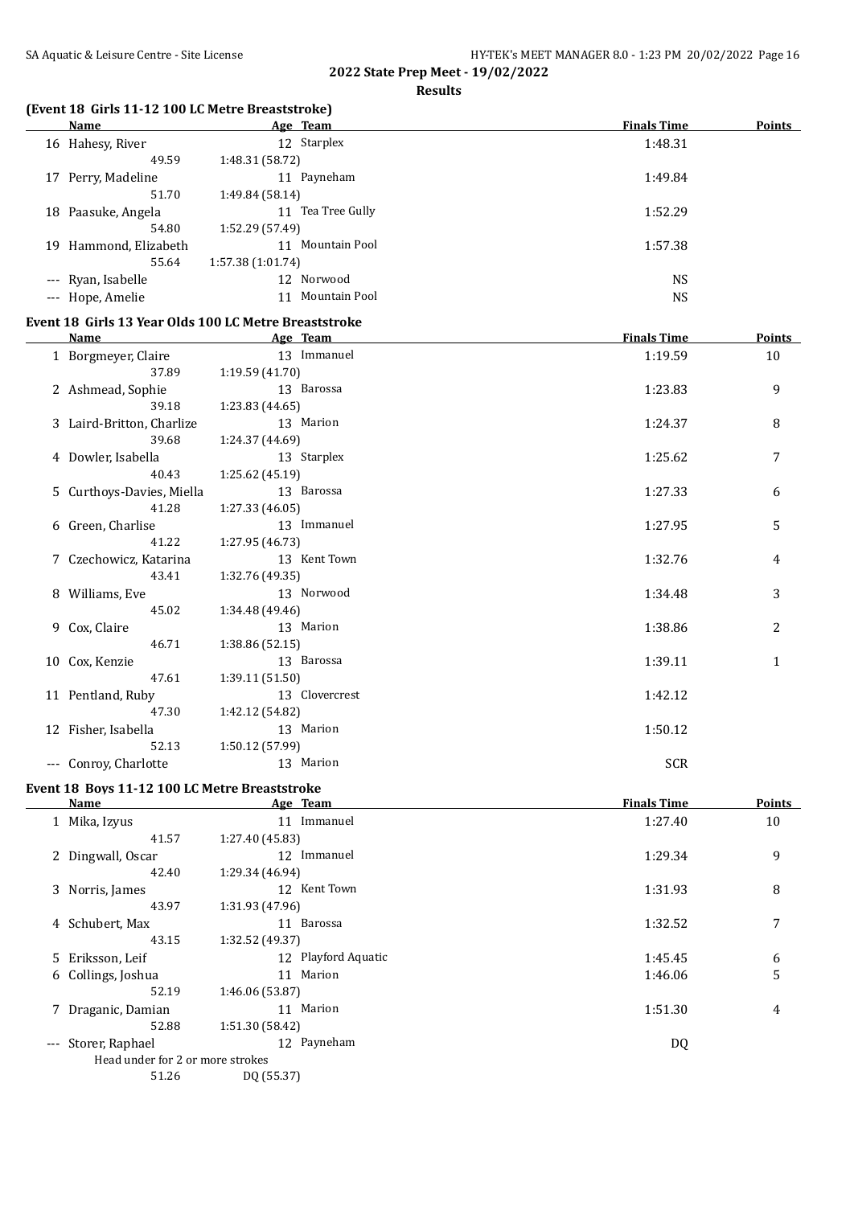**2022 State Prep Meet - 19/02/2022**

**Results**

### (Event 18 Girls 11-12 100 LC Metre Breaststroke)

| | Name | Age | Team | Finals Time | Points |
|---|---|---|---|---|---|
| 16 | Hahesy, River | 12 | Starplex | 1:48.31 | |
| | 49.59 | 1:48.31 (58.72) | | | |
| 17 | Perry, Madeline | 11 | Payneham | 1:49.84 | |
| | 51.70 | 1:49.84 (58.14) | | | |
| 18 | Paasuke, Angela | 11 | Tea Tree Gully | 1:52.29 | |
| | 54.80 | 1:52.29 (57.49) | | | |
| 19 | Hammond, Elizabeth | 11 | Mountain Pool | 1:57.38 | |
| | 55.64 | 1:57.38 (1:01.74) | | | |
| --- | Ryan, Isabelle | 12 | Norwood | NS | |
| --- | Hope, Amelie | 11 | Mountain Pool | NS | |

### Event 18 Girls 13 Year Olds 100 LC Metre Breaststroke

| | Name | Age | Team | Finals Time | Points |
|---|---|---|---|---|---|
| 1 | Borgmeyer, Claire | 13 | Immanuel | 1:19.59 | 10 |
| | 37.89 | 1:19.59 (41.70) | | | |
| 2 | Ashmead, Sophie | 13 | Barossa | 1:23.83 | 9 |
| | 39.18 | 1:23.83 (44.65) | | | |
| 3 | Laird-Britton, Charlize | 13 | Marion | 1:24.37 | 8 |
| | 39.68 | 1:24.37 (44.69) | | | |
| 4 | Dowler, Isabella | 13 | Starplex | 1:25.62 | 7 |
| | 40.43 | 1:25.62 (45.19) | | | |
| 5 | Curthoys-Davies, Miella | 13 | Barossa | 1:27.33 | 6 |
| | 41.28 | 1:27.33 (46.05) | | | |
| 6 | Green, Charlise | 13 | Immanuel | 1:27.95 | 5 |
| | 41.22 | 1:27.95 (46.73) | | | |
| 7 | Czechowicz, Katarina | 13 | Kent Town | 1:32.76 | 4 |
| | 43.41 | 1:32.76 (49.35) | | | |
| 8 | Williams, Eve | 13 | Norwood | 1:34.48 | 3 |
| | 45.02 | 1:34.48 (49.46) | | | |
| 9 | Cox, Claire | 13 | Marion | 1:38.86 | 2 |
| | 46.71 | 1:38.86 (52.15) | | | |
| 10 | Cox, Kenzie | 13 | Barossa | 1:39.11 | 1 |
| | 47.61 | 1:39.11 (51.50) | | | |
| 11 | Pentland, Ruby | 13 | Clovercrest | 1:42.12 | |
| | 47.30 | 1:42.12 (54.82) | | | |
| 12 | Fisher, Isabella | 13 | Marion | 1:50.12 | |
| | 52.13 | 1:50.12 (57.99) | | | |
| --- | Conroy, Charlotte | 13 | Marion | SCR | |

### Event 18 Boys 11-12 100 LC Metre Breaststroke

| | Name | Age | Team | Finals Time | Points |
|---|---|---|---|---|---|
| 1 | Mika, Izyus | 11 | Immanuel | 1:27.40 | 10 |
| | 41.57 | 1:27.40 (45.83) | | | |
| 2 | Dingwall, Oscar | 12 | Immanuel | 1:29.34 | 9 |
| | 42.40 | 1:29.34 (46.94) | | | |
| 3 | Norris, James | 12 | Kent Town | 1:31.93 | 8 |
| | 43.97 | 1:31.93 (47.96) | | | |
| 4 | Schubert, Max | 11 | Barossa | 1:32.52 | 7 |
| | 43.15 | 1:32.52 (49.37) | | | |
| 5 | Eriksson, Leif | 12 | Playford Aquatic | 1:45.45 | 6 |
| 6 | Collings, Joshua | 11 | Marion | 1:46.06 | 5 |
| | 52.19 | 1:46.06 (53.87) | | | |
| 7 | Draganic, Damian | 11 | Marion | 1:51.30 | 4 |
| | 52.88 | 1:51.30 (58.42) | | | |
| --- | Storer, Raphael | 12 | Payneham | DQ | |
| | Head under for 2 or more strokes | | | | |
| | 51.26 | DQ (55.37) | | | |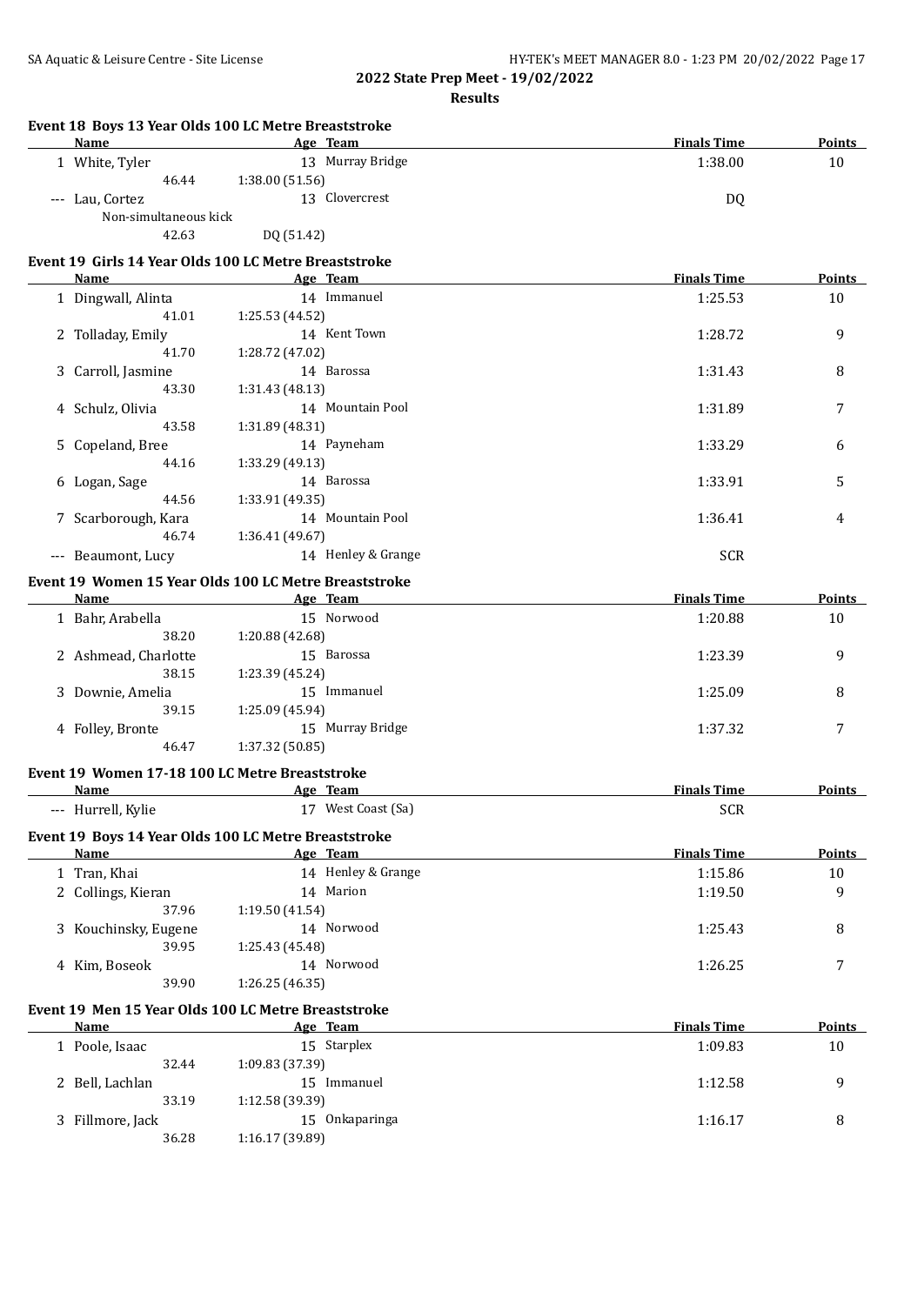## 2022 State Prep Meet - 19/02/2022

### Results

#### Event 18 Boys 13 Year Olds 100 LC Metre Breaststroke

| | Name | Age | Team | Finals Time | Points |
|---|---|---|---|---|---|
| 1 | White, Tyler | 13 | Murray Bridge | 1:38.00 | 10 |
| | 46.44 | 1:38.00 (51.56) | | | |
| --- | Lau, Cortez | 13 | Clovercrest | DQ | |
| | Non-simultaneous kick | | | | |
| | 42.63 | DQ (51.42) | | | |

#### Event 19 Girls 14 Year Olds 100 LC Metre Breaststroke

| | Name | Age | Team | Finals Time | Points |
|---|---|---|---|---|---|
| 1 | Dingwall, Alinta | 14 | Immanuel | 1:25.53 | 10 |
| | 41.01 | 1:25.53 (44.52) | | | |
| 2 | Tolladay, Emily | 14 | Kent Town | 1:28.72 | 9 |
| | 41.70 | 1:28.72 (47.02) | | | |
| 3 | Carroll, Jasmine | 14 | Barossa | 1:31.43 | 8 |
| | 43.30 | 1:31.43 (48.13) | | | |
| 4 | Schulz, Olivia | 14 | Mountain Pool | 1:31.89 | 7 |
| | 43.58 | 1:31.89 (48.31) | | | |
| 5 | Copeland, Bree | 14 | Payneham | 1:33.29 | 6 |
| | 44.16 | 1:33.29 (49.13) | | | |
| 6 | Logan, Sage | 14 | Barossa | 1:33.91 | 5 |
| | 44.56 | 1:33.91 (49.35) | | | |
| 7 | Scarborough, Kara | 14 | Mountain Pool | 1:36.41 | 4 |
| | 46.74 | 1:36.41 (49.67) | | | |
| --- | Beaumont, Lucy | 14 | Henley & Grange | SCR | |

#### Event 19 Women 15 Year Olds 100 LC Metre Breaststroke

| | Name | Age | Team | Finals Time | Points |
|---|---|---|---|---|---|
| 1 | Bahr, Arabella | 15 | Norwood | 1:20.88 | 10 |
| | 38.20 | 1:20.88 (42.68) | | | |
| 2 | Ashmead, Charlotte | 15 | Barossa | 1:23.39 | 9 |
| | 38.15 | 1:23.39 (45.24) | | | |
| 3 | Downie, Amelia | 15 | Immanuel | 1:25.09 | 8 |
| | 39.15 | 1:25.09 (45.94) | | | |
| 4 | Folley, Bronte | 15 | Murray Bridge | 1:37.32 | 7 |
| | 46.47 | 1:37.32 (50.85) | | | |

#### Event 19 Women 17-18 100 LC Metre Breaststroke

| | Name | Age | Team | Finals Time | Points |
|---|---|---|---|---|---|
| --- | Hurrell, Kylie | 17 | West Coast (Sa) | SCR | |

#### Event 19 Boys 14 Year Olds 100 LC Metre Breaststroke

| | Name | Age | Team | Finals Time | Points |
|---|---|---|---|---|---|
| 1 | Tran, Khai | 14 | Henley & Grange | 1:15.86 | 10 |
| 2 | Collings, Kieran | 14 | Marion | 1:19.50 | 9 |
| | 37.96 | 1:19.50 (41.54) | | | |
| 3 | Kouchinsky, Eugene | 14 | Norwood | 1:25.43 | 8 |
| | 39.95 | 1:25.43 (45.48) | | | |
| 4 | Kim, Boseok | 14 | Norwood | 1:26.25 | 7 |
| | 39.90 | 1:26.25 (46.35) | | | |

#### Event 19 Men 15 Year Olds 100 LC Metre Breaststroke

| | Name | Age | Team | Finals Time | Points |
|---|---|---|---|---|---|
| 1 | Poole, Isaac | 15 | Starplex | 1:09.83 | 10 |
| | 32.44 | 1:09.83 (37.39) | | | |
| 2 | Bell, Lachlan | 15 | Immanuel | 1:12.58 | 9 |
| | 33.19 | 1:12.58 (39.39) | | | |
| 3 | Fillmore, Jack | 15 | Onkaparinga | 1:16.17 | 8 |
| | 36.28 | 1:16.17 (39.89) | | | |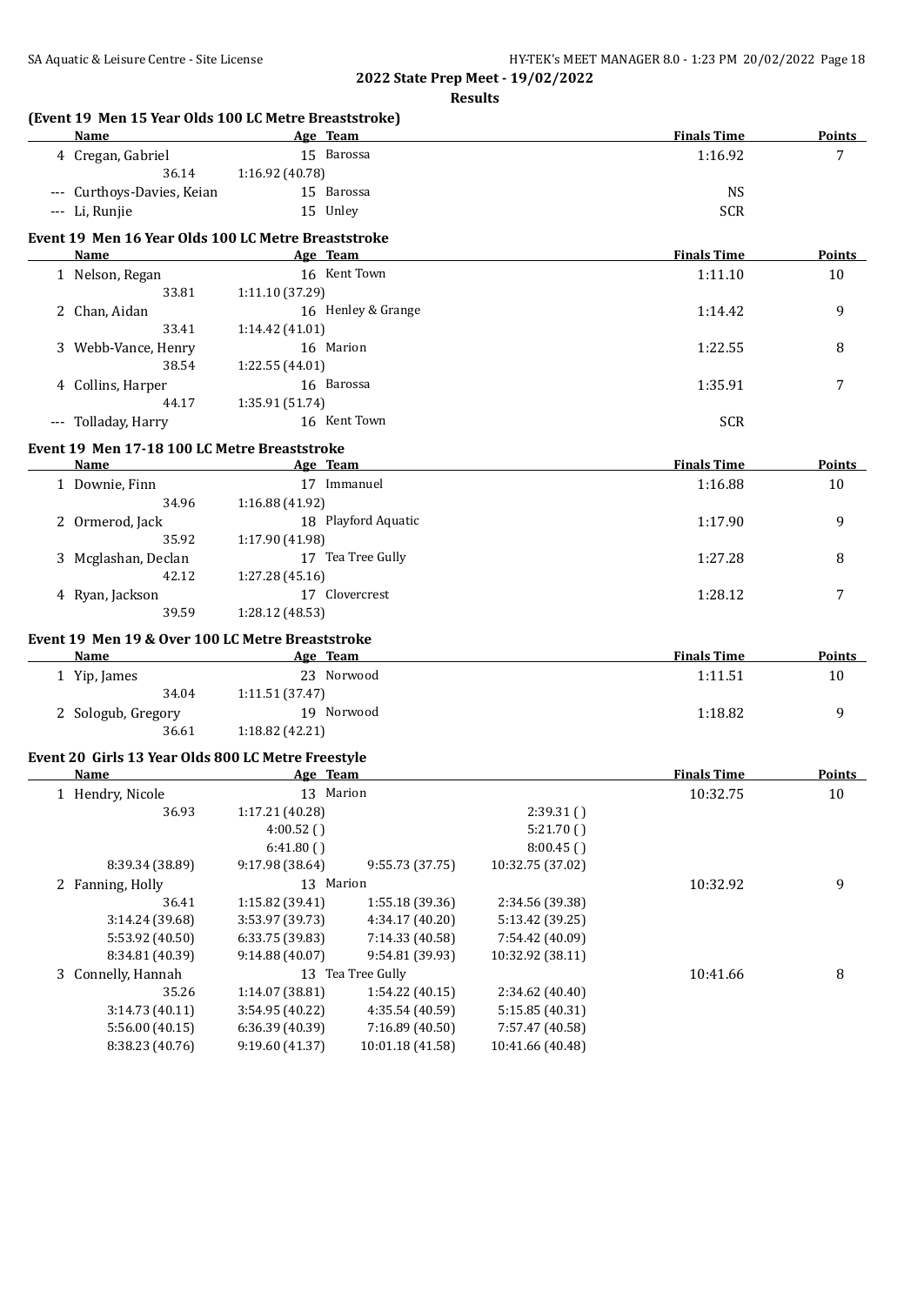**2022 State Prep Meet - 19/02/2022**

**Results**

### (Event 19 Men 15 Year Olds 100 LC Metre Breaststroke)

| Name | Age | Team | Finals Time | Points |
|---|---|---|---|---|
| 4 Cregan, Gabriel | 15 | Barossa | 1:16.92 | 7 |
| 36.14 &nbsp; 1:16.92 (40.78) | | | | |
| --- Curthoys-Davies, Keian | 15 | Barossa | NS | |
| --- Li, Runjie | 15 | Unley | SCR | |

### Event 19 Men 16 Year Olds 100 LC Metre Breaststroke

| Name | Age | Team | Finals Time | Points |
|---|---|---|---|---|
| 1 Nelson, Regan | 16 | Kent Town | 1:11.10 | 10 |
| 33.81 &nbsp; 1:11.10 (37.29) | | | | |
| 2 Chan, Aidan | 16 | Henley & Grange | 1:14.42 | 9 |
| 33.41 &nbsp; 1:14.42 (41.01) | | | | |
| 3 Webb-Vance, Henry | 16 | Marion | 1:22.55 | 8 |
| 38.54 &nbsp; 1:22.55 (44.01) | | | | |
| 4 Collins, Harper | 16 | Barossa | 1:35.91 | 7 |
| 44.17 &nbsp; 1:35.91 (51.74) | | | | |
| --- Tolladay, Harry | 16 | Kent Town | SCR | |

### Event 19 Men 17-18 100 LC Metre Breaststroke

| Name | Age | Team | Finals Time | Points |
|---|---|---|---|---|
| 1 Downie, Finn | 17 | Immanuel | 1:16.88 | 10 |
| 34.96 &nbsp; 1:16.88 (41.92) | | | | |
| 2 Ormerod, Jack | 18 | Playford Aquatic | 1:17.90 | 9 |
| 35.92 &nbsp; 1:17.90 (41.98) | | | | |
| 3 Mcglashan, Declan | 17 | Tea Tree Gully | 1:27.28 | 8 |
| 42.12 &nbsp; 1:27.28 (45.16) | | | | |
| 4 Ryan, Jackson | 17 | Clovercrest | 1:28.12 | 7 |
| 39.59 &nbsp; 1:28.12 (48.53) | | | | |

### Event 19 Men 19 & Over 100 LC Metre Breaststroke

| Name | Age | Team | Finals Time | Points |
|---|---|---|---|---|
| 1 Yip, James | 23 | Norwood | 1:11.51 | 10 |
| 34.04 &nbsp; 1:11.51 (37.47) | | | | |
| 2 Sologub, Gregory | 19 | Norwood | 1:18.82 | 9 |
| 36.61 &nbsp; 1:18.82 (42.21) | | | | |

### Event 20 Girls 13 Year Olds 800 LC Metre Freestyle

| Name | Age | Team | Finals Time | Points |
|---|---|---|---|---|
| 1 Hendry, Nicole | 13 | Marion | 10:32.75 | 10 |
| 2 Fanning, Holly | 13 | Marion | 10:32.92 | 9 |
| 3 Connelly, Hannah | 13 | Tea Tree Gully | 10:41.66 | 8 |

Splits – 1 Hendry, Nicole:

| | | | |
|---|---|---|---|
| 36.93 | 1:17.21 (40.28) | | 2:39.31 ( ) |
| | 4:00.52 ( ) | | 5:21.70 ( ) |
| | 6:41.80 ( ) | | 8:00.45 ( ) |
| 8:39.34 (38.89) | 9:17.98 (38.64) | 9:55.73 (37.75) | 10:32.75 (37.02) |

Splits – 2 Fanning, Holly:

| | | | |
|---|---|---|---|
| 36.41 | 1:15.82 (39.41) | 1:55.18 (39.36) | 2:34.56 (39.38) |
| 3:14.24 (39.68) | 3:53.97 (39.73) | 4:34.17 (40.20) | 5:13.42 (39.25) |
| 5:53.92 (40.50) | 6:33.75 (39.83) | 7:14.33 (40.58) | 7:54.42 (40.09) |
| 8:34.81 (40.39) | 9:14.88 (40.07) | 9:54.81 (39.93) | 10:32.92 (38.11) |

Splits – 3 Connelly, Hannah:

| | | | |
|---|---|---|---|
| 35.26 | 1:14.07 (38.81) | 1:54.22 (40.15) | 2:34.62 (40.40) |
| 3:14.73 (40.11) | 3:54.95 (40.22) | 4:35.54 (40.59) | 5:15.85 (40.31) |
| 5:56.00 (40.15) | 6:36.39 (40.39) | 7:16.89 (40.50) | 7:57.47 (40.58) |
| 8:38.23 (40.76) | 9:19.60 (41.37) | 10:01.18 (41.58) | 10:41.66 (40.48) |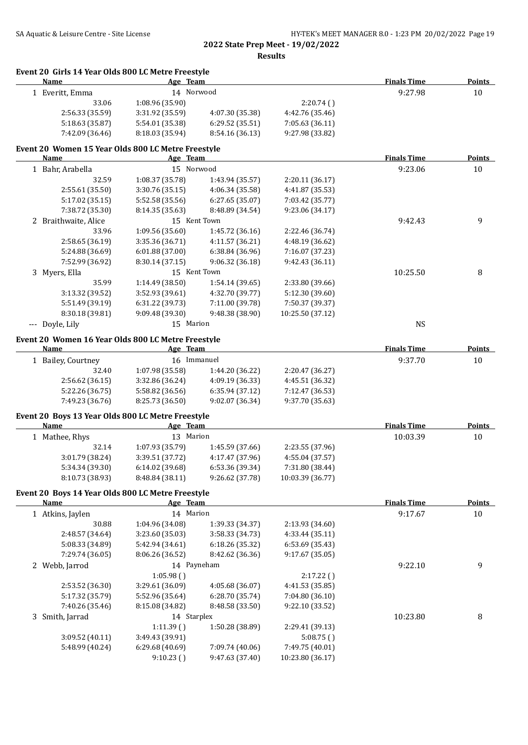## 2022 State Prep Meet - 19/02/2022

### Results

#### Event 20 Girls 14 Year Olds 800 LC Metre Freestyle

| Name | Age | Team | | Finals Time | Points |
|---|---|---|---|---|---|
| 1 Everitt, Emma | 14 | Norwood | | 9:27.98 | 10 |
| 33.06 | 1:08.96 (35.90) | | 2:20.74 ( ) | | |
| 2:56.33 (35.59) | 3:31.92 (35.59) | 4:07.30 (35.38) | 4:42.76 (35.46) | | |
| 5:18.63 (35.87) | 5:54.01 (35.38) | 6:29.52 (35.51) | 7:05.63 (36.11) | | |
| 7:42.09 (36.46) | 8:18.03 (35.94) | 8:54.16 (36.13) | 9:27.98 (33.82) | | |

#### Event 20 Women 15 Year Olds 800 LC Metre Freestyle

| Name | Age | Team | | Finals Time | Points |
|---|---|---|---|---|---|
| 1 Bahr, Arabella | 15 | Norwood | | 9:23.06 | 10 |
| 32.59 | 1:08.37 (35.78) | 1:43.94 (35.57) | 2:20.11 (36.17) | | |
| 2:55.61 (35.50) | 3:30.76 (35.15) | 4:06.34 (35.58) | 4:41.87 (35.53) | | |
| 5:17.02 (35.15) | 5:52.58 (35.56) | 6:27.65 (35.07) | 7:03.42 (35.77) | | |
| 7:38.72 (35.30) | 8:14.35 (35.63) | 8:48.89 (34.54) | 9:23.06 (34.17) | | |
| 2 Braithwaite, Alice | 15 | Kent Town | | 9:42.43 | 9 |
| 33.96 | 1:09.56 (35.60) | 1:45.72 (36.16) | 2:22.46 (36.74) | | |
| 2:58.65 (36.19) | 3:35.36 (36.71) | 4:11.57 (36.21) | 4:48.19 (36.62) | | |
| 5:24.88 (36.69) | 6:01.88 (37.00) | 6:38.84 (36.96) | 7:16.07 (37.23) | | |
| 7:52.99 (36.92) | 8:30.14 (37.15) | 9:06.32 (36.18) | 9:42.43 (36.11) | | |
| 3 Myers, Ella | 15 | Kent Town | | 10:25.50 | 8 |
| 35.99 | 1:14.49 (38.50) | 1:54.14 (39.65) | 2:33.80 (39.66) | | |
| 3:13.32 (39.52) | 3:52.93 (39.61) | 4:32.70 (39.77) | 5:12.30 (39.60) | | |
| 5:51.49 (39.19) | 6:31.22 (39.73) | 7:11.00 (39.78) | 7:50.37 (39.37) | | |
| 8:30.18 (39.81) | 9:09.48 (39.30) | 9:48.38 (38.90) | 10:25.50 (37.12) | | |
| --- Doyle, Lily | 15 | Marion | | NS | |

#### Event 20 Women 16 Year Olds 800 LC Metre Freestyle

| Name | Age | Team | | Finals Time | Points |
|---|---|---|---|---|---|
| 1 Bailey, Courtney | 16 | Immanuel | | 9:37.70 | 10 |
| 32.40 | 1:07.98 (35.58) | 1:44.20 (36.22) | 2:20.47 (36.27) | | |
| 2:56.62 (36.15) | 3:32.86 (36.24) | 4:09.19 (36.33) | 4:45.51 (36.32) | | |
| 5:22.26 (36.75) | 5:58.82 (36.56) | 6:35.94 (37.12) | 7:12.47 (36.53) | | |
| 7:49.23 (36.76) | 8:25.73 (36.50) | 9:02.07 (36.34) | 9:37.70 (35.63) | | |

#### Event 20 Boys 13 Year Olds 800 LC Metre Freestyle

| Name | Age | Team | | Finals Time | Points |
|---|---|---|---|---|---|
| 1 Mathee, Rhys | 13 | Marion | | 10:03.39 | 10 |
| 32.14 | 1:07.93 (35.79) | 1:45.59 (37.66) | 2:23.55 (37.96) | | |
| 3:01.79 (38.24) | 3:39.51 (37.72) | 4:17.47 (37.96) | 4:55.04 (37.57) | | |
| 5:34.34 (39.30) | 6:14.02 (39.68) | 6:53.36 (39.34) | 7:31.80 (38.44) | | |
| 8:10.73 (38.93) | 8:48.84 (38.11) | 9:26.62 (37.78) | 10:03.39 (36.77) | | |

#### Event 20 Boys 14 Year Olds 800 LC Metre Freestyle

| Name | Age | Team | | Finals Time | Points |
|---|---|---|---|---|---|
| 1 Atkins, Jaylen | 14 | Marion | | 9:17.67 | 10 |
| 30.88 | 1:04.96 (34.08) | 1:39.33 (34.37) | 2:13.93 (34.60) | | |
| 2:48.57 (34.64) | 3:23.60 (35.03) | 3:58.33 (34.73) | 4:33.44 (35.11) | | |
| 5:08.33 (34.89) | 5:42.94 (34.61) | 6:18.26 (35.32) | 6:53.69 (35.43) | | |
| 7:29.74 (36.05) | 8:06.26 (36.52) | 8:42.62 (36.36) | 9:17.67 (35.05) | | |
| 2 Webb, Jarrod | 14 | Payneham | | 9:22.10 | 9 |
| | 1:05.98 ( ) | | 2:17.22 ( ) | | |
| 2:53.52 (36.30) | 3:29.61 (36.09) | 4:05.68 (36.07) | 4:41.53 (35.85) | | |
| 5:17.32 (35.79) | 5:52.96 (35.64) | 6:28.70 (35.74) | 7:04.80 (36.10) | | |
| 7:40.26 (35.46) | 8:15.08 (34.82) | 8:48.58 (33.50) | 9:22.10 (33.52) | | |
| 3 Smith, Jarrad | 14 | Starplex | | 10:23.80 | 8 |
| | 1:11.39 ( ) | 1:50.28 (38.89) | 2:29.41 (39.13) | | |
| 3:09.52 (40.11) | 3:49.43 (39.91) | | 5:08.75 ( ) | | |
| 5:48.99 (40.24) | 6:29.68 (40.69) | 7:09.74 (40.06) | 7:49.75 (40.01) | | |
| | 9:10.23 ( ) | 9:47.63 (37.40) | 10:23.80 (36.17) | | |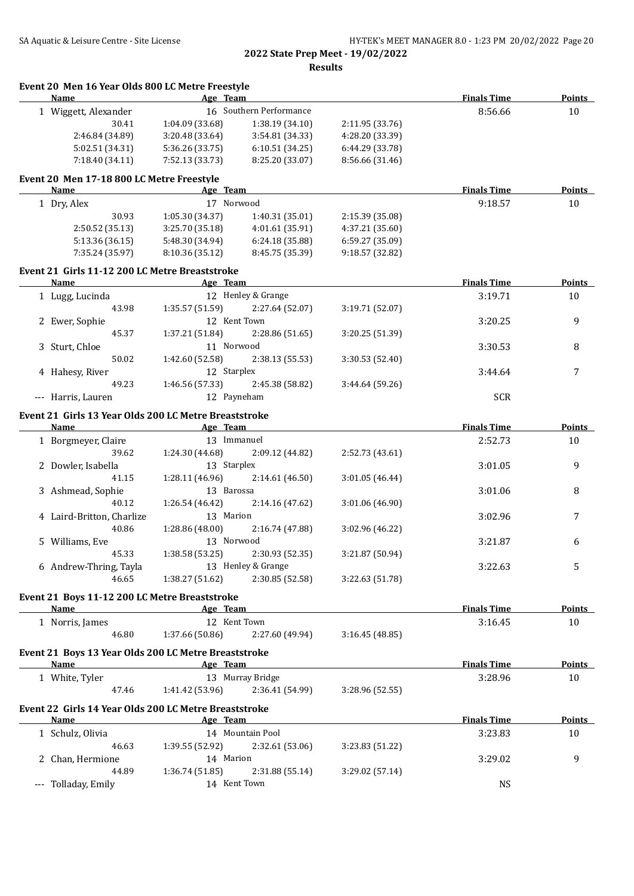**2022 State Prep Meet - 19/02/2022**

**Results**

### Event 20 Men 16 Year Olds 800 LC Metre Freestyle

| Name | Age | Team | | | Finals Time | Points |
|---|---|---|---|---|---|---|
| 1 Wiggett, Alexander | 16 | Southern Performance | | | 8:56.66 | 10 |
| 30.41 | 1:04.09 (33.68) | 1:38.19 (34.10) | 2:11.95 (33.76) | | | |
| 2:46.84 (34.89) | 3:20.48 (33.64) | 3:54.81 (34.33) | 4:28.20 (33.39) | | | |
| 5:02.51 (34.31) | 5:36.26 (33.75) | 6:10.51 (34.25) | 6:44.29 (33.78) | | | |
| 7:18.40 (34.11) | 7:52.13 (33.73) | 8:25.20 (33.07) | 8:56.66 (31.46) | | | |

### Event 20 Men 17-18 800 LC Metre Freestyle

| Name | Age | Team | | | Finals Time | Points |
|---|---|---|---|---|---|---|
| 1 Dry, Alex | 17 | Norwood | | | 9:18.57 | 10 |
| 30.93 | 1:05.30 (34.37) | 1:40.31 (35.01) | 2:15.39 (35.08) | | | |
| 2:50.52 (35.13) | 3:25.70 (35.18) | 4:01.61 (35.91) | 4:37.21 (35.60) | | | |
| 5:13.36 (36.15) | 5:48.30 (34.94) | 6:24.18 (35.88) | 6:59.27 (35.09) | | | |
| 7:35.24 (35.97) | 8:10.36 (35.12) | 8:45.75 (35.39) | 9:18.57 (32.82) | | | |

### Event 21 Girls 11-12 200 LC Metre Breaststroke

| Name | Age | Team | | | Finals Time | Points |
|---|---|---|---|---|---|---|
| 1 Lugg, Lucinda | 12 | Henley & Grange | | | 3:19.71 | 10 |
| 43.98 | 1:35.57 (51.59) | 2:27.64 (52.07) | 3:19.71 (52.07) | | | |
| 2 Ewer, Sophie | 12 | Kent Town | | | 3:20.25 | 9 |
| 45.37 | 1:37.21 (51.84) | 2:28.86 (51.65) | 3:20.25 (51.39) | | | |
| 3 Sturt, Chloe | 11 | Norwood | | | 3:30.53 | 8 |
| 50.02 | 1:42.60 (52.58) | 2:38.13 (55.53) | 3:30.53 (52.40) | | | |
| 4 Hahesy, River | 12 | Starplex | | | 3:44.64 | 7 |
| 49.23 | 1:46.56 (57.33) | 2:45.38 (58.82) | 3:44.64 (59.26) | | | |
| --- Harris, Lauren | 12 | Payneham | | | SCR | |

### Event 21 Girls 13 Year Olds 200 LC Metre Breaststroke

| Name | Age | Team | | | Finals Time | Points |
|---|---|---|---|---|---|---|
| 1 Borgmeyer, Claire | 13 | Immanuel | | | 2:52.73 | 10 |
| 39.62 | 1:24.30 (44.68) | 2:09.12 (44.82) | 2:52.73 (43.61) | | | |
| 2 Dowler, Isabella | 13 | Starplex | | | 3:01.05 | 9 |
| 41.15 | 1:28.11 (46.96) | 2:14.61 (46.50) | 3:01.05 (46.44) | | | |
| 3 Ashmead, Sophie | 13 | Barossa | | | 3:01.06 | 8 |
| 40.12 | 1:26.54 (46.42) | 2:14.16 (47.62) | 3:01.06 (46.90) | | | |
| 4 Laird-Britton, Charlize | 13 | Marion | | | 3:02.96 | 7 |
| 40.86 | 1:28.86 (48.00) | 2:16.74 (47.88) | 3:02.96 (46.22) | | | |
| 5 Williams, Eve | 13 | Norwood | | | 3:21.87 | 6 |
| 45.33 | 1:38.58 (53.25) | 2:30.93 (52.35) | 3:21.87 (50.94) | | | |
| 6 Andrew-Thring, Tayla | 13 | Henley & Grange | | | 3:22.63 | 5 |
| 46.65 | 1:38.27 (51.62) | 2:30.85 (52.58) | 3:22.63 (51.78) | | | |

### Event 21 Boys 11-12 200 LC Metre Breaststroke

| Name | Age | Team | | | Finals Time | Points |
|---|---|---|---|---|---|---|
| 1 Norris, James | 12 | Kent Town | | | 3:16.45 | 10 |
| 46.80 | 1:37.66 (50.86) | 2:27.60 (49.94) | 3:16.45 (48.85) | | | |

### Event 21 Boys 13 Year Olds 200 LC Metre Breaststroke

| Name | Age | Team | | | Finals Time | Points |
|---|---|---|---|---|---|---|
| 1 White, Tyler | 13 | Murray Bridge | | | 3:28.96 | 10 |
| 47.46 | 1:41.42 (53.96) | 2:36.41 (54.99) | 3:28.96 (52.55) | | | |

### Event 22 Girls 14 Year Olds 200 LC Metre Breaststroke

| Name | Age | Team | | | Finals Time | Points |
|---|---|---|---|---|---|---|
| 1 Schulz, Olivia | 14 | Mountain Pool | | | 3:23.83 | 10 |
| 46.63 | 1:39.55 (52.92) | 2:32.61 (53.06) | 3:23.83 (51.22) | | | |
| 2 Chan, Hermione | 14 | Marion | | | 3:29.02 | 9 |
| 44.89 | 1:36.74 (51.85) | 2:31.88 (55.14) | 3:29.02 (57.14) | | | |
| --- Tolladay, Emily | 14 | Kent Town | | | NS | |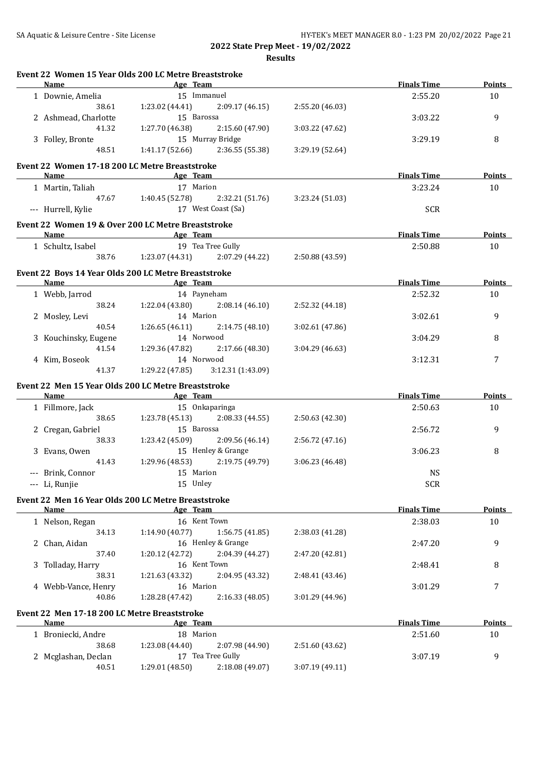## 2022 State Prep Meet - 19/02/2022

### Results

#### Event 22 Women 15 Year Olds 200 LC Metre Breaststroke

| Name | Age | Team | | | Finals Time | Points |
|---|---|---|---|---|---|---|
| 1 Downie, Amelia | 15 | Immanuel | | | 2:55.20 | 10 |
| 38.61 | 1:23.02 (44.41) | 2:09.17 (46.15) | 2:55.20 (46.03) | | | |
| 2 Ashmead, Charlotte | 15 | Barossa | | | 3:03.22 | 9 |
| 41.32 | 1:27.70 (46.38) | 2:15.60 (47.90) | 3:03.22 (47.62) | | | |
| 3 Folley, Bronte | 15 | Murray Bridge | | | 3:29.19 | 8 |
| 48.51 | 1:41.17 (52.66) | 2:36.55 (55.38) | 3:29.19 (52.64) | | | |

#### Event 22 Women 17-18 200 LC Metre Breaststroke

| Name | Age | Team | | | Finals Time | Points |
|---|---|---|---|---|---|---|
| 1 Martin, Taliah | 17 | Marion | | | 3:23.24 | 10 |
| 47.67 | 1:40.45 (52.78) | 2:32.21 (51.76) | 3:23.24 (51.03) | | | |
| --- Hurrell, Kylie | 17 | West Coast (Sa) | | | SCR | |

#### Event 22 Women 19 & Over 200 LC Metre Breaststroke

| Name | Age | Team | | | Finals Time | Points |
|---|---|---|---|---|---|---|
| 1 Schultz, Isabel | 19 | Tea Tree Gully | | | 2:50.88 | 10 |
| 38.76 | 1:23.07 (44.31) | 2:07.29 (44.22) | 2:50.88 (43.59) | | | |

#### Event 22 Boys 14 Year Olds 200 LC Metre Breaststroke

| Name | Age | Team | | | Finals Time | Points |
|---|---|---|---|---|---|---|
| 1 Webb, Jarrod | 14 | Payneham | | | 2:52.32 | 10 |
| 38.24 | 1:22.04 (43.80) | 2:08.14 (46.10) | 2:52.32 (44.18) | | | |
| 2 Mosley, Levi | 14 | Marion | | | 3:02.61 | 9 |
| 40.54 | 1:26.65 (46.11) | 2:14.75 (48.10) | 3:02.61 (47.86) | | | |
| 3 Kouchinsky, Eugene | 14 | Norwood | | | 3:04.29 | 8 |
| 41.54 | 1:29.36 (47.82) | 2:17.66 (48.30) | 3:04.29 (46.63) | | | |
| 4 Kim, Boseok | 14 | Norwood | | | 3:12.31 | 7 |
| 41.37 | 1:29.22 (47.85) | 3:12.31 (1:43.09) | | | | |

#### Event 22 Men 15 Year Olds 200 LC Metre Breaststroke

| Name | Age | Team | | | Finals Time | Points |
|---|---|---|---|---|---|---|
| 1 Fillmore, Jack | 15 | Onkaparinga | | | 2:50.63 | 10 |
| 38.65 | 1:23.78 (45.13) | 2:08.33 (44.55) | 2:50.63 (42.30) | | | |
| 2 Cregan, Gabriel | 15 | Barossa | | | 2:56.72 | 9 |
| 38.33 | 1:23.42 (45.09) | 2:09.56 (46.14) | 2:56.72 (47.16) | | | |
| 3 Evans, Owen | 15 | Henley & Grange | | | 3:06.23 | 8 |
| 41.43 | 1:29.96 (48.53) | 2:19.75 (49.79) | 3:06.23 (46.48) | | | |
| --- Brink, Connor | 15 | Marion | | | NS | |
| --- Li, Runjie | 15 | Unley | | | SCR | |

#### Event 22 Men 16 Year Olds 200 LC Metre Breaststroke

| Name | Age | Team | | | Finals Time | Points |
|---|---|---|---|---|---|---|
| 1 Nelson, Regan | 16 | Kent Town | | | 2:38.03 | 10 |
| 34.13 | 1:14.90 (40.77) | 1:56.75 (41.85) | 2:38.03 (41.28) | | | |
| 2 Chan, Aidan | 16 | Henley & Grange | | | 2:47.20 | 9 |
| 37.40 | 1:20.12 (42.72) | 2:04.39 (44.27) | 2:47.20 (42.81) | | | |
| 3 Tolladay, Harry | 16 | Kent Town | | | 2:48.41 | 8 |
| 38.31 | 1:21.63 (43.32) | 2:04.95 (43.32) | 2:48.41 (43.46) | | | |
| 4 Webb-Vance, Henry | 16 | Marion | | | 3:01.29 | 7 |
| 40.86 | 1:28.28 (47.42) | 2:16.33 (48.05) | 3:01.29 (44.96) | | | |

#### Event 22 Men 17-18 200 LC Metre Breaststroke

| Name | Age | Team | | | Finals Time | Points |
|---|---|---|---|---|---|---|
| 1 Broniecki, Andre | 18 | Marion | | | 2:51.60 | 10 |
| 38.68 | 1:23.08 (44.40) | 2:07.98 (44.90) | 2:51.60 (43.62) | | | |
| 2 Mcglashan, Declan | 17 | Tea Tree Gully | | | 3:07.19 | 9 |
| 40.51 | 1:29.01 (48.50) | 2:18.08 (49.07) | 3:07.19 (49.11) | | | |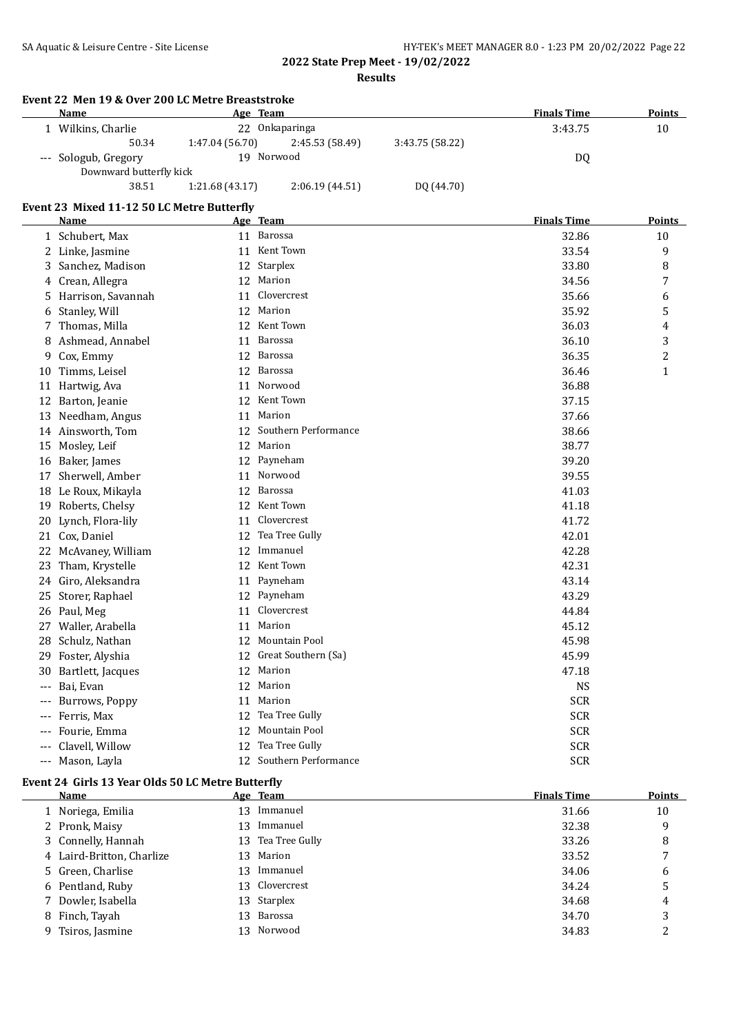## 2022 State Prep Meet - 19/02/2022

### Results

#### Event 22 Men 19 & Over 200 LC Metre Breaststroke

| | Name | Age | Team | | | Finals Time | Points |
|---|---|---|---|---|---|---|---|
| 1 | Wilkins, Charlie | 22 | Onkaparinga | | | 3:43.75 | 10 |
| | 50.34 | 1:47.04 (56.70) | 2:45.53 (58.49) | 3:43.75 (58.22) | | | |
| --- | Sologub, Gregory | 19 | Norwood | | | DQ | |
| | Downward butterfly kick | | | | | | |
| | 38.51 | 1:21.68 (43.17) | 2:06.19 (44.51) | DQ (44.70) | | | |

#### Event 23 Mixed 11-12 50 LC Metre Butterfly

| | Name | Age | Team | Finals Time | Points |
|---|---|---|---|---|---|
| 1 | Schubert, Max | 11 | Barossa | 32.86 | 10 |
| 2 | Linke, Jasmine | 11 | Kent Town | 33.54 | 9 |
| 3 | Sanchez, Madison | 12 | Starplex | 33.80 | 8 |
| 4 | Crean, Allegra | 12 | Marion | 34.56 | 7 |
| 5 | Harrison, Savannah | 11 | Clovercrest | 35.66 | 6 |
| 6 | Stanley, Will | 12 | Marion | 35.92 | 5 |
| 7 | Thomas, Milla | 12 | Kent Town | 36.03 | 4 |
| 8 | Ashmead, Annabel | 11 | Barossa | 36.10 | 3 |
| 9 | Cox, Emmy | 12 | Barossa | 36.35 | 2 |
| 10 | Timms, Leisel | 12 | Barossa | 36.46 | 1 |
| 11 | Hartwig, Ava | 11 | Norwood | 36.88 | |
| 12 | Barton, Jeanie | 12 | Kent Town | 37.15 | |
| 13 | Needham, Angus | 11 | Marion | 37.66 | |
| 14 | Ainsworth, Tom | 12 | Southern Performance | 38.66 | |
| 15 | Mosley, Leif | 12 | Marion | 38.77 | |
| 16 | Baker, James | 12 | Payneham | 39.20 | |
| 17 | Sherwell, Amber | 11 | Norwood | 39.55 | |
| 18 | Le Roux, Mikayla | 12 | Barossa | 41.03 | |
| 19 | Roberts, Chelsy | 12 | Kent Town | 41.18 | |
| 20 | Lynch, Flora-lily | 11 | Clovercrest | 41.72 | |
| 21 | Cox, Daniel | 12 | Tea Tree Gully | 42.01 | |
| 22 | McAvaney, William | 12 | Immanuel | 42.28 | |
| 23 | Tham, Krystelle | 12 | Kent Town | 42.31 | |
| 24 | Giro, Aleksandra | 11 | Payneham | 43.14 | |
| 25 | Storer, Raphael | 12 | Payneham | 43.29 | |
| 26 | Paul, Meg | 11 | Clovercrest | 44.84 | |
| 27 | Waller, Arabella | 11 | Marion | 45.12 | |
| 28 | Schulz, Nathan | 12 | Mountain Pool | 45.98 | |
| 29 | Foster, Alyshia | 12 | Great Southern (Sa) | 45.99 | |
| 30 | Bartlett, Jacques | 12 | Marion | 47.18 | |
| --- | Bai, Evan | 12 | Marion | NS | |
| --- | Burrows, Poppy | 11 | Marion | SCR | |
| --- | Ferris, Max | 12 | Tea Tree Gully | SCR | |
| --- | Fourie, Emma | 12 | Mountain Pool | SCR | |
| --- | Clavell, Willow | 12 | Tea Tree Gully | SCR | |
| --- | Mason, Layla | 12 | Southern Performance | SCR | |

#### Event 24 Girls 13 Year Olds 50 LC Metre Butterfly

| | Name | Age | Team | Finals Time | Points |
|---|---|---|---|---|---|
| 1 | Noriega, Emilia | 13 | Immanuel | 31.66 | 10 |
| 2 | Pronk, Maisy | 13 | Immanuel | 32.38 | 9 |
| 3 | Connelly, Hannah | 13 | Tea Tree Gully | 33.26 | 8 |
| 4 | Laird-Britton, Charlize | 13 | Marion | 33.52 | 7 |
| 5 | Green, Charlise | 13 | Immanuel | 34.06 | 6 |
| 6 | Pentland, Ruby | 13 | Clovercrest | 34.24 | 5 |
| 7 | Dowler, Isabella | 13 | Starplex | 34.68 | 4 |
| 8 | Finch, Tayah | 13 | Barossa | 34.70 | 3 |
| 9 | Tsiros, Jasmine | 13 | Norwood | 34.83 | 2 |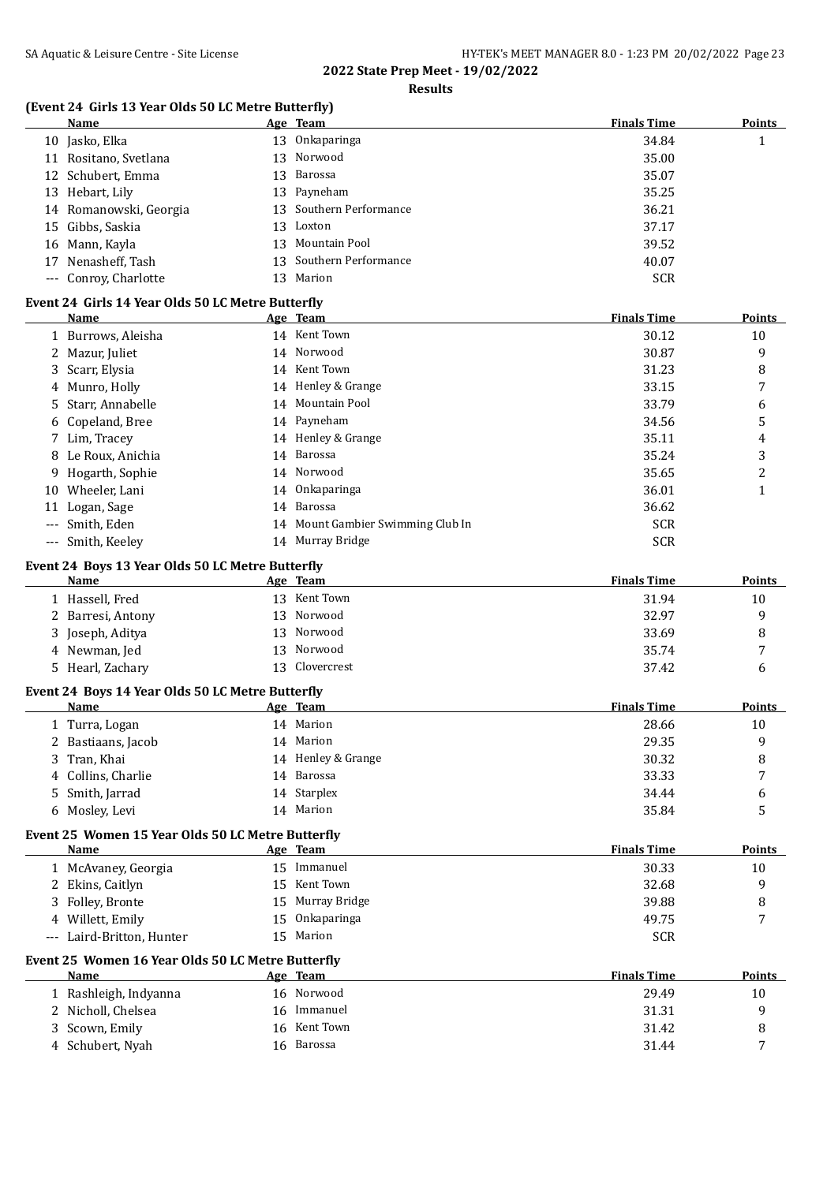**2022 State Prep Meet - 19/02/2022**

**Results**

### (Event 24 Girls 13 Year Olds 50 LC Metre Butterfly)

| | Name | Age | Team | Finals Time | Points |
|---|---|---|---|---|---|
| 10 | Jasko, Elka | 13 | Onkaparinga | 34.84 | 1 |
| 11 | Rositano, Svetlana | 13 | Norwood | 35.00 | |
| 12 | Schubert, Emma | 13 | Barossa | 35.07 | |
| 13 | Hebart, Lily | 13 | Payneham | 35.25 | |
| 14 | Romanowski, Georgia | 13 | Southern Performance | 36.21 | |
| 15 | Gibbs, Saskia | 13 | Loxton | 37.17 | |
| 16 | Mann, Kayla | 13 | Mountain Pool | 39.52 | |
| 17 | Nenasheff, Tash | 13 | Southern Performance | 40.07 | |
| --- | Conroy, Charlotte | 13 | Marion | SCR | |

### Event 24 Girls 14 Year Olds 50 LC Metre Butterfly

| | Name | Age | Team | Finals Time | Points |
|---|---|---|---|---|---|
| 1 | Burrows, Aleisha | 14 | Kent Town | 30.12 | 10 |
| 2 | Mazur, Juliet | 14 | Norwood | 30.87 | 9 |
| 3 | Scarr, Elysia | 14 | Kent Town | 31.23 | 8 |
| 4 | Munro, Holly | 14 | Henley & Grange | 33.15 | 7 |
| 5 | Starr, Annabelle | 14 | Mountain Pool | 33.79 | 6 |
| 6 | Copeland, Bree | 14 | Payneham | 34.56 | 5 |
| 7 | Lim, Tracey | 14 | Henley & Grange | 35.11 | 4 |
| 8 | Le Roux, Anichia | 14 | Barossa | 35.24 | 3 |
| 9 | Hogarth, Sophie | 14 | Norwood | 35.65 | 2 |
| 10 | Wheeler, Lani | 14 | Onkaparinga | 36.01 | 1 |
| 11 | Logan, Sage | 14 | Barossa | 36.62 | |
| --- | Smith, Eden | 14 | Mount Gambier Swimming Club In | SCR | |
| --- | Smith, Keeley | 14 | Murray Bridge | SCR | |

### Event 24 Boys 13 Year Olds 50 LC Metre Butterfly

| | Name | Age | Team | Finals Time | Points |
|---|---|---|---|---|---|
| 1 | Hassell, Fred | 13 | Kent Town | 31.94 | 10 |
| 2 | Barresi, Antony | 13 | Norwood | 32.97 | 9 |
| 3 | Joseph, Aditya | 13 | Norwood | 33.69 | 8 |
| 4 | Newman, Jed | 13 | Norwood | 35.74 | 7 |
| 5 | Hearl, Zachary | 13 | Clovercrest | 37.42 | 6 |

### Event 24 Boys 14 Year Olds 50 LC Metre Butterfly

| | Name | Age | Team | Finals Time | Points |
|---|---|---|---|---|---|
| 1 | Turra, Logan | 14 | Marion | 28.66 | 10 |
| 2 | Bastiaans, Jacob | 14 | Marion | 29.35 | 9 |
| 3 | Tran, Khai | 14 | Henley & Grange | 30.32 | 8 |
| 4 | Collins, Charlie | 14 | Barossa | 33.33 | 7 |
| 5 | Smith, Jarrad | 14 | Starplex | 34.44 | 6 |
| 6 | Mosley, Levi | 14 | Marion | 35.84 | 5 |

### Event 25 Women 15 Year Olds 50 LC Metre Butterfly

| | Name | Age | Team | Finals Time | Points |
|---|---|---|---|---|---|
| 1 | McAvaney, Georgia | 15 | Immanuel | 30.33 | 10 |
| 2 | Ekins, Caitlyn | 15 | Kent Town | 32.68 | 9 |
| 3 | Folley, Bronte | 15 | Murray Bridge | 39.88 | 8 |
| 4 | Willett, Emily | 15 | Onkaparinga | 49.75 | 7 |
| --- | Laird-Britton, Hunter | 15 | Marion | SCR | |

### Event 25 Women 16 Year Olds 50 LC Metre Butterfly

| | Name | Age | Team | Finals Time | Points |
|---|---|---|---|---|---|
| 1 | Rashleigh, Indyanna | 16 | Norwood | 29.49 | 10 |
| 2 | Nicholl, Chelsea | 16 | Immanuel | 31.31 | 9 |
| 3 | Scown, Emily | 16 | Kent Town | 31.42 | 8 |
| 4 | Schubert, Nyah | 16 | Barossa | 31.44 | 7 |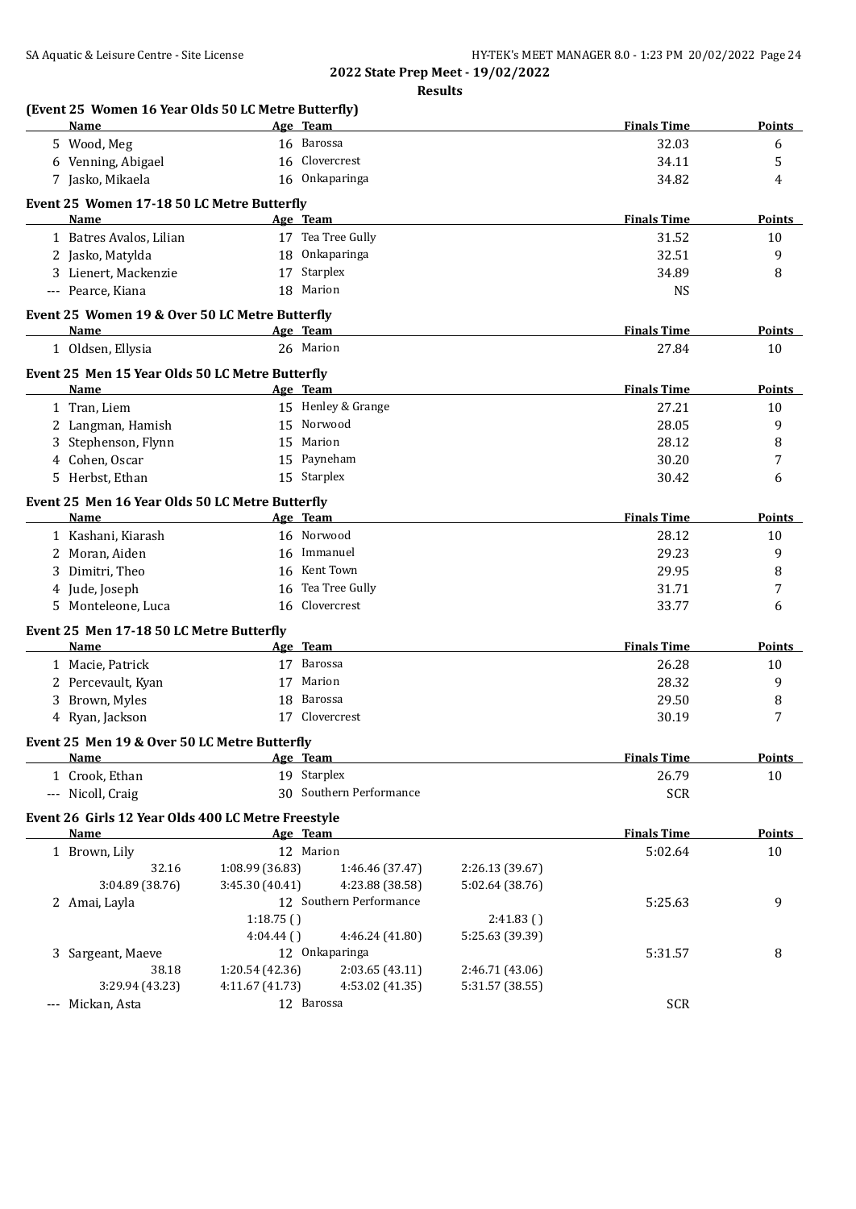**2022 State Prep Meet - 19/02/2022**

**Results**

### (Event 25 Women 16 Year Olds 50 LC Metre Butterfly)

| | Name | Age | Team | Finals Time | Points |
|---|---|---|---|---|---|
| 5 | Wood, Meg | 16 | Barossa | 32.03 | 6 |
| 6 | Venning, Abigael | 16 | Clovercrest | 34.11 | 5 |
| 7 | Jasko, Mikaela | 16 | Onkaparinga | 34.82 | 4 |

### Event 25 Women 17-18 50 LC Metre Butterfly

| | Name | Age | Team | Finals Time | Points |
|---|---|---|---|---|---|
| 1 | Batres Avalos, Lilian | 17 | Tea Tree Gully | 31.52 | 10 |
| 2 | Jasko, Matylda | 18 | Onkaparinga | 32.51 | 9 |
| 3 | Lienert, Mackenzie | 17 | Starplex | 34.89 | 8 |
| --- | Pearce, Kiana | 18 | Marion | NS | |

### Event 25 Women 19 & Over 50 LC Metre Butterfly

| | Name | Age | Team | Finals Time | Points |
|---|---|---|---|---|---|
| 1 | Oldsen, Ellysia | 26 | Marion | 27.84 | 10 |

### Event 25 Men 15 Year Olds 50 LC Metre Butterfly

| | Name | Age | Team | Finals Time | Points |
|---|---|---|---|---|---|
| 1 | Tran, Liem | 15 | Henley & Grange | 27.21 | 10 |
| 2 | Langman, Hamish | 15 | Norwood | 28.05 | 9 |
| 3 | Stephenson, Flynn | 15 | Marion | 28.12 | 8 |
| 4 | Cohen, Oscar | 15 | Payneham | 30.20 | 7 |
| 5 | Herbst, Ethan | 15 | Starplex | 30.42 | 6 |

### Event 25 Men 16 Year Olds 50 LC Metre Butterfly

| | Name | Age | Team | Finals Time | Points |
|---|---|---|---|---|---|
| 1 | Kashani, Kiarash | 16 | Norwood | 28.12 | 10 |
| 2 | Moran, Aiden | 16 | Immanuel | 29.23 | 9 |
| 3 | Dimitri, Theo | 16 | Kent Town | 29.95 | 8 |
| 4 | Jude, Joseph | 16 | Tea Tree Gully | 31.71 | 7 |
| 5 | Monteleone, Luca | 16 | Clovercrest | 33.77 | 6 |

### Event 25 Men 17-18 50 LC Metre Butterfly

| | Name | Age | Team | Finals Time | Points |
|---|---|---|---|---|---|
| 1 | Macie, Patrick | 17 | Barossa | 26.28 | 10 |
| 2 | Percevault, Kyan | 17 | Marion | 28.32 | 9 |
| 3 | Brown, Myles | 18 | Barossa | 29.50 | 8 |
| 4 | Ryan, Jackson | 17 | Clovercrest | 30.19 | 7 |

### Event 25 Men 19 & Over 50 LC Metre Butterfly

| | Name | Age | Team | Finals Time | Points |
|---|---|---|---|---|---|
| 1 | Crook, Ethan | 19 | Starplex | 26.79 | 10 |
| --- | Nicoll, Craig | 30 | Southern Performance | SCR | |

### Event 26 Girls 12 Year Olds 400 LC Metre Freestyle

| | Name | Age | Team | | | Finals Time | Points |
|---|---|---|---|---|---|---|---|
| 1 | Brown, Lily | 12 | Marion | | | 5:02.64 | 10 |
| | 32.16 | 1:08.99 (36.83) | 1:46.46 (37.47) | 2:26.13 (39.67) | | | |
| | 3:04.89 (38.76) | 3:45.30 (40.41) | 4:23.88 (38.58) | 5:02.64 (38.76) | | | |
| 2 | Amai, Layla | 12 | Southern Performance | | | 5:25.63 | 9 |
| | | 1:18.75 ( ) | | 2:41.83 ( ) | | | |
| | | 4:04.44 ( ) | 4:46.24 (41.80) | 5:25.63 (39.39) | | | |
| 3 | Sargeant, Maeve | 12 | Onkaparinga | | | 5:31.57 | 8 |
| | 38.18 | 1:20.54 (42.36) | 2:03.65 (43.11) | 2:46.71 (43.06) | | | |
| | 3:29.94 (43.23) | 4:11.67 (41.73) | 4:53.02 (41.35) | 5:31.57 (38.55) | | | |
| --- | Mickan, Asta | 12 | Barossa | | | SCR | |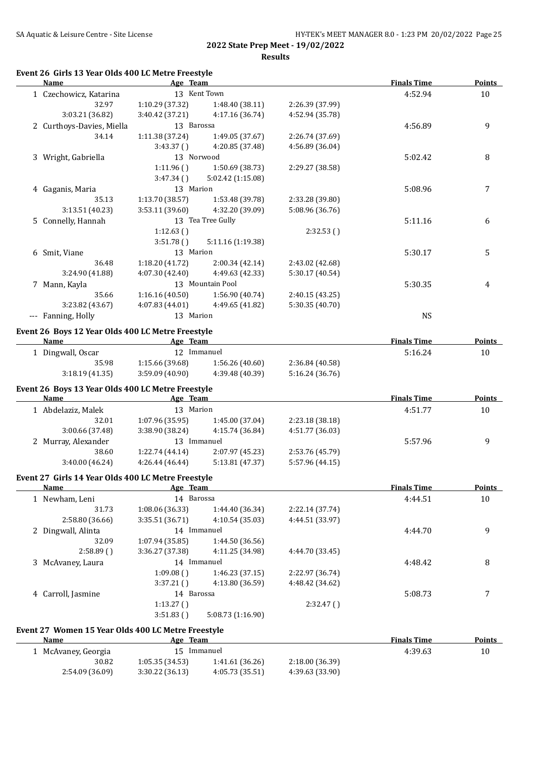**2022 State Prep Meet - 19/02/2022**

**Results**

### Event 26 Girls 13 Year Olds 400 LC Metre Freestyle

| | Name | Age | Team | | | Finals Time | Points |
|---|---|---|---|---|---|---|---|
| 1 | Czechowicz, Katarina | 13 | Kent Town | | | 4:52.94 | 10 |
| | 32.97 | 1:10.29 (37.32) | 1:48.40 (38.11) | 2:26.39 (37.99) | | | |
| | 3:03.21 (36.82) | 3:40.42 (37.21) | 4:17.16 (36.74) | 4:52.94 (35.78) | | | |
| 2 | Curthoys-Davies, Miella | 13 | Barossa | | | 4:56.89 | 9 |
| | 34.14 | 1:11.38 (37.24) | 1:49.05 (37.67) | 2:26.74 (37.69) | | | |
| | | 3:43.37 ( ) | 4:20.85 (37.48) | 4:56.89 (36.04) | | | |
| 3 | Wright, Gabriella | 13 | Norwood | | | 5:02.42 | 8 |
| | | 1:11.96 ( ) | 1:50.69 (38.73) | 2:29.27 (38.58) | | | |
| | | 3:47.34 ( ) | 5:02.42 (1:15.08) | | | | |
| 4 | Gaganis, Maria | 13 | Marion | | | 5:08.96 | 7 |
| | 35.13 | 1:13.70 (38.57) | 1:53.48 (39.78) | 2:33.28 (39.80) | | | |
| | 3:13.51 (40.23) | 3:53.11 (39.60) | 4:32.20 (39.09) | 5:08.96 (36.76) | | | |
| 5 | Connelly, Hannah | 13 | Tea Tree Gully | | | 5:11.16 | 6 |
| | | 1:12.63 ( ) | | 2:32.53 ( ) | | | |
| | | 3:51.78 ( ) | 5:11.16 (1:19.38) | | | | |
| 6 | Smit, Viane | 13 | Marion | | | 5:30.17 | 5 |
| | 36.48 | 1:18.20 (41.72) | 2:00.34 (42.14) | 2:43.02 (42.68) | | | |
| | 3:24.90 (41.88) | 4:07.30 (42.40) | 4:49.63 (42.33) | 5:30.17 (40.54) | | | |
| 7 | Mann, Kayla | 13 | Mountain Pool | | | 5:30.35 | 4 |
| | 35.66 | 1:16.16 (40.50) | 1:56.90 (40.74) | 2:40.15 (43.25) | | | |
| | 3:23.82 (43.67) | 4:07.83 (44.01) | 4:49.65 (41.82) | 5:30.35 (40.70) | | | |
| --- | Fanning, Holly | 13 | Marion | | | NS | |

### Event 26 Boys 12 Year Olds 400 LC Metre Freestyle

| | Name | Age | Team | | | Finals Time | Points |
|---|---|---|---|---|---|---|---|
| 1 | Dingwall, Oscar | 12 | Immanuel | | | 5:16.24 | 10 |
| | 35.98 | 1:15.66 (39.68) | 1:56.26 (40.60) | 2:36.84 (40.58) | | | |
| | 3:18.19 (41.35) | 3:59.09 (40.90) | 4:39.48 (40.39) | 5:16.24 (36.76) | | | |

### Event 26 Boys 13 Year Olds 400 LC Metre Freestyle

| | Name | Age | Team | | | Finals Time | Points |
|---|---|---|---|---|---|---|---|
| 1 | Abdelaziz, Malek | 13 | Marion | | | 4:51.77 | 10 |
| | 32.01 | 1:07.96 (35.95) | 1:45.00 (37.04) | 2:23.18 (38.18) | | | |
| | 3:00.66 (37.48) | 3:38.90 (38.24) | 4:15.74 (36.84) | 4:51.77 (36.03) | | | |
| 2 | Murray, Alexander | 13 | Immanuel | | | 5:57.96 | 9 |
| | 38.60 | 1:22.74 (44.14) | 2:07.97 (45.23) | 2:53.76 (45.79) | | | |
| | 3:40.00 (46.24) | 4:26.44 (46.44) | 5:13.81 (47.37) | 5:57.96 (44.15) | | | |

### Event 27 Girls 14 Year Olds 400 LC Metre Freestyle

| | Name | Age | Team | | | Finals Time | Points |
|---|---|---|---|---|---|---|---|
| 1 | Newham, Leni | 14 | Barossa | | | 4:44.51 | 10 |
| | 31.73 | 1:08.06 (36.33) | 1:44.40 (36.34) | 2:22.14 (37.74) | | | |
| | 2:58.80 (36.66) | 3:35.51 (36.71) | 4:10.54 (35.03) | 4:44.51 (33.97) | | | |
| 2 | Dingwall, Alinta | 14 | Immanuel | | | 4:44.70 | 9 |
| | 32.09 | 1:07.94 (35.85) | 1:44.50 (36.56) | | | | |
| | 2:58.89 ( ) | 3:36.27 (37.38) | 4:11.25 (34.98) | 4:44.70 (33.45) | | | |
| 3 | McAvaney, Laura | 14 | Immanuel | | | 4:48.42 | 8 |
| | | 1:09.08 ( ) | 1:46.23 (37.15) | 2:22.97 (36.74) | | | |
| | | 3:37.21 ( ) | 4:13.80 (36.59) | 4:48.42 (34.62) | | | |
| 4 | Carroll, Jasmine | 14 | Barossa | | | 5:08.73 | 7 |
| | | 1:13.27 ( ) | | 2:32.47 ( ) | | | |
| | | 3:51.83 ( ) | 5:08.73 (1:16.90) | | | | |

### Event 27 Women 15 Year Olds 400 LC Metre Freestyle

| | Name | Age | Team | | | Finals Time | Points |
|---|---|---|---|---|---|---|---|
| 1 | McAvaney, Georgia | 15 | Immanuel | | | 4:39.63 | 10 |
| | 30.82 | 1:05.35 (34.53) | 1:41.61 (36.26) | 2:18.00 (36.39) | | | |
| | 2:54.09 (36.09) | 3:30.22 (36.13) | 4:05.73 (35.51) | 4:39.63 (33.90) | | | |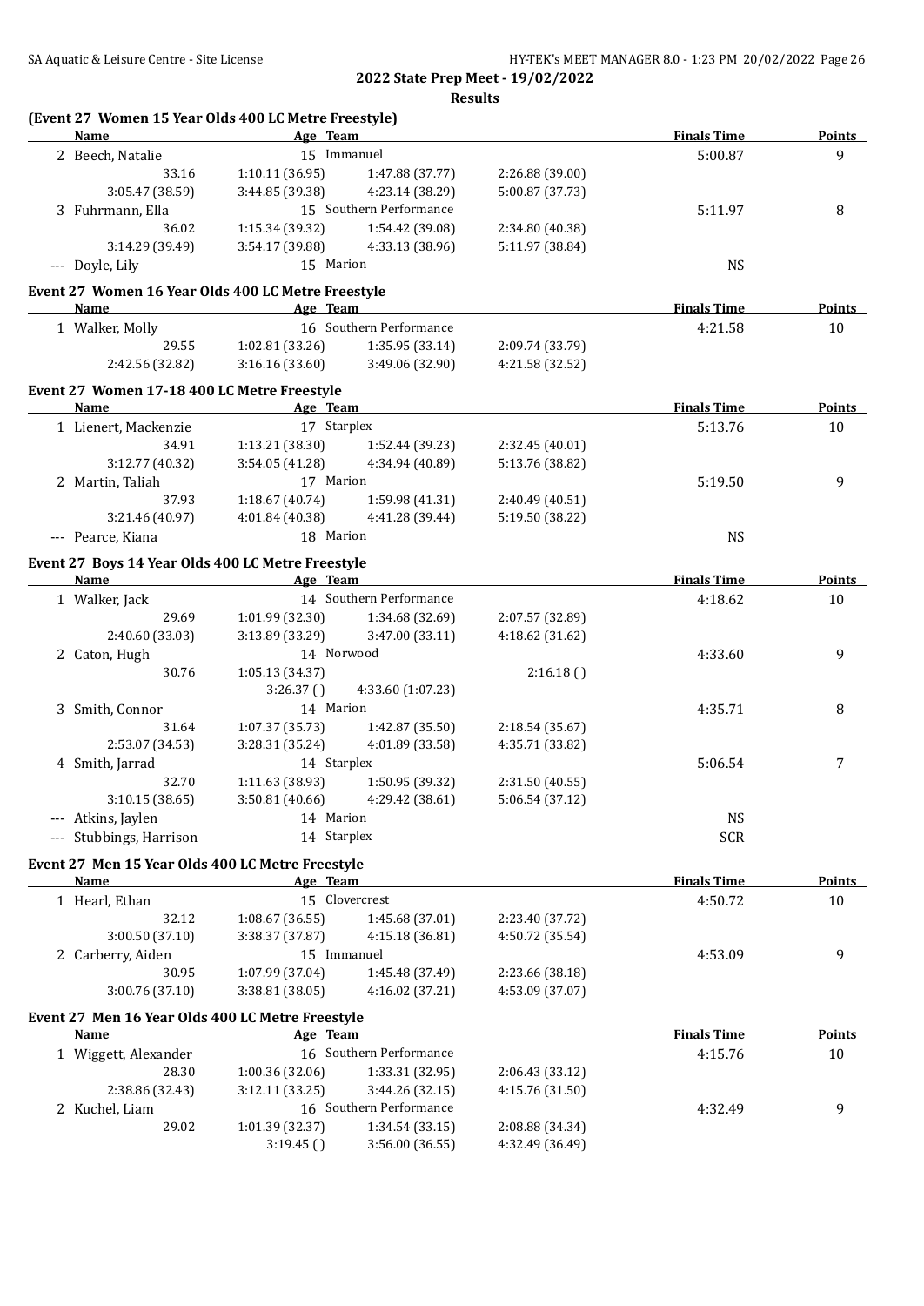**2022 State Prep Meet - 19/02/2022**

**Results**

### (Event 27 Women 15 Year Olds 400 LC Metre Freestyle)

| Name | Age | Team | | | Finals Time | Points |
|---|---|---|---|---|---|---|
| 2 Beech, Natalie | 15 | Immanuel | | | 5:00.87 | 9 |
| 33.16 | 1:10.11 (36.95) | 1:47.88 (37.77) | 2:26.88 (39.00) | | | |
| 3:05.47 (38.59) | 3:44.85 (39.38) | 4:23.14 (38.29) | 5:00.87 (37.73) | | | |
| 3 Fuhrmann, Ella | 15 | Southern Performance | | | 5:11.97 | 8 |
| 36.02 | 1:15.34 (39.32) | 1:54.42 (39.08) | 2:34.80 (40.38) | | | |
| 3:14.29 (39.49) | 3:54.17 (39.88) | 4:33.13 (38.96) | 5:11.97 (38.84) | | | |
| --- Doyle, Lily | 15 | Marion | | | NS | |

### Event 27 Women 16 Year Olds 400 LC Metre Freestyle

| Name | Age | Team | | | Finals Time | Points |
|---|---|---|---|---|---|---|
| 1 Walker, Molly | 16 | Southern Performance | | | 4:21.58 | 10 |
| 29.55 | 1:02.81 (33.26) | 1:35.95 (33.14) | 2:09.74 (33.79) | | | |
| 2:42.56 (32.82) | 3:16.16 (33.60) | 3:49.06 (32.90) | 4:21.58 (32.52) | | | |

### Event 27 Women 17-18 400 LC Metre Freestyle

| Name | Age | Team | | | Finals Time | Points |
|---|---|---|---|---|---|---|
| 1 Lienert, Mackenzie | 17 | Starplex | | | 5:13.76 | 10 |
| 34.91 | 1:13.21 (38.30) | 1:52.44 (39.23) | 2:32.45 (40.01) | | | |
| 3:12.77 (40.32) | 3:54.05 (41.28) | 4:34.94 (40.89) | 5:13.76 (38.82) | | | |
| 2 Martin, Taliah | 17 | Marion | | | 5:19.50 | 9 |
| 37.93 | 1:18.67 (40.74) | 1:59.98 (41.31) | 2:40.49 (40.51) | | | |
| 3:21.46 (40.97) | 4:01.84 (40.38) | 4:41.28 (39.44) | 5:19.50 (38.22) | | | |
| --- Pearce, Kiana | 18 | Marion | | | NS | |

### Event 27 Boys 14 Year Olds 400 LC Metre Freestyle

| Name | Age | Team | | | Finals Time | Points |
|---|---|---|---|---|---|---|
| 1 Walker, Jack | 14 | Southern Performance | | | 4:18.62 | 10 |
| 29.69 | 1:01.99 (32.30) | 1:34.68 (32.69) | 2:07.57 (32.89) | | | |
| 2:40.60 (33.03) | 3:13.89 (33.29) | 3:47.00 (33.11) | 4:18.62 (31.62) | | | |
| 2 Caton, Hugh | 14 | Norwood | | | 4:33.60 | 9 |
| 30.76 | 1:05.13 (34.37) | | 2:16.18 ( ) | | | |
| | 3:26.37 ( ) | 4:33.60 (1:07.23) | | | | |
| 3 Smith, Connor | 14 | Marion | | | 4:35.71 | 8 |
| 31.64 | 1:07.37 (35.73) | 1:42.87 (35.50) | 2:18.54 (35.67) | | | |
| 2:53.07 (34.53) | 3:28.31 (35.24) | 4:01.89 (33.58) | 4:35.71 (33.82) | | | |
| 4 Smith, Jarrad | 14 | Starplex | | | 5:06.54 | 7 |
| 32.70 | 1:11.63 (38.93) | 1:50.95 (39.32) | 2:31.50 (40.55) | | | |
| 3:10.15 (38.65) | 3:50.81 (40.66) | 4:29.42 (38.61) | 5:06.54 (37.12) | | | |
| --- Atkins, Jaylen | 14 | Marion | | | NS | |
| --- Stubbings, Harrison | 14 | Starplex | | | SCR | |

### Event 27 Men 15 Year Olds 400 LC Metre Freestyle

| Name | Age | Team | | | Finals Time | Points |
|---|---|---|---|---|---|---|
| 1 Hearl, Ethan | 15 | Clovercrest | | | 4:50.72 | 10 |
| 32.12 | 1:08.67 (36.55) | 1:45.68 (37.01) | 2:23.40 (37.72) | | | |
| 3:00.50 (37.10) | 3:38.37 (37.87) | 4:15.18 (36.81) | 4:50.72 (35.54) | | | |
| 2 Carberry, Aiden | 15 | Immanuel | | | 4:53.09 | 9 |
| 30.95 | 1:07.99 (37.04) | 1:45.48 (37.49) | 2:23.66 (38.18) | | | |
| 3:00.76 (37.10) | 3:38.81 (38.05) | 4:16.02 (37.21) | 4:53.09 (37.07) | | | |

### Event 27 Men 16 Year Olds 400 LC Metre Freestyle

| Name | Age | Team | | | Finals Time | Points |
|---|---|---|---|---|---|---|
| 1 Wiggett, Alexander | 16 | Southern Performance | | | 4:15.76 | 10 |
| 28.30 | 1:00.36 (32.06) | 1:33.31 (32.95) | 2:06.43 (33.12) | | | |
| 2:38.86 (32.43) | 3:12.11 (33.25) | 3:44.26 (32.15) | 4:15.76 (31.50) | | | |
| 2 Kuchel, Liam | 16 | Southern Performance | | | 4:32.49 | 9 |
| 29.02 | 1:01.39 (32.37) | 1:34.54 (33.15) | 2:08.88 (34.34) | | | |
| | 3:19.45 ( ) | 3:56.00 (36.55) | 4:32.49 (36.49) | | | |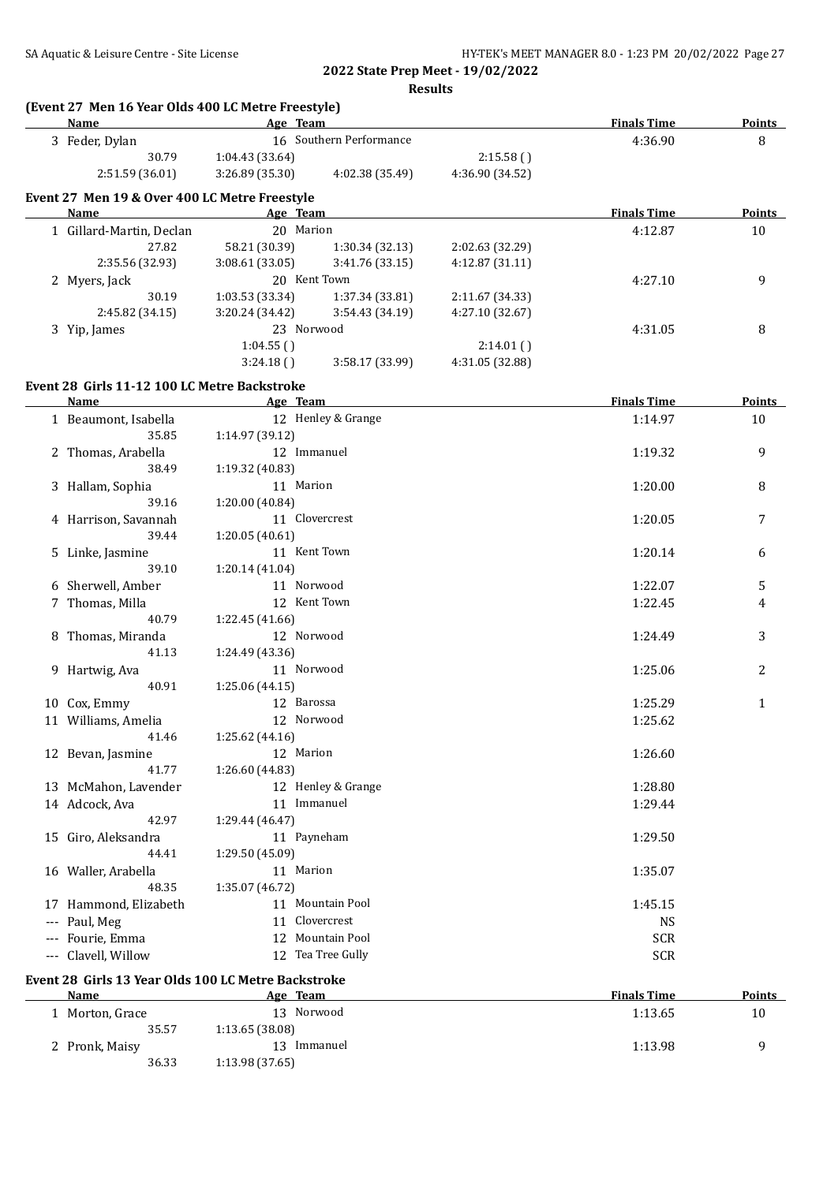**2022 State Prep Meet - 19/02/2022**

**Results**

### (Event 27 Men 16 Year Olds 400 LC Metre Freestyle)

| | Name | Age | Team | | Finals Time | Points |
|---|---|---|---|---|---|---|
| 3 | Feder, Dylan | 16 | Southern Performance | | 4:36.90 | 8 |
| | 30.79 | 1:04.43 (33.64) | | 2:15.58 ( ) | | |
| | 2:51.59 (36.01) | 3:26.89 (35.30) | 4:02.38 (35.49) | 4:36.90 (34.52) | | |

### Event 27 Men 19 & Over 400 LC Metre Freestyle

| | Name | Age | Team | | Finals Time | Points |
|---|---|---|---|---|---|---|
| 1 | Gillard-Martin, Declan | 20 | Marion | | 4:12.87 | 10 |
| | 27.82 | 58.21 (30.39) | 1:30.34 (32.13) | 2:02.63 (32.29) | | |
| | 2:35.56 (32.93) | 3:08.61 (33.05) | 3:41.76 (33.15) | 4:12.87 (31.11) | | |
| 2 | Myers, Jack | 20 | Kent Town | | 4:27.10 | 9 |
| | 30.19 | 1:03.53 (33.34) | 1:37.34 (33.81) | 2:11.67 (34.33) | | |
| | 2:45.82 (34.15) | 3:20.24 (34.42) | 3:54.43 (34.19) | 4:27.10 (32.67) | | |
| 3 | Yip, James | 23 | Norwood | | 4:31.05 | 8 |
| | | 1:04.55 ( ) | | 2:14.01 ( ) | | |
| | | 3:24.18 ( ) | 3:58.17 (33.99) | 4:31.05 (32.88) | | |

### Event 28 Girls 11-12 100 LC Metre Backstroke

| | Name | Age | Team | Finals Time | Points |
|---|---|---|---|---|---|
| 1 | Beaumont, Isabella | 12 | Henley & Grange | 1:14.97 | 10 |
| | 35.85 | 1:14.97 (39.12) | | | |
| 2 | Thomas, Arabella | 12 | Immanuel | 1:19.32 | 9 |
| | 38.49 | 1:19.32 (40.83) | | | |
| 3 | Hallam, Sophia | 11 | Marion | 1:20.00 | 8 |
| | 39.16 | 1:20.00 (40.84) | | | |
| 4 | Harrison, Savannah | 11 | Clovercrest | 1:20.05 | 7 |
| | 39.44 | 1:20.05 (40.61) | | | |
| 5 | Linke, Jasmine | 11 | Kent Town | 1:20.14 | 6 |
| | 39.10 | 1:20.14 (41.04) | | | |
| 6 | Sherwell, Amber | 11 | Norwood | 1:22.07 | 5 |
| 7 | Thomas, Milla | 12 | Kent Town | 1:22.45 | 4 |
| | 40.79 | 1:22.45 (41.66) | | | |
| 8 | Thomas, Miranda | 12 | Norwood | 1:24.49 | 3 |
| | 41.13 | 1:24.49 (43.36) | | | |
| 9 | Hartwig, Ava | 11 | Norwood | 1:25.06 | 2 |
| | 40.91 | 1:25.06 (44.15) | | | |
| 10 | Cox, Emmy | 12 | Barossa | 1:25.29 | 1 |
| 11 | Williams, Amelia | 12 | Norwood | 1:25.62 | |
| | 41.46 | 1:25.62 (44.16) | | | |
| 12 | Bevan, Jasmine | 12 | Marion | 1:26.60 | |
| | 41.77 | 1:26.60 (44.83) | | | |
| 13 | McMahon, Lavender | 12 | Henley & Grange | 1:28.80 | |
| 14 | Adcock, Ava | 11 | Immanuel | 1:29.44 | |
| | 42.97 | 1:29.44 (46.47) | | | |
| 15 | Giro, Aleksandra | 11 | Payneham | 1:29.50 | |
| | 44.41 | 1:29.50 (45.09) | | | |
| 16 | Waller, Arabella | 11 | Marion | 1:35.07 | |
| | 48.35 | 1:35.07 (46.72) | | | |
| 17 | Hammond, Elizabeth | 11 | Mountain Pool | 1:45.15 | |
| --- | Paul, Meg | 11 | Clovercrest | NS | |
| --- | Fourie, Emma | 12 | Mountain Pool | SCR | |
| --- | Clavell, Willow | 12 | Tea Tree Gully | SCR | |

### Event 28 Girls 13 Year Olds 100 LC Metre Backstroke

| | Name | Age | Team | Finals Time | Points |
|---|---|---|---|---|---|
| 1 | Morton, Grace | 13 | Norwood | 1:13.65 | 10 |
| | 35.57 | 1:13.65 (38.08) | | | |
| 2 | Pronk, Maisy | 13 | Immanuel | 1:13.98 | 9 |
| | 36.33 | 1:13.98 (37.65) | | | |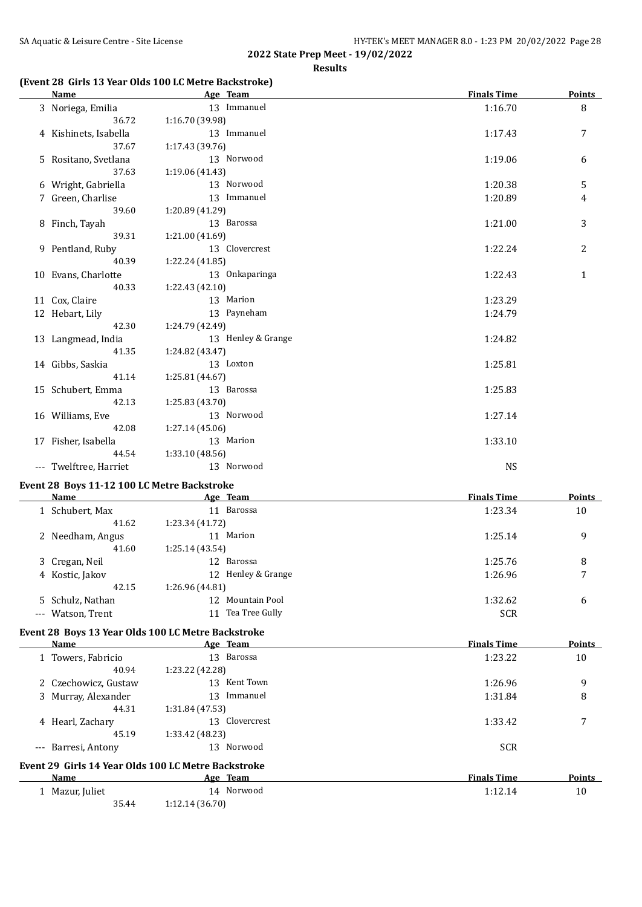**2022 State Prep Meet - 19/02/2022**

**Results**

### (Event 28 Girls 13 Year Olds 100 LC Metre Backstroke)

| | Name | Age | Team | Finals Time | Points |
|---|---|---|---|---|---|
| 3 | Noriega, Emilia | 13 | Immanuel | 1:16.70 | 8 |
| | 36.72 | 1:16.70 (39.98) | | | |
| 4 | Kishinets, Isabella | 13 | Immanuel | 1:17.43 | 7 |
| | 37.67 | 1:17.43 (39.76) | | | |
| 5 | Rositano, Svetlana | 13 | Norwood | 1:19.06 | 6 |
| | 37.63 | 1:19.06 (41.43) | | | |
| 6 | Wright, Gabriella | 13 | Norwood | 1:20.38 | 5 |
| 7 | Green, Charlise | 13 | Immanuel | 1:20.89 | 4 |
| | 39.60 | 1:20.89 (41.29) | | | |
| 8 | Finch, Tayah | 13 | Barossa | 1:21.00 | 3 |
| | 39.31 | 1:21.00 (41.69) | | | |
| 9 | Pentland, Ruby | 13 | Clovercrest | 1:22.24 | 2 |
| | 40.39 | 1:22.24 (41.85) | | | |
| 10 | Evans, Charlotte | 13 | Onkaparinga | 1:22.43 | 1 |
| | 40.33 | 1:22.43 (42.10) | | | |
| 11 | Cox, Claire | 13 | Marion | 1:23.29 | |
| 12 | Hebart, Lily | 13 | Payneham | 1:24.79 | |
| | 42.30 | 1:24.79 (42.49) | | | |
| 13 | Langmead, India | 13 | Henley & Grange | 1:24.82 | |
| | 41.35 | 1:24.82 (43.47) | | | |
| 14 | Gibbs, Saskia | 13 | Loxton | 1:25.81 | |
| | 41.14 | 1:25.81 (44.67) | | | |
| 15 | Schubert, Emma | 13 | Barossa | 1:25.83 | |
| | 42.13 | 1:25.83 (43.70) | | | |
| 16 | Williams, Eve | 13 | Norwood | 1:27.14 | |
| | 42.08 | 1:27.14 (45.06) | | | |
| 17 | Fisher, Isabella | 13 | Marion | 1:33.10 | |
| | 44.54 | 1:33.10 (48.56) | | | |
| --- | Twelftree, Harriet | 13 | Norwood | NS | |

### Event 28 Boys 11-12 100 LC Metre Backstroke

| | Name | Age | Team | Finals Time | Points |
|---|---|---|---|---|---|
| 1 | Schubert, Max | 11 | Barossa | 1:23.34 | 10 |
| | 41.62 | 1:23.34 (41.72) | | | |
| 2 | Needham, Angus | 11 | Marion | 1:25.14 | 9 |
| | 41.60 | 1:25.14 (43.54) | | | |
| 3 | Cregan, Neil | 12 | Barossa | 1:25.76 | 8 |
| 4 | Kostic, Jakov | 12 | Henley & Grange | 1:26.96 | 7 |
| | 42.15 | 1:26.96 (44.81) | | | |
| 5 | Schulz, Nathan | 12 | Mountain Pool | 1:32.62 | 6 |
| --- | Watson, Trent | 11 | Tea Tree Gully | SCR | |

### Event 28 Boys 13 Year Olds 100 LC Metre Backstroke

| | Name | Age | Team | Finals Time | Points |
|---|---|---|---|---|---|
| 1 | Towers, Fabricio | 13 | Barossa | 1:23.22 | 10 |
| | 40.94 | 1:23.22 (42.28) | | | |
| 2 | Czechowicz, Gustaw | 13 | Kent Town | 1:26.96 | 9 |
| 3 | Murray, Alexander | 13 | Immanuel | 1:31.84 | 8 |
| | 44.31 | 1:31.84 (47.53) | | | |
| 4 | Hearl, Zachary | 13 | Clovercrest | 1:33.42 | 7 |
| | 45.19 | 1:33.42 (48.23) | | | |
| --- | Barresi, Antony | 13 | Norwood | SCR | |

### Event 29 Girls 14 Year Olds 100 LC Metre Backstroke

| | Name | Age | Team | Finals Time | Points |
|---|---|---|---|---|---|
| 1 | Mazur, Juliet | 14 | Norwood | 1:12.14 | 10 |
| | 35.44 | 1:12.14 (36.70) | | | |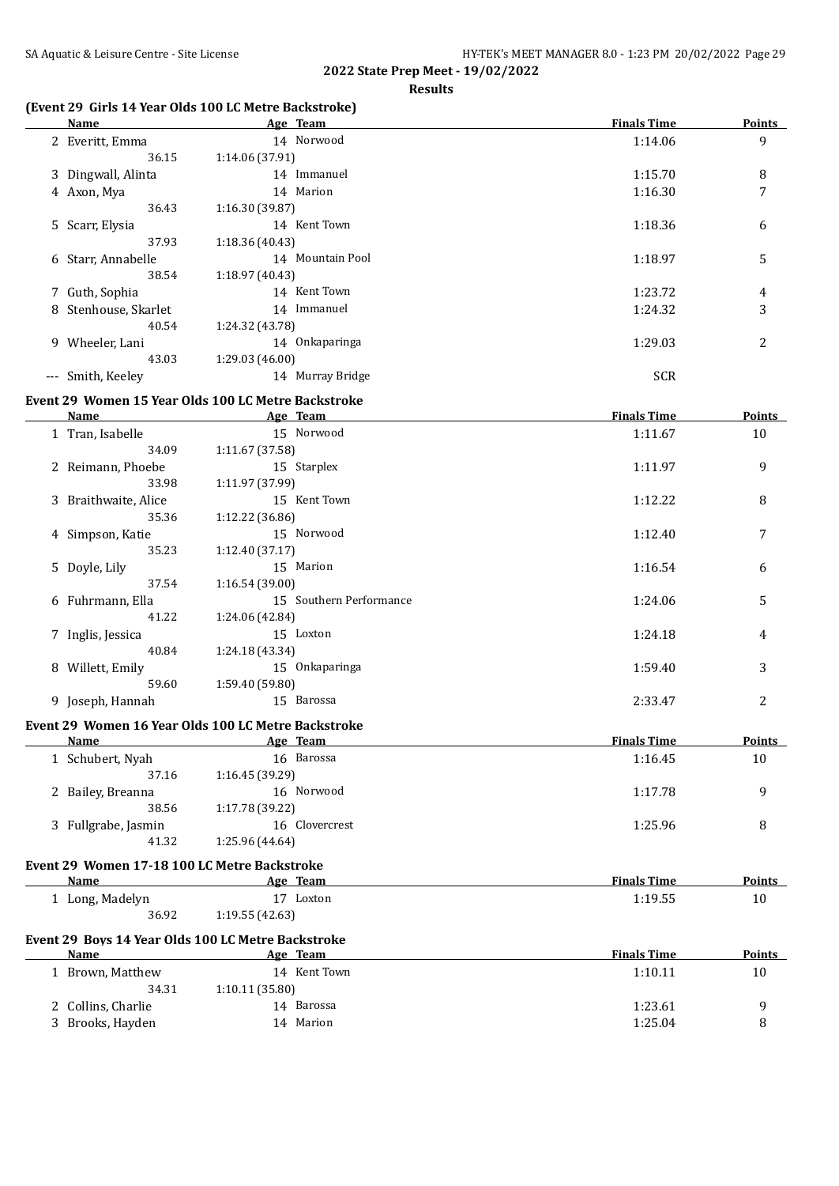**2022 State Prep Meet - 19/02/2022**

**Results**

### (Event 29 Girls 14 Year Olds 100 LC Metre Backstroke)

| Name | Age | Team | Finals Time | Points |
|---|---|---|---|---|
| 2 Everitt, Emma | 14 | Norwood | 1:14.06 | 9 |
| 36.15 | 1:14.06 (37.91) | | | |
| 3 Dingwall, Alinta | 14 | Immanuel | 1:15.70 | 8 |
| 4 Axon, Mya | 14 | Marion | 1:16.30 | 7 |
| 36.43 | 1:16.30 (39.87) | | | |
| 5 Scarr, Elysia | 14 | Kent Town | 1:18.36 | 6 |
| 37.93 | 1:18.36 (40.43) | | | |
| 6 Starr, Annabelle | 14 | Mountain Pool | 1:18.97 | 5 |
| 38.54 | 1:18.97 (40.43) | | | |
| 7 Guth, Sophia | 14 | Kent Town | 1:23.72 | 4 |
| 8 Stenhouse, Skarlet | 14 | Immanuel | 1:24.32 | 3 |
| 40.54 | 1:24.32 (43.78) | | | |
| 9 Wheeler, Lani | 14 | Onkaparinga | 1:29.03 | 2 |
| 43.03 | 1:29.03 (46.00) | | | |
| --- Smith, Keeley | 14 | Murray Bridge | SCR | |

### Event 29 Women 15 Year Olds 100 LC Metre Backstroke

| Name | Age | Team | Finals Time | Points |
|---|---|---|---|---|
| 1 Tran, Isabelle | 15 | Norwood | 1:11.67 | 10 |
| 34.09 | 1:11.67 (37.58) | | | |
| 2 Reimann, Phoebe | 15 | Starplex | 1:11.97 | 9 |
| 33.98 | 1:11.97 (37.99) | | | |
| 3 Braithwaite, Alice | 15 | Kent Town | 1:12.22 | 8 |
| 35.36 | 1:12.22 (36.86) | | | |
| 4 Simpson, Katie | 15 | Norwood | 1:12.40 | 7 |
| 35.23 | 1:12.40 (37.17) | | | |
| 5 Doyle, Lily | 15 | Marion | 1:16.54 | 6 |
| 37.54 | 1:16.54 (39.00) | | | |
| 6 Fuhrmann, Ella | 15 | Southern Performance | 1:24.06 | 5 |
| 41.22 | 1:24.06 (42.84) | | | |
| 7 Inglis, Jessica | 15 | Loxton | 1:24.18 | 4 |
| 40.84 | 1:24.18 (43.34) | | | |
| 8 Willett, Emily | 15 | Onkaparinga | 1:59.40 | 3 |
| 59.60 | 1:59.40 (59.80) | | | |
| 9 Joseph, Hannah | 15 | Barossa | 2:33.47 | 2 |

### Event 29 Women 16 Year Olds 100 LC Metre Backstroke

| Name | Age | Team | Finals Time | Points |
|---|---|---|---|---|
| 1 Schubert, Nyah | 16 | Barossa | 1:16.45 | 10 |
| 37.16 | 1:16.45 (39.29) | | | |
| 2 Bailey, Breanna | 16 | Norwood | 1:17.78 | 9 |
| 38.56 | 1:17.78 (39.22) | | | |
| 3 Fullgrabe, Jasmin | 16 | Clovercrest | 1:25.96 | 8 |
| 41.32 | 1:25.96 (44.64) | | | |

### Event 29 Women 17-18 100 LC Metre Backstroke

| Name | Age | Team | Finals Time | Points |
|---|---|---|---|---|
| 1 Long, Madelyn | 17 | Loxton | 1:19.55 | 10 |
| 36.92 | 1:19.55 (42.63) | | | |

### Event 29 Boys 14 Year Olds 100 LC Metre Backstroke

| Name | Age | Team | Finals Time | Points |
|---|---|---|---|---|
| 1 Brown, Matthew | 14 | Kent Town | 1:10.11 | 10 |
| 34.31 | 1:10.11 (35.80) | | | |
| 2 Collins, Charlie | 14 | Barossa | 1:23.61 | 9 |
| 3 Brooks, Hayden | 14 | Marion | 1:25.04 | 8 |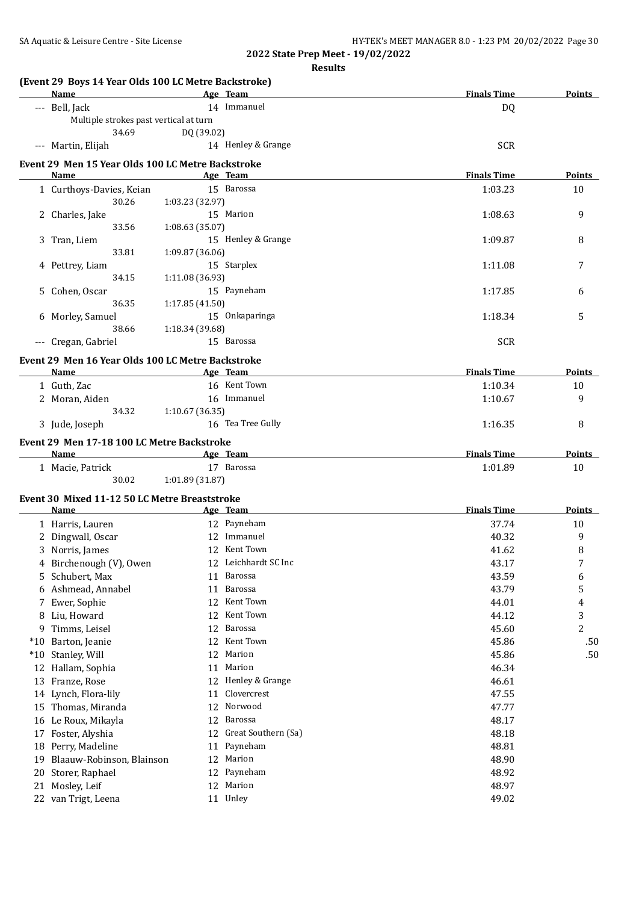**2022 State Prep Meet - 19/02/2022**

**Results**

**(Event 29 Boys 14 Year Olds 100 LC Metre Backstroke)**

| Name | Age | Team | Finals Time | Points |
|---|---|---|---|---|
| --- Bell, Jack | 14 | Immanuel | DQ | |
| Multiple strokes past vertical at turn | | | | |
| 34.69 DQ (39.02) | | | | |
| --- Martin, Elijah | 14 | Henley & Grange | SCR | |

**Event 29 Men 15 Year Olds 100 LC Metre Backstroke**

| Name | Age | Team | Finals Time | Points |
|---|---|---|---|---|
| 1 Curthoys-Davies, Keian | 15 | Barossa | 1:03.23 | 10 |
| 30.26 1:03.23 (32.97) | | | | |
| 2 Charles, Jake | 15 | Marion | 1:08.63 | 9 |
| 33.56 1:08.63 (35.07) | | | | |
| 3 Tran, Liem | 15 | Henley & Grange | 1:09.87 | 8 |
| 33.81 1:09.87 (36.06) | | | | |
| 4 Pettrey, Liam | 15 | Starplex | 1:11.08 | 7 |
| 34.15 1:11.08 (36.93) | | | | |
| 5 Cohen, Oscar | 15 | Payneham | 1:17.85 | 6 |
| 36.35 1:17.85 (41.50) | | | | |
| 6 Morley, Samuel | 15 | Onkaparinga | 1:18.34 | 5 |
| 38.66 1:18.34 (39.68) | | | | |
| --- Cregan, Gabriel | 15 | Barossa | SCR | |

**Event 29 Men 16 Year Olds 100 LC Metre Backstroke**

| Name | Age | Team | Finals Time | Points |
|---|---|---|---|---|
| 1 Guth, Zac | 16 | Kent Town | 1:10.34 | 10 |
| 2 Moran, Aiden | 16 | Immanuel | 1:10.67 | 9 |
| 34.32 1:10.67 (36.35) | | | | |
| 3 Jude, Joseph | 16 | Tea Tree Gully | 1:16.35 | 8 |

**Event 29 Men 17-18 100 LC Metre Backstroke**

| Name | Age | Team | Finals Time | Points |
|---|---|---|---|---|
| 1 Macie, Patrick | 17 | Barossa | 1:01.89 | 10 |
| 30.02 1:01.89 (31.87) | | | | |

**Event 30 Mixed 11-12 50 LC Metre Breaststroke**

| Name | Age | Team | Finals Time | Points |
|---|---|---|---|---|
| 1 Harris, Lauren | 12 | Payneham | 37.74 | 10 |
| 2 Dingwall, Oscar | 12 | Immanuel | 40.32 | 9 |
| 3 Norris, James | 12 | Kent Town | 41.62 | 8 |
| 4 Birchenough (V), Owen | 12 | Leichhardt SC Inc | 43.17 | 7 |
| 5 Schubert, Max | 11 | Barossa | 43.59 | 6 |
| 6 Ashmead, Annabel | 11 | Barossa | 43.79 | 5 |
| 7 Ewer, Sophie | 12 | Kent Town | 44.01 | 4 |
| 8 Liu, Howard | 12 | Kent Town | 44.12 | 3 |
| 9 Timms, Leisel | 12 | Barossa | 45.60 | 2 |
| *10 Barton, Jeanie | 12 | Kent Town | 45.86 | .50 |
| *10 Stanley, Will | 12 | Marion | 45.86 | .50 |
| 12 Hallam, Sophia | 11 | Marion | 46.34 | |
| 13 Franze, Rose | 12 | Henley & Grange | 46.61 | |
| 14 Lynch, Flora-lily | 11 | Clovercrest | 47.55 | |
| 15 Thomas, Miranda | 12 | Norwood | 47.77 | |
| 16 Le Roux, Mikayla | 12 | Barossa | 48.17 | |
| 17 Foster, Alyshia | 12 | Great Southern (Sa) | 48.18 | |
| 18 Perry, Madeline | 11 | Payneham | 48.81 | |
| 19 Blaauw-Robinson, Blainson | 12 | Marion | 48.90 | |
| 20 Storer, Raphael | 12 | Payneham | 48.92 | |
| 21 Mosley, Leif | 12 | Marion | 48.97 | |
| 22 van Trigt, Leena | 11 | Unley | 49.02 | |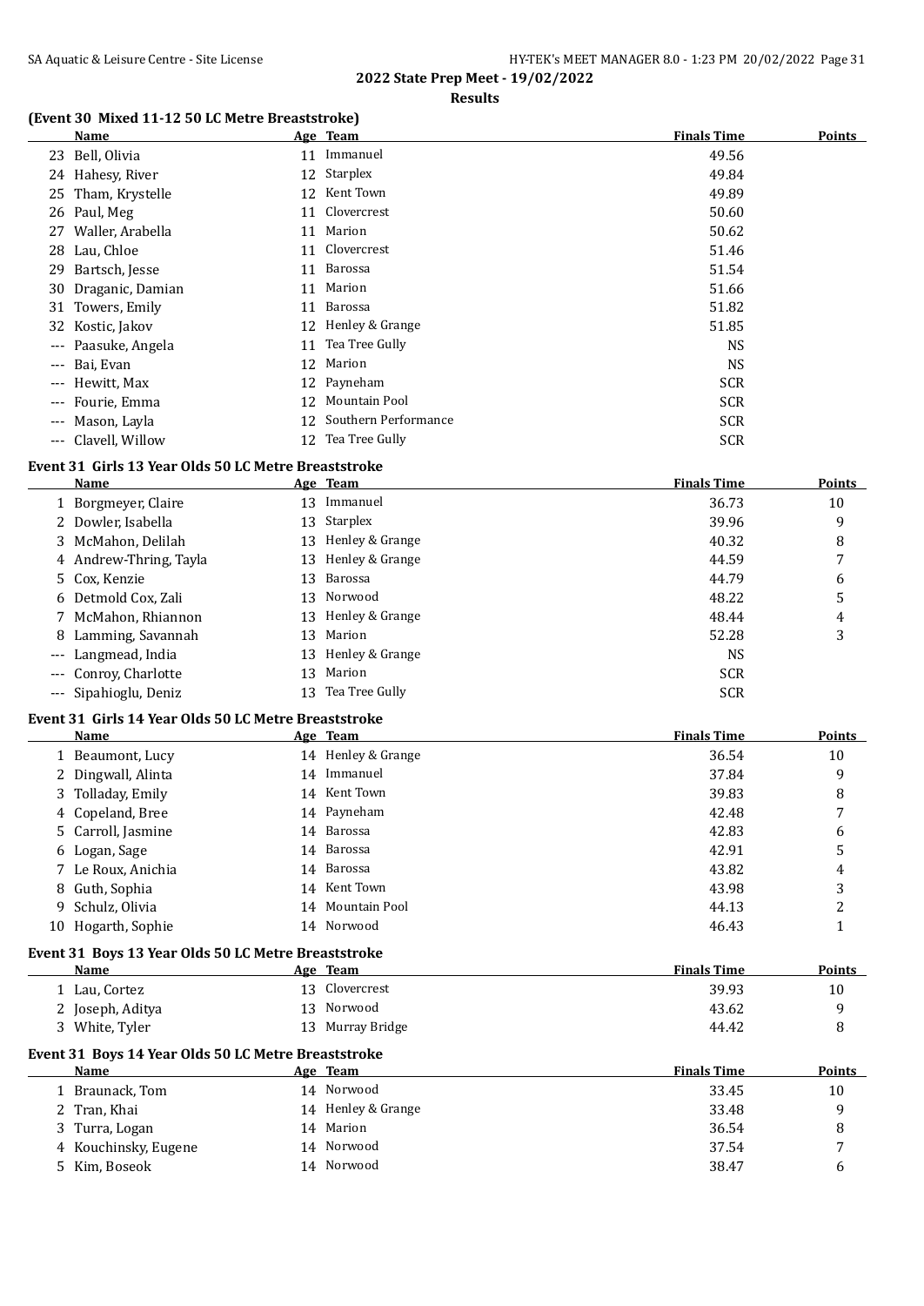## 2022 State Prep Meet - 19/02/2022

**Results**

### (Event 30 Mixed 11-12 50 LC Metre Breaststroke)

| | Name | Age | Team | Finals Time | Points |
|---|---|---|---|---|---|
| 23 | Bell, Olivia | 11 | Immanuel | 49.56 | |
| 24 | Hahesy, River | 12 | Starplex | 49.84 | |
| 25 | Tham, Krystelle | 12 | Kent Town | 49.89 | |
| 26 | Paul, Meg | 11 | Clovercrest | 50.60 | |
| 27 | Waller, Arabella | 11 | Marion | 50.62 | |
| 28 | Lau, Chloe | 11 | Clovercrest | 51.46 | |
| 29 | Bartsch, Jesse | 11 | Barossa | 51.54 | |
| 30 | Draganic, Damian | 11 | Marion | 51.66 | |
| 31 | Towers, Emily | 11 | Barossa | 51.82 | |
| 32 | Kostic, Jakov | 12 | Henley & Grange | 51.85 | |
| --- | Paasuke, Angela | 11 | Tea Tree Gully | NS | |
| --- | Bai, Evan | 12 | Marion | NS | |
| --- | Hewitt, Max | 12 | Payneham | SCR | |
| --- | Fourie, Emma | 12 | Mountain Pool | SCR | |
| --- | Mason, Layla | 12 | Southern Performance | SCR | |
| --- | Clavell, Willow | 12 | Tea Tree Gully | SCR | |

### Event 31 Girls 13 Year Olds 50 LC Metre Breaststroke

| | Name | Age | Team | Finals Time | Points |
|---|---|---|---|---|---|
| 1 | Borgmeyer, Claire | 13 | Immanuel | 36.73 | 10 |
| 2 | Dowler, Isabella | 13 | Starplex | 39.96 | 9 |
| 3 | McMahon, Delilah | 13 | Henley & Grange | 40.32 | 8 |
| 4 | Andrew-Thring, Tayla | 13 | Henley & Grange | 44.59 | 7 |
| 5 | Cox, Kenzie | 13 | Barossa | 44.79 | 6 |
| 6 | Detmold Cox, Zali | 13 | Norwood | 48.22 | 5 |
| 7 | McMahon, Rhiannon | 13 | Henley & Grange | 48.44 | 4 |
| 8 | Lamming, Savannah | 13 | Marion | 52.28 | 3 |
| --- | Langmead, India | 13 | Henley & Grange | NS | |
| --- | Conroy, Charlotte | 13 | Marion | SCR | |
| --- | Sipahioglu, Deniz | 13 | Tea Tree Gully | SCR | |

### Event 31 Girls 14 Year Olds 50 LC Metre Breaststroke

| | Name | Age | Team | Finals Time | Points |
|---|---|---|---|---|---|
| 1 | Beaumont, Lucy | 14 | Henley & Grange | 36.54 | 10 |
| 2 | Dingwall, Alinta | 14 | Immanuel | 37.84 | 9 |
| 3 | Tolladay, Emily | 14 | Kent Town | 39.83 | 8 |
| 4 | Copeland, Bree | 14 | Payneham | 42.48 | 7 |
| 5 | Carroll, Jasmine | 14 | Barossa | 42.83 | 6 |
| 6 | Logan, Sage | 14 | Barossa | 42.91 | 5 |
| 7 | Le Roux, Anichia | 14 | Barossa | 43.82 | 4 |
| 8 | Guth, Sophia | 14 | Kent Town | 43.98 | 3 |
| 9 | Schulz, Olivia | 14 | Mountain Pool | 44.13 | 2 |
| 10 | Hogarth, Sophie | 14 | Norwood | 46.43 | 1 |

### Event 31 Boys 13 Year Olds 50 LC Metre Breaststroke

| | Name | Age | Team | Finals Time | Points |
|---|---|---|---|---|---|
| 1 | Lau, Cortez | 13 | Clovercrest | 39.93 | 10 |
| 2 | Joseph, Aditya | 13 | Norwood | 43.62 | 9 |
| 3 | White, Tyler | 13 | Murray Bridge | 44.42 | 8 |

### Event 31 Boys 14 Year Olds 50 LC Metre Breaststroke

| | Name | Age | Team | Finals Time | Points |
|---|---|---|---|---|---|
| 1 | Braunack, Tom | 14 | Norwood | 33.45 | 10 |
| 2 | Tran, Khai | 14 | Henley & Grange | 33.48 | 9 |
| 3 | Turra, Logan | 14 | Marion | 36.54 | 8 |
| 4 | Kouchinsky, Eugene | 14 | Norwood | 37.54 | 7 |
| 5 | Kim, Boseok | 14 | Norwood | 38.47 | 6 |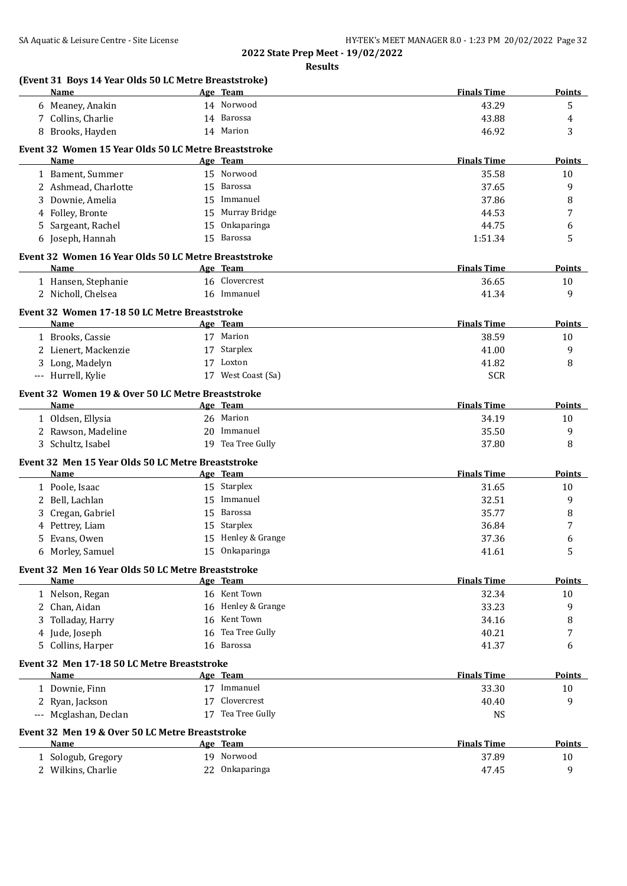**2022 State Prep Meet - 19/02/2022**

**Results**

### (Event 31 Boys 14 Year Olds 50 LC Metre Breaststroke)

| | Name | Age | Team | Finals Time | Points |
|---|---|---|---|---|---|
| 6 | Meaney, Anakin | 14 | Norwood | 43.29 | 5 |
| 7 | Collins, Charlie | 14 | Barossa | 43.88 | 4 |
| 8 | Brooks, Hayden | 14 | Marion | 46.92 | 3 |

### Event 32 Women 15 Year Olds 50 LC Metre Breaststroke

| | Name | Age | Team | Finals Time | Points |
|---|---|---|---|---|---|
| 1 | Bament, Summer | 15 | Norwood | 35.58 | 10 |
| 2 | Ashmead, Charlotte | 15 | Barossa | 37.65 | 9 |
| 3 | Downie, Amelia | 15 | Immanuel | 37.86 | 8 |
| 4 | Folley, Bronte | 15 | Murray Bridge | 44.53 | 7 |
| 5 | Sargeant, Rachel | 15 | Onkaparinga | 44.75 | 6 |
| 6 | Joseph, Hannah | 15 | Barossa | 1:51.34 | 5 |

### Event 32 Women 16 Year Olds 50 LC Metre Breaststroke

| | Name | Age | Team | Finals Time | Points |
|---|---|---|---|---|---|
| 1 | Hansen, Stephanie | 16 | Clovercrest | 36.65 | 10 |
| 2 | Nicholl, Chelsea | 16 | Immanuel | 41.34 | 9 |

### Event 32 Women 17-18 50 LC Metre Breaststroke

| | Name | Age | Team | Finals Time | Points |
|---|---|---|---|---|---|
| 1 | Brooks, Cassie | 17 | Marion | 38.59 | 10 |
| 2 | Lienert, Mackenzie | 17 | Starplex | 41.00 | 9 |
| 3 | Long, Madelyn | 17 | Loxton | 41.82 | 8 |
| --- | Hurrell, Kylie | 17 | West Coast (Sa) | SCR | |

### Event 32 Women 19 & Over 50 LC Metre Breaststroke

| | Name | Age | Team | Finals Time | Points |
|---|---|---|---|---|---|
| 1 | Oldsen, Ellysia | 26 | Marion | 34.19 | 10 |
| 2 | Rawson, Madeline | 20 | Immanuel | 35.50 | 9 |
| 3 | Schultz, Isabel | 19 | Tea Tree Gully | 37.80 | 8 |

### Event 32 Men 15 Year Olds 50 LC Metre Breaststroke

| | Name | Age | Team | Finals Time | Points |
|---|---|---|---|---|---|
| 1 | Poole, Isaac | 15 | Starplex | 31.65 | 10 |
| 2 | Bell, Lachlan | 15 | Immanuel | 32.51 | 9 |
| 3 | Cregan, Gabriel | 15 | Barossa | 35.77 | 8 |
| 4 | Pettrey, Liam | 15 | Starplex | 36.84 | 7 |
| 5 | Evans, Owen | 15 | Henley & Grange | 37.36 | 6 |
| 6 | Morley, Samuel | 15 | Onkaparinga | 41.61 | 5 |

### Event 32 Men 16 Year Olds 50 LC Metre Breaststroke

| | Name | Age | Team | Finals Time | Points |
|---|---|---|---|---|---|
| 1 | Nelson, Regan | 16 | Kent Town | 32.34 | 10 |
| 2 | Chan, Aidan | 16 | Henley & Grange | 33.23 | 9 |
| 3 | Tolladay, Harry | 16 | Kent Town | 34.16 | 8 |
| 4 | Jude, Joseph | 16 | Tea Tree Gully | 40.21 | 7 |
| 5 | Collins, Harper | 16 | Barossa | 41.37 | 6 |

### Event 32 Men 17-18 50 LC Metre Breaststroke

| | Name | Age | Team | Finals Time | Points |
|---|---|---|---|---|---|
| 1 | Downie, Finn | 17 | Immanuel | 33.30 | 10 |
| 2 | Ryan, Jackson | 17 | Clovercrest | 40.40 | 9 |
| --- | Mcglashan, Declan | 17 | Tea Tree Gully | NS | |

### Event 32 Men 19 & Over 50 LC Metre Breaststroke

| | Name | Age | Team | Finals Time | Points |
|---|---|---|---|---|---|
| 1 | Sologub, Gregory | 19 | Norwood | 37.89 | 10 |
| 2 | Wilkins, Charlie | 22 | Onkaparinga | 47.45 | 9 |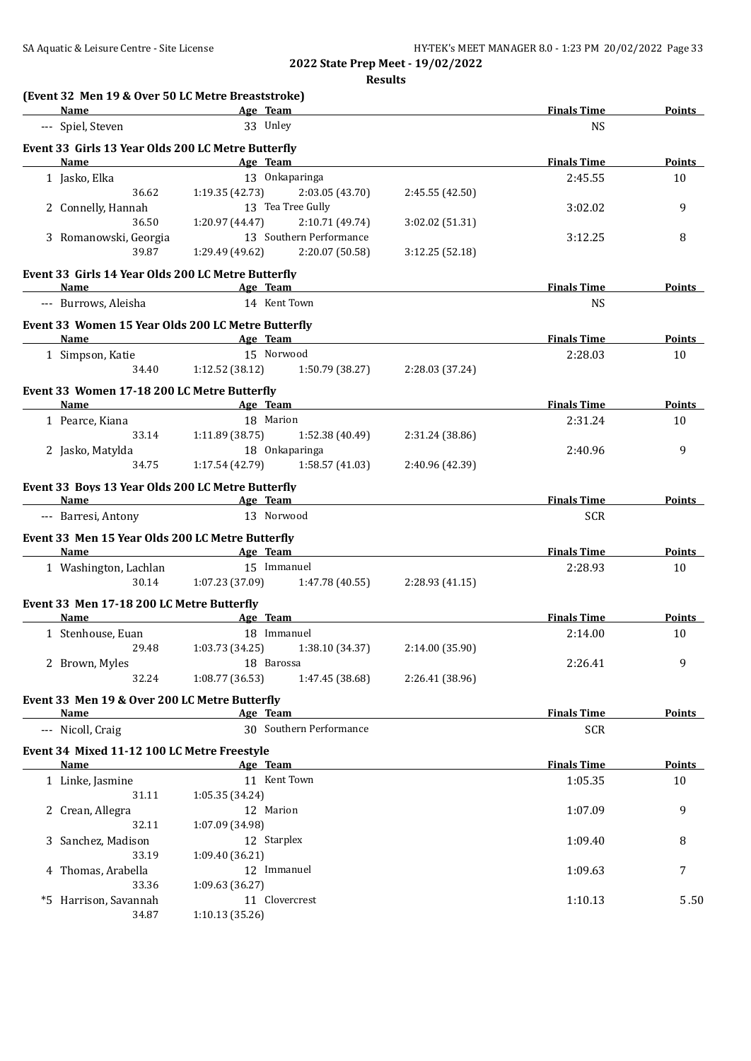## 2022 State Prep Meet - 19/02/2022

### Results

**(Event 32 Men 19 & Over 50 LC Metre Breaststroke)**

| Name | Age | Team | Finals Time | Points |
|---|---|---|---|---|
| --- Spiel, Steven | 33 | Unley | NS | |

**Event 33 Girls 13 Year Olds 200 LC Metre Butterfly**

| Name | Age | Team | Finals Time | Points |
|---|---|---|---|---|
| 1 Jasko, Elka | 13 | Onkaparinga | 2:45.55 | 10 |
| 36.62 / 1:19.35 (42.73) / 2:03.05 (43.70) / 2:45.55 (42.50) | | | | |
| 2 Connelly, Hannah | 13 | Tea Tree Gully | 3:02.02 | 9 |
| 36.50 / 1:20.97 (44.47) / 2:10.71 (49.74) / 3:02.02 (51.31) | | | | |
| 3 Romanowski, Georgia | 13 | Southern Performance | 3:12.25 | 8 |
| 39.87 / 1:29.49 (49.62) / 2:20.07 (50.58) / 3:12.25 (52.18) | | | | |

**Event 33 Girls 14 Year Olds 200 LC Metre Butterfly**

| Name | Age | Team | Finals Time | Points |
|---|---|---|---|---|
| --- Burrows, Aleisha | 14 | Kent Town | NS | |

**Event 33 Women 15 Year Olds 200 LC Metre Butterfly**

| Name | Age | Team | Finals Time | Points |
|---|---|---|---|---|
| 1 Simpson, Katie | 15 | Norwood | 2:28.03 | 10 |
| 34.40 / 1:12.52 (38.12) / 1:50.79 (38.27) / 2:28.03 (37.24) | | | | |

**Event 33 Women 17-18 200 LC Metre Butterfly**

| Name | Age | Team | Finals Time | Points |
|---|---|---|---|---|
| 1 Pearce, Kiana | 18 | Marion | 2:31.24 | 10 |
| 33.14 / 1:11.89 (38.75) / 1:52.38 (40.49) / 2:31.24 (38.86) | | | | |
| 2 Jasko, Matylda | 18 | Onkaparinga | 2:40.96 | 9 |
| 34.75 / 1:17.54 (42.79) / 1:58.57 (41.03) / 2:40.96 (42.39) | | | | |

**Event 33 Boys 13 Year Olds 200 LC Metre Butterfly**

| Name | Age | Team | Finals Time | Points |
|---|---|---|---|---|
| --- Barresi, Antony | 13 | Norwood | SCR | |

**Event 33 Men 15 Year Olds 200 LC Metre Butterfly**

| Name | Age | Team | Finals Time | Points |
|---|---|---|---|---|
| 1 Washington, Lachlan | 15 | Immanuel | 2:28.93 | 10 |
| 30.14 / 1:07.23 (37.09) / 1:47.78 (40.55) / 2:28.93 (41.15) | | | | |

**Event 33 Men 17-18 200 LC Metre Butterfly**

| Name | Age | Team | Finals Time | Points |
|---|---|---|---|---|
| 1 Stenhouse, Euan | 18 | Immanuel | 2:14.00 | 10 |
| 29.48 / 1:03.73 (34.25) / 1:38.10 (34.37) / 2:14.00 (35.90) | | | | |
| 2 Brown, Myles | 18 | Barossa | 2:26.41 | 9 |
| 32.24 / 1:08.77 (36.53) / 1:47.45 (38.68) / 2:26.41 (38.96) | | | | |

**Event 33 Men 19 & Over 200 LC Metre Butterfly**

| Name | Age | Team | Finals Time | Points |
|---|---|---|---|---|
| --- Nicoll, Craig | 30 | Southern Performance | SCR | |

**Event 34 Mixed 11-12 100 LC Metre Freestyle**

| Name | Age | Team | Finals Time | Points |
|---|---|---|---|---|
| 1 Linke, Jasmine | 11 | Kent Town | 1:05.35 | 10 |
| 31.11 / 1:05.35 (34.24) | | | | |
| 2 Crean, Allegra | 12 | Marion | 1:07.09 | 9 |
| 32.11 / 1:07.09 (34.98) | | | | |
| 3 Sanchez, Madison | 12 | Starplex | 1:09.40 | 8 |
| 33.19 / 1:09.40 (36.21) | | | | |
| 4 Thomas, Arabella | 12 | Immanuel | 1:09.63 | 7 |
| 33.36 / 1:09.63 (36.27) | | | | |
| *5 Harrison, Savannah | 11 | Clovercrest | 1:10.13 | 5.50 |
| 34.87 / 1:10.13 (35.26) | | | | |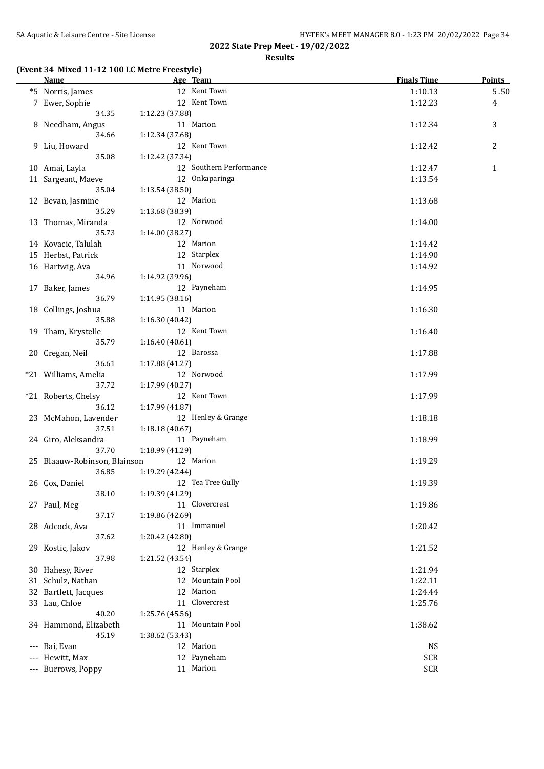## 2022 State Prep Meet - 19/02/2022

### Results

#### (Event 34 Mixed 11-12 100 LC Metre Freestyle)

| Name | Age | Team | Finals Time | Points |
|---|---|---|---|---|
| *5 Norris, James | 12 | Kent Town | 1:10.13 | 5.50 |
| 7 Ewer, Sophie | 12 | Kent Town | 1:12.23 | 4 |
| 34.35 &nbsp; 1:12.23 (37.88) | | | | |
| 8 Needham, Angus | 11 | Marion | 1:12.34 | 3 |
| 34.66 &nbsp; 1:12.34 (37.68) | | | | |
| 9 Liu, Howard | 12 | Kent Town | 1:12.42 | 2 |
| 35.08 &nbsp; 1:12.42 (37.34) | | | | |
| 10 Amai, Layla | 12 | Southern Performance | 1:12.47 | 1 |
| 11 Sargeant, Maeve | 12 | Onkaparinga | 1:13.54 | |
| 35.04 &nbsp; 1:13.54 (38.50) | | | | |
| 12 Bevan, Jasmine | 12 | Marion | 1:13.68 | |
| 35.29 &nbsp; 1:13.68 (38.39) | | | | |
| 13 Thomas, Miranda | 12 | Norwood | 1:14.00 | |
| 35.73 &nbsp; 1:14.00 (38.27) | | | | |
| 14 Kovacic, Talulah | 12 | Marion | 1:14.42 | |
| 15 Herbst, Patrick | 12 | Starplex | 1:14.90 | |
| 16 Hartwig, Ava | 11 | Norwood | 1:14.92 | |
| 34.96 &nbsp; 1:14.92 (39.96) | | | | |
| 17 Baker, James | 12 | Payneham | 1:14.95 | |
| 36.79 &nbsp; 1:14.95 (38.16) | | | | |
| 18 Collings, Joshua | 11 | Marion | 1:16.30 | |
| 35.88 &nbsp; 1:16.30 (40.42) | | | | |
| 19 Tham, Krystelle | 12 | Kent Town | 1:16.40 | |
| 35.79 &nbsp; 1:16.40 (40.61) | | | | |
| 20 Cregan, Neil | 12 | Barossa | 1:17.88 | |
| 36.61 &nbsp; 1:17.88 (41.27) | | | | |
| *21 Williams, Amelia | 12 | Norwood | 1:17.99 | |
| 37.72 &nbsp; 1:17.99 (40.27) | | | | |
| *21 Roberts, Chelsy | 12 | Kent Town | 1:17.99 | |
| 36.12 &nbsp; 1:17.99 (41.87) | | | | |
| 23 McMahon, Lavender | 12 | Henley & Grange | 1:18.18 | |
| 37.51 &nbsp; 1:18.18 (40.67) | | | | |
| 24 Giro, Aleksandra | 11 | Payneham | 1:18.99 | |
| 37.70 &nbsp; 1:18.99 (41.29) | | | | |
| 25 Blaauw-Robinson, Blainson | 12 | Marion | 1:19.29 | |
| 36.85 &nbsp; 1:19.29 (42.44) | | | | |
| 26 Cox, Daniel | 12 | Tea Tree Gully | 1:19.39 | |
| 38.10 &nbsp; 1:19.39 (41.29) | | | | |
| 27 Paul, Meg | 11 | Clovercrest | 1:19.86 | |
| 37.17 &nbsp; 1:19.86 (42.69) | | | | |
| 28 Adcock, Ava | 11 | Immanuel | 1:20.42 | |
| 37.62 &nbsp; 1:20.42 (42.80) | | | | |
| 29 Kostic, Jakov | 12 | Henley & Grange | 1:21.52 | |
| 37.98 &nbsp; 1:21.52 (43.54) | | | | |
| 30 Hahesy, River | 12 | Starplex | 1:21.94 | |
| 31 Schulz, Nathan | 12 | Mountain Pool | 1:22.11 | |
| 32 Bartlett, Jacques | 12 | Marion | 1:24.44 | |
| 33 Lau, Chloe | 11 | Clovercrest | 1:25.76 | |
| 40.20 &nbsp; 1:25.76 (45.56) | | | | |
| 34 Hammond, Elizabeth | 11 | Mountain Pool | 1:38.62 | |
| 45.19 &nbsp; 1:38.62 (53.43) | | | | |
| --- Bai, Evan | 12 | Marion | NS | |
| --- Hewitt, Max | 12 | Payneham | SCR | |
| --- Burrows, Poppy | 11 | Marion | SCR | |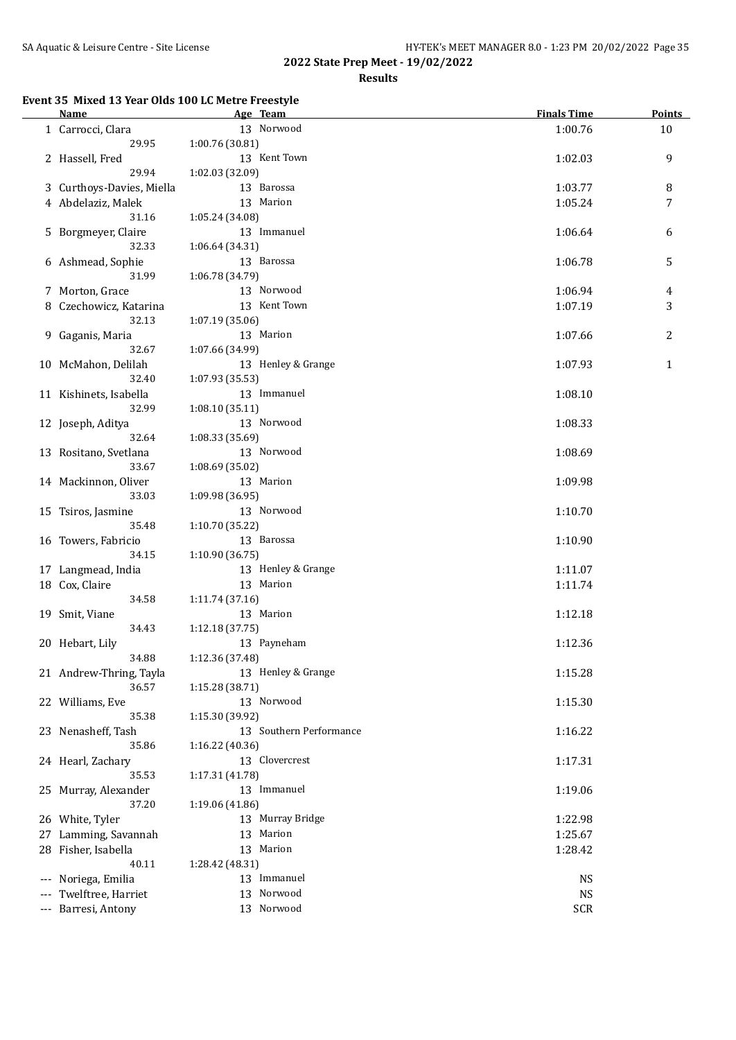**2022 State Prep Meet - 19/02/2022**

**Results**

### Event 35 Mixed 13 Year Olds 100 LC Metre Freestyle

| Name | Age | Team | Finals Time | Points |
|---|---|---|---|---|
| 1 Carrocci, Clara | 13 | Norwood | 1:00.76 | 10 |
| 29.95 &nbsp; 1:00.76 (30.81) | | | | |
| 2 Hassell, Fred | 13 | Kent Town | 1:02.03 | 9 |
| 29.94 &nbsp; 1:02.03 (32.09) | | | | |
| 3 Curthoys-Davies, Miella | 13 | Barossa | 1:03.77 | 8 |
| 4 Abdelaziz, Malek | 13 | Marion | 1:05.24 | 7 |
| 31.16 &nbsp; 1:05.24 (34.08) | | | | |
| 5 Borgmeyer, Claire | 13 | Immanuel | 1:06.64 | 6 |
| 32.33 &nbsp; 1:06.64 (34.31) | | | | |
| 6 Ashmead, Sophie | 13 | Barossa | 1:06.78 | 5 |
| 31.99 &nbsp; 1:06.78 (34.79) | | | | |
| 7 Morton, Grace | 13 | Norwood | 1:06.94 | 4 |
| 8 Czechowicz, Katarina | 13 | Kent Town | 1:07.19 | 3 |
| 32.13 &nbsp; 1:07.19 (35.06) | | | | |
| 9 Gaganis, Maria | 13 | Marion | 1:07.66 | 2 |
| 32.67 &nbsp; 1:07.66 (34.99) | | | | |
| 10 McMahon, Delilah | 13 | Henley & Grange | 1:07.93 | 1 |
| 32.40 &nbsp; 1:07.93 (35.53) | | | | |
| 11 Kishinets, Isabella | 13 | Immanuel | 1:08.10 | |
| 32.99 &nbsp; 1:08.10 (35.11) | | | | |
| 12 Joseph, Aditya | 13 | Norwood | 1:08.33 | |
| 32.64 &nbsp; 1:08.33 (35.69) | | | | |
| 13 Rositano, Svetlana | 13 | Norwood | 1:08.69 | |
| 33.67 &nbsp; 1:08.69 (35.02) | | | | |
| 14 Mackinnon, Oliver | 13 | Marion | 1:09.98 | |
| 33.03 &nbsp; 1:09.98 (36.95) | | | | |
| 15 Tsiros, Jasmine | 13 | Norwood | 1:10.70 | |
| 35.48 &nbsp; 1:10.70 (35.22) | | | | |
| 16 Towers, Fabricio | 13 | Barossa | 1:10.90 | |
| 34.15 &nbsp; 1:10.90 (36.75) | | | | |
| 17 Langmead, India | 13 | Henley & Grange | 1:11.07 | |
| 18 Cox, Claire | 13 | Marion | 1:11.74 | |
| 34.58 &nbsp; 1:11.74 (37.16) | | | | |
| 19 Smit, Viane | 13 | Marion | 1:12.18 | |
| 34.43 &nbsp; 1:12.18 (37.75) | | | | |
| 20 Hebart, Lily | 13 | Payneham | 1:12.36 | |
| 34.88 &nbsp; 1:12.36 (37.48) | | | | |
| 21 Andrew-Thring, Tayla | 13 | Henley & Grange | 1:15.28 | |
| 36.57 &nbsp; 1:15.28 (38.71) | | | | |
| 22 Williams, Eve | 13 | Norwood | 1:15.30 | |
| 35.38 &nbsp; 1:15.30 (39.92) | | | | |
| 23 Nenasheff, Tash | 13 | Southern Performance | 1:16.22 | |
| 35.86 &nbsp; 1:16.22 (40.36) | | | | |
| 24 Hearl, Zachary | 13 | Clovercrest | 1:17.31 | |
| 35.53 &nbsp; 1:17.31 (41.78) | | | | |
| 25 Murray, Alexander | 13 | Immanuel | 1:19.06 | |
| 37.20 &nbsp; 1:19.06 (41.86) | | | | |
| 26 White, Tyler | 13 | Murray Bridge | 1:22.98 | |
| 27 Lamming, Savannah | 13 | Marion | 1:25.67 | |
| 28 Fisher, Isabella | 13 | Marion | 1:28.42 | |
| 40.11 &nbsp; 1:28.42 (48.31) | | | | |
| --- Noriega, Emilia | 13 | Immanuel | NS | |
| --- Twelftree, Harriet | 13 | Norwood | NS | |
| --- Barresi, Antony | 13 | Norwood | SCR | |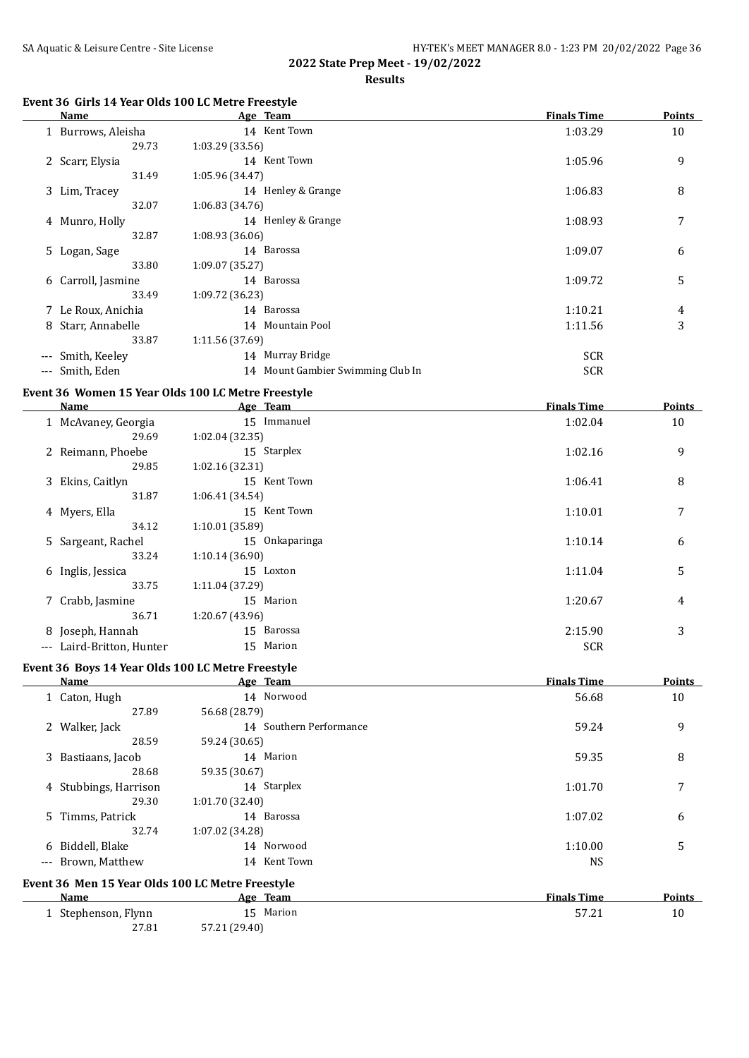## 2022 State Prep Meet - 19/02/2022

### Results

#### Event 36 Girls 14 Year Olds 100 LC Metre Freestyle

| | Name | Age | Team | Finals Time | Points |
|---|---|---|---|---|---|
| 1 | Burrows, Aleisha | 14 | Kent Town | 1:03.29 | 10 |
| | 29.73 | 1:03.29 (33.56) | | | |
| 2 | Scarr, Elysia | 14 | Kent Town | 1:05.96 | 9 |
| | 31.49 | 1:05.96 (34.47) | | | |
| 3 | Lim, Tracey | 14 | Henley & Grange | 1:06.83 | 8 |
| | 32.07 | 1:06.83 (34.76) | | | |
| 4 | Munro, Holly | 14 | Henley & Grange | 1:08.93 | 7 |
| | 32.87 | 1:08.93 (36.06) | | | |
| 5 | Logan, Sage | 14 | Barossa | 1:09.07 | 6 |
| | 33.80 | 1:09.07 (35.27) | | | |
| 6 | Carroll, Jasmine | 14 | Barossa | 1:09.72 | 5 |
| | 33.49 | 1:09.72 (36.23) | | | |
| 7 | Le Roux, Anichia | 14 | Barossa | 1:10.21 | 4 |
| 8 | Starr, Annabelle | 14 | Mountain Pool | 1:11.56 | 3 |
| | 33.87 | 1:11.56 (37.69) | | | |
| --- | Smith, Keeley | 14 | Murray Bridge | SCR | |
| --- | Smith, Eden | 14 | Mount Gambier Swimming Club In | SCR | |

#### Event 36 Women 15 Year Olds 100 LC Metre Freestyle

| | Name | Age | Team | Finals Time | Points |
|---|---|---|---|---|---|
| 1 | McAvaney, Georgia | 15 | Immanuel | 1:02.04 | 10 |
| | 29.69 | 1:02.04 (32.35) | | | |
| 2 | Reimann, Phoebe | 15 | Starplex | 1:02.16 | 9 |
| | 29.85 | 1:02.16 (32.31) | | | |
| 3 | Ekins, Caitlyn | 15 | Kent Town | 1:06.41 | 8 |
| | 31.87 | 1:06.41 (34.54) | | | |
| 4 | Myers, Ella | 15 | Kent Town | 1:10.01 | 7 |
| | 34.12 | 1:10.01 (35.89) | | | |
| 5 | Sargeant, Rachel | 15 | Onkaparinga | 1:10.14 | 6 |
| | 33.24 | 1:10.14 (36.90) | | | |
| 6 | Inglis, Jessica | 15 | Loxton | 1:11.04 | 5 |
| | 33.75 | 1:11.04 (37.29) | | | |
| 7 | Crabb, Jasmine | 15 | Marion | 1:20.67 | 4 |
| | 36.71 | 1:20.67 (43.96) | | | |
| 8 | Joseph, Hannah | 15 | Barossa | 2:15.90 | 3 |
| --- | Laird-Britton, Hunter | 15 | Marion | SCR | |

#### Event 36 Boys 14 Year Olds 100 LC Metre Freestyle

| | Name | Age | Team | Finals Time | Points |
|---|---|---|---|---|---|
| 1 | Caton, Hugh | 14 | Norwood | 56.68 | 10 |
| | 27.89 | 56.68 (28.79) | | | |
| 2 | Walker, Jack | 14 | Southern Performance | 59.24 | 9 |
| | 28.59 | 59.24 (30.65) | | | |
| 3 | Bastiaans, Jacob | 14 | Marion | 59.35 | 8 |
| | 28.68 | 59.35 (30.67) | | | |
| 4 | Stubbings, Harrison | 14 | Starplex | 1:01.70 | 7 |
| | 29.30 | 1:01.70 (32.40) | | | |
| 5 | Timms, Patrick | 14 | Barossa | 1:07.02 | 6 |
| | 32.74 | 1:07.02 (34.28) | | | |
| 6 | Biddell, Blake | 14 | Norwood | 1:10.00 | 5 |
| --- | Brown, Matthew | 14 | Kent Town | NS | |

#### Event 36 Men 15 Year Olds 100 LC Metre Freestyle

| | Name | Age | Team | Finals Time | Points |
|---|---|---|---|---|---|
| 1 | Stephenson, Flynn | 15 | Marion | 57.21 | 10 |
| | 27.81 | 57.21 (29.40) | | | |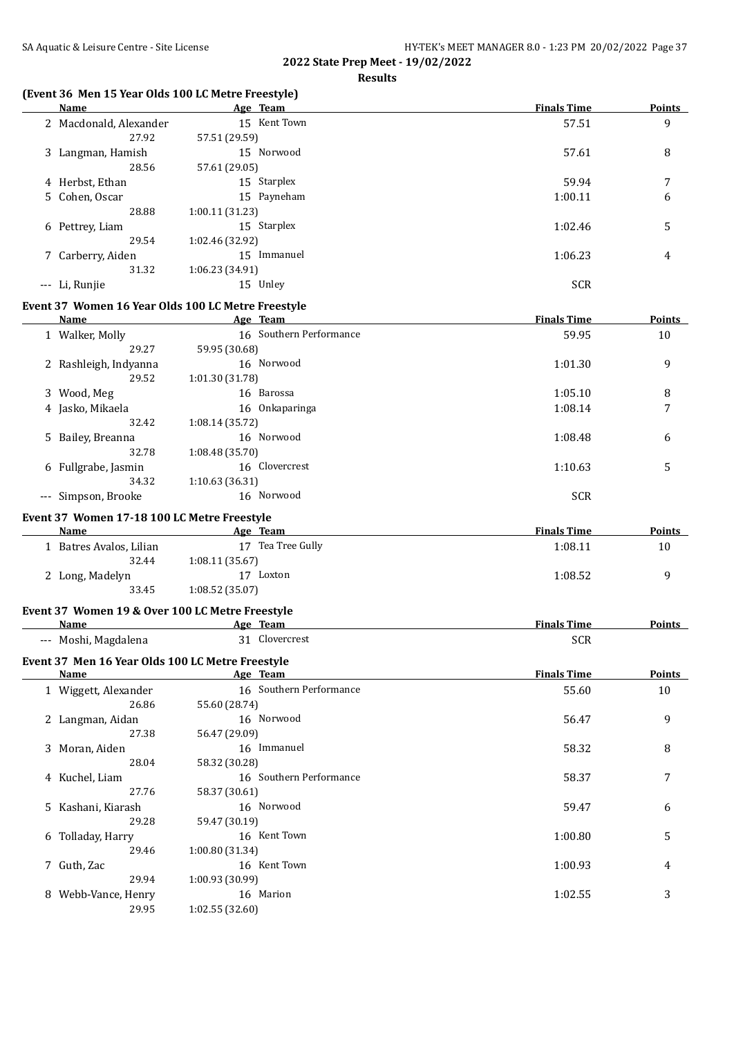**2022 State Prep Meet - 19/02/2022**

**Results**

## (Event 36 Men 15 Year Olds 100 LC Metre Freestyle)

| Name | Age | Team | Finals Time | Points |
|---|---|---|---|---|
| 2 Macdonald, Alexander | 15 | Kent Town | 57.51 | 9 |
| 27.92 | 57.51 (29.59) | | | |
| 3 Langman, Hamish | 15 | Norwood | 57.61 | 8 |
| 28.56 | 57.61 (29.05) | | | |
| 4 Herbst, Ethan | 15 | Starplex | 59.94 | 7 |
| 5 Cohen, Oscar | 15 | Payneham | 1:00.11 | 6 |
| 28.88 | 1:00.11 (31.23) | | | |
| 6 Pettrey, Liam | 15 | Starplex | 1:02.46 | 5 |
| 29.54 | 1:02.46 (32.92) | | | |
| 7 Carberry, Aiden | 15 | Immanuel | 1:06.23 | 4 |
| 31.32 | 1:06.23 (34.91) | | | |
| --- Li, Runjie | 15 | Unley | SCR | |

## Event 37 Women 16 Year Olds 100 LC Metre Freestyle

| Name | Age | Team | Finals Time | Points |
|---|---|---|---|---|
| 1 Walker, Molly | 16 | Southern Performance | 59.95 | 10 |
| 29.27 | 59.95 (30.68) | | | |
| 2 Rashleigh, Indyanna | 16 | Norwood | 1:01.30 | 9 |
| 29.52 | 1:01.30 (31.78) | | | |
| 3 Wood, Meg | 16 | Barossa | 1:05.10 | 8 |
| 4 Jasko, Mikaela | 16 | Onkaparinga | 1:08.14 | 7 |
| 32.42 | 1:08.14 (35.72) | | | |
| 5 Bailey, Breanna | 16 | Norwood | 1:08.48 | 6 |
| 32.78 | 1:08.48 (35.70) | | | |
| 6 Fullgrabe, Jasmin | 16 | Clovercrest | 1:10.63 | 5 |
| 34.32 | 1:10.63 (36.31) | | | |
| --- Simpson, Brooke | 16 | Norwood | SCR | |

## Event 37 Women 17-18 100 LC Metre Freestyle

| Name | Age | Team | Finals Time | Points |
|---|---|---|---|---|
| 1 Batres Avalos, Lilian | 17 | Tea Tree Gully | 1:08.11 | 10 |
| 32.44 | 1:08.11 (35.67) | | | |
| 2 Long, Madelyn | 17 | Loxton | 1:08.52 | 9 |
| 33.45 | 1:08.52 (35.07) | | | |

## Event 37 Women 19 & Over 100 LC Metre Freestyle

| Name | Age | Team | Finals Time | Points |
|---|---|---|---|---|
| --- Moshi, Magdalena | 31 | Clovercrest | SCR | |

## Event 37 Men 16 Year Olds 100 LC Metre Freestyle

| Name | Age | Team | Finals Time | Points |
|---|---|---|---|---|
| 1 Wiggett, Alexander | 16 | Southern Performance | 55.60 | 10 |
| 26.86 | 55.60 (28.74) | | | |
| 2 Langman, Aidan | 16 | Norwood | 56.47 | 9 |
| 27.38 | 56.47 (29.09) | | | |
| 3 Moran, Aiden | 16 | Immanuel | 58.32 | 8 |
| 28.04 | 58.32 (30.28) | | | |
| 4 Kuchel, Liam | 16 | Southern Performance | 58.37 | 7 |
| 27.76 | 58.37 (30.61) | | | |
| 5 Kashani, Kiarash | 16 | Norwood | 59.47 | 6 |
| 29.28 | 59.47 (30.19) | | | |
| 6 Tolladay, Harry | 16 | Kent Town | 1:00.80 | 5 |
| 29.46 | 1:00.80 (31.34) | | | |
| 7 Guth, Zac | 16 | Kent Town | 1:00.93 | 4 |
| 29.94 | 1:00.93 (30.99) | | | |
| 8 Webb-Vance, Henry | 16 | Marion | 1:02.55 | 3 |
| 29.95 | 1:02.55 (32.60) | | | |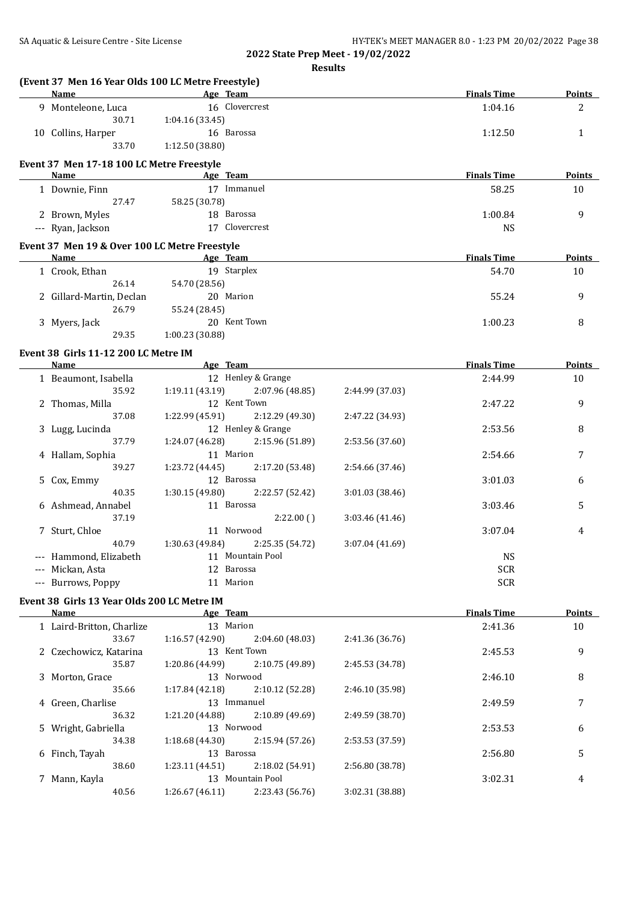## 2022 State Prep Meet - 19/02/2022

### Results

**(Event 37 Men 16 Year Olds 100 LC Metre Freestyle)**

| | Name | Age | Team | Finals Time | Points |
|---|---|---|---|---|---|
| 9 | Monteleone, Luca | 16 | Clovercrest | 1:04.16 | 2 |
| | 30.71 | 1:04.16 (33.45) | | | |
| 10 | Collins, Harper | 16 | Barossa | 1:12.50 | 1 |
| | 33.70 | 1:12.50 (38.80) | | | |

**Event 37 Men 17-18 100 LC Metre Freestyle**

| | Name | Age | Team | Finals Time | Points |
|---|---|---|---|---|---|
| 1 | Downie, Finn | 17 | Immanuel | 58.25 | 10 |
| | 27.47 | 58.25 (30.78) | | | |
| 2 | Brown, Myles | 18 | Barossa | 1:00.84 | 9 |
| --- | Ryan, Jackson | 17 | Clovercrest | NS | |

**Event 37 Men 19 & Over 100 LC Metre Freestyle**

| | Name | Age | Team | Finals Time | Points |
|---|---|---|---|---|---|
| 1 | Crook, Ethan | 19 | Starplex | 54.70 | 10 |
| | 26.14 | 54.70 (28.56) | | | |
| 2 | Gillard-Martin, Declan | 20 | Marion | 55.24 | 9 |
| | 26.79 | 55.24 (28.45) | | | |
| 3 | Myers, Jack | 20 | Kent Town | 1:00.23 | 8 |
| | 29.35 | 1:00.23 (30.88) | | | |

**Event 38 Girls 11-12 200 LC Metre IM**

| | Name | Age | Team | | | Finals Time | Points |
|---|---|---|---|---|---|---|---|
| 1 | Beaumont, Isabella | 12 | Henley & Grange | | | 2:44.99 | 10 |
| | 35.92 | 1:19.11 (43.19) | 2:07.96 (48.85) | 2:44.99 (37.03) | | | |
| 2 | Thomas, Milla | 12 | Kent Town | | | 2:47.22 | 9 |
| | 37.08 | 1:22.99 (45.91) | 2:12.29 (49.30) | 2:47.22 (34.93) | | | |
| 3 | Lugg, Lucinda | 12 | Henley & Grange | | | 2:53.56 | 8 |
| | 37.79 | 1:24.07 (46.28) | 2:15.96 (51.89) | 2:53.56 (37.60) | | | |
| 4 | Hallam, Sophia | 11 | Marion | | | 2:54.66 | 7 |
| | 39.27 | 1:23.72 (44.45) | 2:17.20 (53.48) | 2:54.66 (37.46) | | | |
| 5 | Cox, Emmy | 12 | Barossa | | | 3:01.03 | 6 |
| | 40.35 | 1:30.15 (49.80) | 2:22.57 (52.42) | 3:01.03 (38.46) | | | |
| 6 | Ashmead, Annabel | 11 | Barossa | | | 3:03.46 | 5 |
| | 37.19 | | 2:22.00 ( ) | 3:03.46 (41.46) | | | |
| 7 | Sturt, Chloe | 11 | Norwood | | | 3:07.04 | 4 |
| | 40.79 | 1:30.63 (49.84) | 2:25.35 (54.72) | 3:07.04 (41.69) | | | |
| --- | Hammond, Elizabeth | 11 | Mountain Pool | | | NS | |
| --- | Mickan, Asta | 12 | Barossa | | | SCR | |
| --- | Burrows, Poppy | 11 | Marion | | | SCR | |

**Event 38 Girls 13 Year Olds 200 LC Metre IM**

| | Name | Age | Team | | | Finals Time | Points |
|---|---|---|---|---|---|---|---|
| 1 | Laird-Britton, Charlize | 13 | Marion | | | 2:41.36 | 10 |
| | 33.67 | 1:16.57 (42.90) | 2:04.60 (48.03) | 2:41.36 (36.76) | | | |
| 2 | Czechowicz, Katarina | 13 | Kent Town | | | 2:45.53 | 9 |
| | 35.87 | 1:20.86 (44.99) | 2:10.75 (49.89) | 2:45.53 (34.78) | | | |
| 3 | Morton, Grace | 13 | Norwood | | | 2:46.10 | 8 |
| | 35.66 | 1:17.84 (42.18) | 2:10.12 (52.28) | 2:46.10 (35.98) | | | |
| 4 | Green, Charlise | 13 | Immanuel | | | 2:49.59 | 7 |
| | 36.32 | 1:21.20 (44.88) | 2:10.89 (49.69) | 2:49.59 (38.70) | | | |
| 5 | Wright, Gabriella | 13 | Norwood | | | 2:53.53 | 6 |
| | 34.38 | 1:18.68 (44.30) | 2:15.94 (57.26) | 2:53.53 (37.59) | | | |
| 6 | Finch, Tayah | 13 | Barossa | | | 2:56.80 | 5 |
| | 38.60 | 1:23.11 (44.51) | 2:18.02 (54.91) | 2:56.80 (38.78) | | | |
| 7 | Mann, Kayla | 13 | Mountain Pool | | | 3:02.31 | 4 |
| | 40.56 | 1:26.67 (46.11) | 2:23.43 (56.76) | 3:02.31 (38.88) | | | |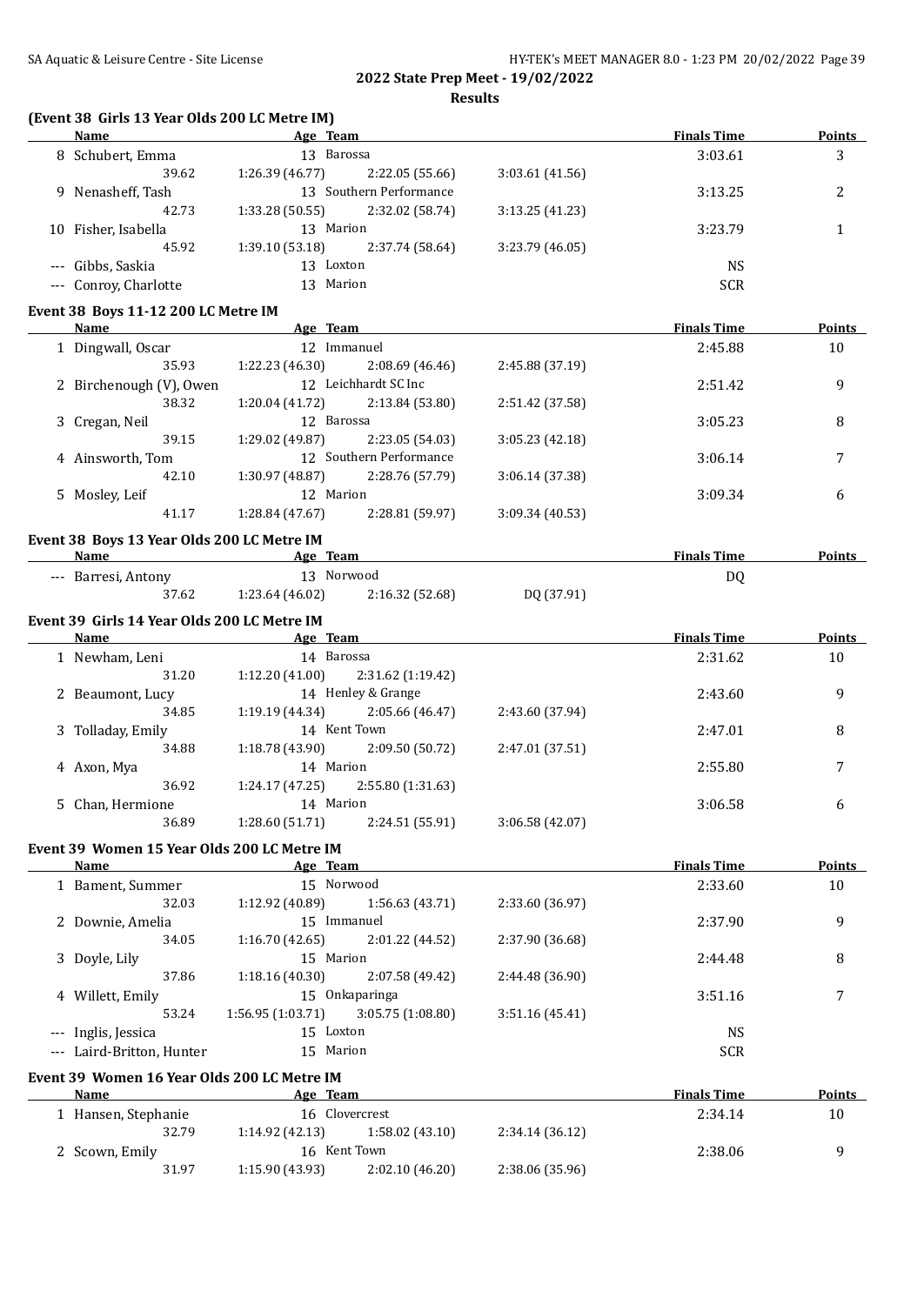**2022 State Prep Meet - 19/02/2022**

**Results**

### (Event 38 Girls 13 Year Olds 200 LC Metre IM)

| | Name | Age | Team | | Finals Time | Points |
|---|---|---|---|---|---|---|
| 8 | Schubert, Emma | 13 | Barossa | | 3:03.61 | 3 |
| | 39.62 | 1:26.39 (46.77) | 2:22.05 (55.66) | 3:03.61 (41.56) | | |
| 9 | Nenasheff, Tash | 13 | Southern Performance | | 3:13.25 | 2 |
| | 42.73 | 1:33.28 (50.55) | 2:32.02 (58.74) | 3:13.25 (41.23) | | |
| 10 | Fisher, Isabella | 13 | Marion | | 3:23.79 | 1 |
| | 45.92 | 1:39.10 (53.18) | 2:37.74 (58.64) | 3:23.79 (46.05) | | |
| --- | Gibbs, Saskia | 13 | Loxton | | NS | |
| --- | Conroy, Charlotte | 13 | Marion | | SCR | |

### Event 38 Boys 11-12 200 LC Metre IM

| | Name | Age | Team | | Finals Time | Points |
|---|---|---|---|---|---|---|
| 1 | Dingwall, Oscar | 12 | Immanuel | | 2:45.88 | 10 |
| | 35.93 | 1:22.23 (46.30) | 2:08.69 (46.46) | 2:45.88 (37.19) | | |
| 2 | Birchenough (V), Owen | 12 | Leichhardt SC Inc | | 2:51.42 | 9 |
| | 38.32 | 1:20.04 (41.72) | 2:13.84 (53.80) | 2:51.42 (37.58) | | |
| 3 | Cregan, Neil | 12 | Barossa | | 3:05.23 | 8 |
| | 39.15 | 1:29.02 (49.87) | 2:23.05 (54.03) | 3:05.23 (42.18) | | |
| 4 | Ainsworth, Tom | 12 | Southern Performance | | 3:06.14 | 7 |
| | 42.10 | 1:30.97 (48.87) | 2:28.76 (57.79) | 3:06.14 (37.38) | | |
| 5 | Mosley, Leif | 12 | Marion | | 3:09.34 | 6 |
| | 41.17 | 1:28.84 (47.67) | 2:28.81 (59.97) | 3:09.34 (40.53) | | |

### Event 38 Boys 13 Year Olds 200 LC Metre IM

| | Name | Age | Team | | Finals Time | Points |
|---|---|---|---|---|---|---|
| --- | Barresi, Antony | 13 | Norwood | | DQ | |
| | 37.62 | 1:23.64 (46.02) | 2:16.32 (52.68) | DQ (37.91) | | |

### Event 39 Girls 14 Year Olds 200 LC Metre IM

| | Name | Age | Team | | Finals Time | Points |
|---|---|---|---|---|---|---|
| 1 | Newham, Leni | 14 | Barossa | | 2:31.62 | 10 |
| | 31.20 | 1:12.20 (41.00) | 2:31.62 (1:19.42) | | | |
| 2 | Beaumont, Lucy | 14 | Henley & Grange | | 2:43.60 | 9 |
| | 34.85 | 1:19.19 (44.34) | 2:05.66 (46.47) | 2:43.60 (37.94) | | |
| 3 | Tolladay, Emily | 14 | Kent Town | | 2:47.01 | 8 |
| | 34.88 | 1:18.78 (43.90) | 2:09.50 (50.72) | 2:47.01 (37.51) | | |
| 4 | Axon, Mya | 14 | Marion | | 2:55.80 | 7 |
| | 36.92 | 1:24.17 (47.25) | 2:55.80 (1:31.63) | | | |
| 5 | Chan, Hermione | 14 | Marion | | 3:06.58 | 6 |
| | 36.89 | 1:28.60 (51.71) | 2:24.51 (55.91) | 3:06.58 (42.07) | | |

### Event 39 Women 15 Year Olds 200 LC Metre IM

| | Name | Age | Team | | Finals Time | Points |
|---|---|---|---|---|---|---|
| 1 | Bament, Summer | 15 | Norwood | | 2:33.60 | 10 |
| | 32.03 | 1:12.92 (40.89) | 1:56.63 (43.71) | 2:33.60 (36.97) | | |
| 2 | Downie, Amelia | 15 | Immanuel | | 2:37.90 | 9 |
| | 34.05 | 1:16.70 (42.65) | 2:01.22 (44.52) | 2:37.90 (36.68) | | |
| 3 | Doyle, Lily | 15 | Marion | | 2:44.48 | 8 |
| | 37.86 | 1:18.16 (40.30) | 2:07.58 (49.42) | 2:44.48 (36.90) | | |
| 4 | Willett, Emily | 15 | Onkaparinga | | 3:51.16 | 7 |
| | 53.24 | 1:56.95 (1:03.71) | 3:05.75 (1:08.80) | 3:51.16 (45.41) | | |
| --- | Inglis, Jessica | 15 | Loxton | | NS | |
| --- | Laird-Britton, Hunter | 15 | Marion | | SCR | |

### Event 39 Women 16 Year Olds 200 LC Metre IM

| | Name | Age | Team | | Finals Time | Points |
|---|---|---|---|---|---|---|
| 1 | Hansen, Stephanie | 16 | Clovercrest | | 2:34.14 | 10 |
| | 32.79 | 1:14.92 (42.13) | 1:58.02 (43.10) | 2:34.14 (36.12) | | |
| 2 | Scown, Emily | 16 | Kent Town | | 2:38.06 | 9 |
| | 31.97 | 1:15.90 (43.93) | 2:02.10 (46.20) | 2:38.06 (35.96) | | |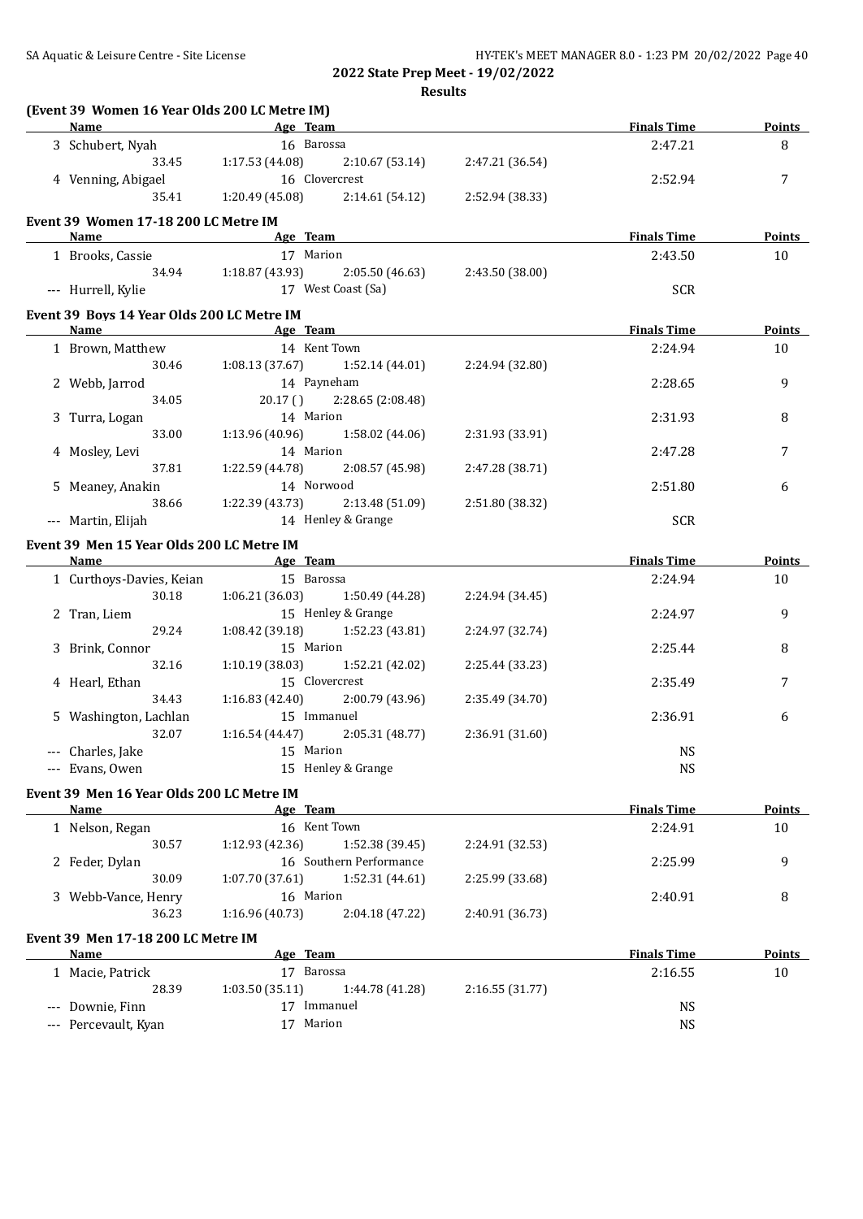**2022 State Prep Meet - 19/02/2022**

**Results**

**(Event 39 Women 16 Year Olds 200 LC Metre IM)**

| Name | Age | Team | | | | Finals Time | Points |
|---|---|---|---|---|---|---|---|
| 3 Schubert, Nyah | 16 | Barossa | | | | 2:47.21 | 8 |
| 33.45 | 1:17.53 (44.08) | | 2:10.67 (53.14) | 2:47.21 (36.54) | | | |
| 4 Venning, Abigael | 16 | Clovercrest | | | | 2:52.94 | 7 |
| 35.41 | 1:20.49 (45.08) | | 2:14.61 (54.12) | 2:52.94 (38.33) | | | |

**Event 39 Women 17-18 200 LC Metre IM**

| Name | Age | Team | | | | Finals Time | Points |
|---|---|---|---|---|---|---|---|
| 1 Brooks, Cassie | 17 | Marion | | | | 2:43.50 | 10 |
| 34.94 | 1:18.87 (43.93) | | 2:05.50 (46.63) | 2:43.50 (38.00) | | | |
| --- Hurrell, Kylie | 17 | West Coast (Sa) | | | | SCR | |

**Event 39 Boys 14 Year Olds 200 LC Metre IM**

| Name | Age | Team | | | | Finals Time | Points |
|---|---|---|---|---|---|---|---|
| 1 Brown, Matthew | 14 | Kent Town | | | | 2:24.94 | 10 |
| 30.46 | 1:08.13 (37.67) | | 1:52.14 (44.01) | 2:24.94 (32.80) | | | |
| 2 Webb, Jarrod | 14 | Payneham | | | | 2:28.65 | 9 |
| 34.05 | 20.17 ( ) | | 2:28.65 (2:08.48) | | | | |
| 3 Turra, Logan | 14 | Marion | | | | 2:31.93 | 8 |
| 33.00 | 1:13.96 (40.96) | | 1:58.02 (44.06) | 2:31.93 (33.91) | | | |
| 4 Mosley, Levi | 14 | Marion | | | | 2:47.28 | 7 |
| 37.81 | 1:22.59 (44.78) | | 2:08.57 (45.98) | 2:47.28 (38.71) | | | |
| 5 Meaney, Anakin | 14 | Norwood | | | | 2:51.80 | 6 |
| 38.66 | 1:22.39 (43.73) | | 2:13.48 (51.09) | 2:51.80 (38.32) | | | |
| --- Martin, Elijah | 14 | Henley & Grange | | | | SCR | |

**Event 39 Men 15 Year Olds 200 LC Metre IM**

| Name | Age | Team | | | | Finals Time | Points |
|---|---|---|---|---|---|---|---|
| 1 Curthoys-Davies, Keian | 15 | Barossa | | | | 2:24.94 | 10 |
| 30.18 | 1:06.21 (36.03) | | 1:50.49 (44.28) | 2:24.94 (34.45) | | | |
| 2 Tran, Liem | 15 | Henley & Grange | | | | 2:24.97 | 9 |
| 29.24 | 1:08.42 (39.18) | | 1:52.23 (43.81) | 2:24.97 (32.74) | | | |
| 3 Brink, Connor | 15 | Marion | | | | 2:25.44 | 8 |
| 32.16 | 1:10.19 (38.03) | | 1:52.21 (42.02) | 2:25.44 (33.23) | | | |
| 4 Hearl, Ethan | 15 | Clovercrest | | | | 2:35.49 | 7 |
| 34.43 | 1:16.83 (42.40) | | 2:00.79 (43.96) | 2:35.49 (34.70) | | | |
| 5 Washington, Lachlan | 15 | Immanuel | | | | 2:36.91 | 6 |
| 32.07 | 1:16.54 (44.47) | | 2:05.31 (48.77) | 2:36.91 (31.60) | | | |
| --- Charles, Jake | 15 | Marion | | | | NS | |
| --- Evans, Owen | 15 | Henley & Grange | | | | NS | |

**Event 39 Men 16 Year Olds 200 LC Metre IM**

| Name | Age | Team | | | | Finals Time | Points |
|---|---|---|---|---|---|---|---|
| 1 Nelson, Regan | 16 | Kent Town | | | | 2:24.91 | 10 |
| 30.57 | 1:12.93 (42.36) | | 1:52.38 (39.45) | 2:24.91 (32.53) | | | |
| 2 Feder, Dylan | 16 | Southern Performance | | | | 2:25.99 | 9 |
| 30.09 | 1:07.70 (37.61) | | 1:52.31 (44.61) | 2:25.99 (33.68) | | | |
| 3 Webb-Vance, Henry | 16 | Marion | | | | 2:40.91 | 8 |
| 36.23 | 1:16.96 (40.73) | | 2:04.18 (47.22) | 2:40.91 (36.73) | | | |

**Event 39 Men 17-18 200 LC Metre IM**

| Name | Age | Team | | | | Finals Time | Points |
|---|---|---|---|---|---|---|---|
| 1 Macie, Patrick | 17 | Barossa | | | | 2:16.55 | 10 |
| 28.39 | 1:03.50 (35.11) | | 1:44.78 (41.28) | 2:16.55 (31.77) | | | |
| --- Downie, Finn | 17 | Immanuel | | | | NS | |
| --- Percevault, Kyan | 17 | Marion | | | | NS | |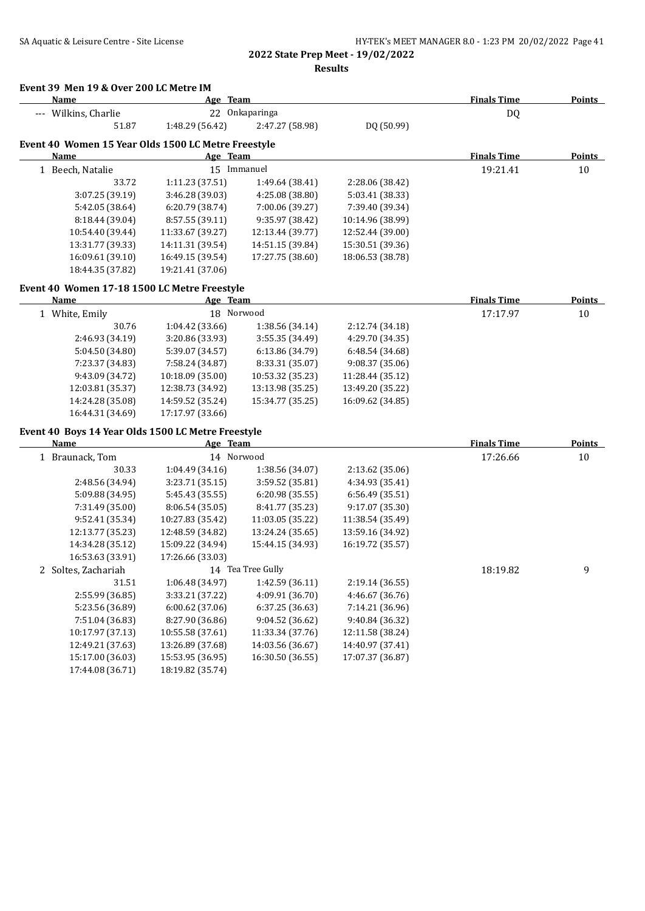## Event 39 Men 19 & Over 200 LC Metre IM

| Name | Age | Team | | Finals Time | Points |
|---|---|---|---|---|---|
| --- Wilkins, Charlie | 22 | Onkaparinga | | DQ | |
| 51.87 | 1:48.29 (56.42) | 2:47.27 (58.98) | DQ (50.99) | | |

## Event 40 Women 15 Year Olds 1500 LC Metre Freestyle

| Name | Age | Team | | Finals Time | Points |
|---|---|---|---|---|---|
| 1 Beech, Natalie | 15 | Immanuel | | 19:21.41 | 10 |
| 33.72 | 1:11.23 (37.51) | 1:49.64 (38.41) | 2:28.06 (38.42) | | |
| 3:07.25 (39.19) | 3:46.28 (39.03) | 4:25.08 (38.80) | 5:03.41 (38.33) | | |
| 5:42.05 (38.64) | 6:20.79 (38.74) | 7:00.06 (39.27) | 7:39.40 (39.34) | | |
| 8:18.44 (39.04) | 8:57.55 (39.11) | 9:35.97 (38.42) | 10:14.96 (38.99) | | |
| 10:54.40 (39.44) | 11:33.67 (39.27) | 12:13.44 (39.77) | 12:52.44 (39.00) | | |
| 13:31.77 (39.33) | 14:11.31 (39.54) | 14:51.15 (39.84) | 15:30.51 (39.36) | | |
| 16:09.61 (39.10) | 16:49.15 (39.54) | 17:27.75 (38.60) | 18:06.53 (38.78) | | |
| 18:44.35 (37.82) | 19:21.41 (37.06) | | | | |

## Event 40 Women 17-18 1500 LC Metre Freestyle

| Name | Age | Team | | Finals Time | Points |
|---|---|---|---|---|---|
| 1 White, Emily | 18 | Norwood | | 17:17.97 | 10 |
| 30.76 | 1:04.42 (33.66) | 1:38.56 (34.14) | 2:12.74 (34.18) | | |
| 2:46.93 (34.19) | 3:20.86 (33.93) | 3:55.35 (34.49) | 4:29.70 (34.35) | | |
| 5:04.50 (34.80) | 5:39.07 (34.57) | 6:13.86 (34.79) | 6:48.54 (34.68) | | |
| 7:23.37 (34.83) | 7:58.24 (34.87) | 8:33.31 (35.07) | 9:08.37 (35.06) | | |
| 9:43.09 (34.72) | 10:18.09 (35.00) | 10:53.32 (35.23) | 11:28.44 (35.12) | | |
| 12:03.81 (35.37) | 12:38.73 (34.92) | 13:13.98 (35.25) | 13:49.20 (35.22) | | |
| 14:24.28 (35.08) | 14:59.52 (35.24) | 15:34.77 (35.25) | 16:09.62 (34.85) | | |
| 16:44.31 (34.69) | 17:17.97 (33.66) | | | | |

## Event 40 Boys 14 Year Olds 1500 LC Metre Freestyle

| Name | Age | Team | | Finals Time | Points |
|---|---|---|---|---|---|
| 1 Braunack, Tom | 14 | Norwood | | 17:26.66 | 10 |
| 30.33 | 1:04.49 (34.16) | 1:38.56 (34.07) | 2:13.62 (35.06) | | |
| 2:48.56 (34.94) | 3:23.71 (35.15) | 3:59.52 (35.81) | 4:34.93 (35.41) | | |
| 5:09.88 (34.95) | 5:45.43 (35.55) | 6:20.98 (35.55) | 6:56.49 (35.51) | | |
| 7:31.49 (35.00) | 8:06.54 (35.05) | 8:41.77 (35.23) | 9:17.07 (35.30) | | |
| 9:52.41 (35.34) | 10:27.83 (35.42) | 11:03.05 (35.22) | 11:38.54 (35.49) | | |
| 12:13.77 (35.23) | 12:48.59 (34.82) | 13:24.24 (35.65) | 13:59.16 (34.92) | | |
| 14:34.28 (35.12) | 15:09.22 (34.94) | 15:44.15 (34.93) | 16:19.72 (35.57) | | |
| 16:53.63 (33.91) | 17:26.66 (33.03) | | | | |
| 2 Soltes, Zachariah | 14 | Tea Tree Gully | | 18:19.82 | 9 |
| 31.51 | 1:06.48 (34.97) | 1:42.59 (36.11) | 2:19.14 (36.55) | | |
| 2:55.99 (36.85) | 3:33.21 (37.22) | 4:09.91 (36.70) | 4:46.67 (36.76) | | |
| 5:23.56 (36.89) | 6:00.62 (37.06) | 6:37.25 (36.63) | 7:14.21 (36.96) | | |
| 7:51.04 (36.83) | 8:27.90 (36.86) | 9:04.52 (36.62) | 9:40.84 (36.32) | | |
| 10:17.97 (37.13) | 10:55.58 (37.61) | 11:33.34 (37.76) | 12:11.58 (38.24) | | |
| 12:49.21 (37.63) | 13:26.89 (37.68) | 14:03.56 (36.67) | 14:40.97 (37.41) | | |
| 15:17.00 (36.03) | 15:53.95 (36.95) | 16:30.50 (36.55) | 17:07.37 (36.87) | | |
| 17:44.08 (36.71) | 18:19.82 (35.74) | | | | |